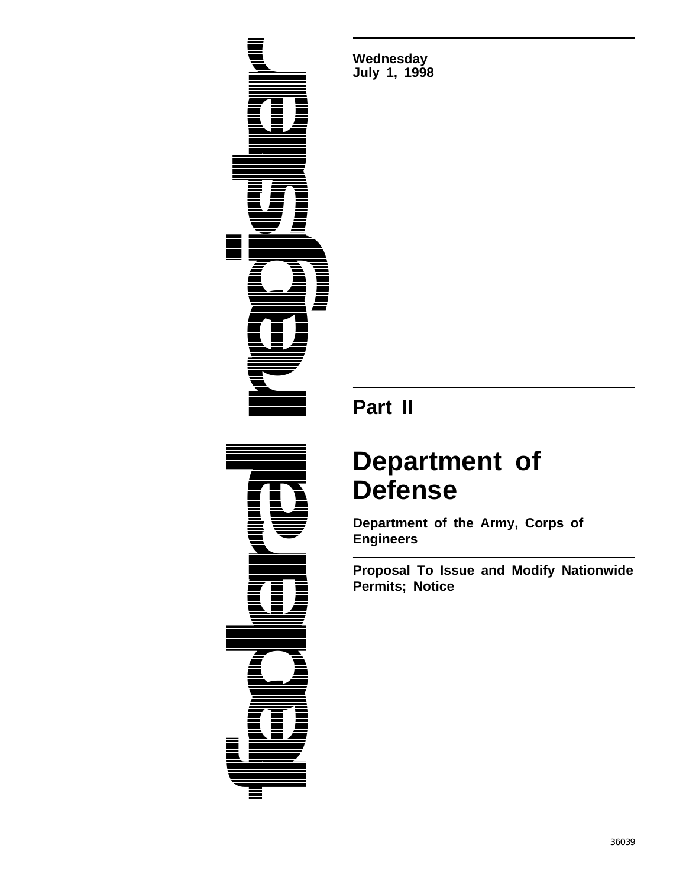federal register

**Wednesday**
**July 1, 1998**

## Part II

# Department of Defense

**Department of the Army, Corps of Engineers**

**Proposal To Issue and Modify Nationwide Permits; Notice**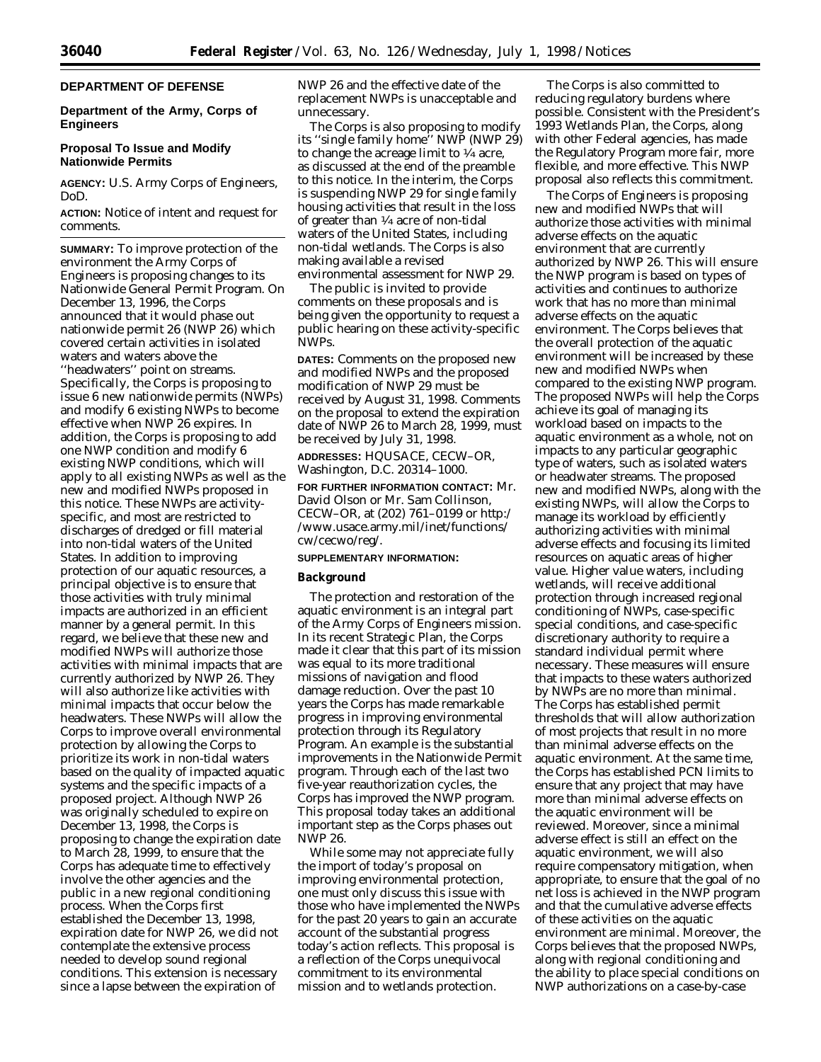## DEPARTMENT OF DEFENSE

### Department of the Army, Corps of Engineers

### Proposal To Issue and Modify Nationwide Permits

**AGENCY:** U.S. Army Corps of Engineers, DoD.

**ACTION:** Notice of intent and request for comments.

---

**SUMMARY:** To improve protection of the environment the Army Corps of Engineers is proposing changes to its Nationwide General Permit Program. On December 13, 1996, the Corps announced that it would phase out nationwide permit 26 (NWP 26) which covered certain activities in isolated waters and waters above the ''headwaters'' point on streams. Specifically, the Corps is proposing to issue 6 new nationwide permits (NWPs) and modify 6 existing NWPs to become effective when NWP 26 expires. In addition, the Corps is proposing to add one NWP condition and modify 6 existing NWP conditions, which will apply to all existing NWPs as well as the new and modified NWPs proposed in this notice. These NWPs are activity-specific, and most are restricted to discharges of dredged or fill material into non-tidal waters of the United States. In addition to improving protection of our aquatic resources, a principal objective is to ensure that those activities with truly minimal impacts are authorized in an efficient manner by a general permit. In this regard, we believe that these new and modified NWPs will authorize those activities with minimal impacts that are currently authorized by NWP 26. They will also authorize like activities with minimal impacts that occur below the headwaters. These NWPs will allow the Corps to improve overall environmental protection by allowing the Corps to prioritize its work in non-tidal waters based on the quality of impacted aquatic systems and the specific impacts of a proposed project. Although NWP 26 was originally scheduled to expire on December 13, 1998, the Corps is proposing to change the expiration date to March 28, 1999, to ensure that the Corps has adequate time to effectively involve the other agencies and the public in a new regional conditioning process. When the Corps first established the December 13, 1998, expiration date for NWP 26, we did not contemplate the extensive process needed to develop sound regional conditions. This extension is necessary since a lapse between the expiration of NWP 26 and the effective date of the replacement NWPs is unacceptable and unnecessary.

The Corps is also proposing to modify its ''single family home'' NWP (NWP 29) to change the acreage limit to ¼ acre, as discussed at the end of the preamble to this notice. In the interim, the Corps is suspending NWP 29 for single family housing activities that result in the loss of greater than ¼ acre of non-tidal waters of the United States, including non-tidal wetlands. The Corps is also making available a revised environmental assessment for NWP 29.

The public is invited to provide comments on these proposals and is being given the opportunity to request a public hearing on these activity-specific NWPs.

**DATES:** Comments on the proposed new and modified NWPs and the proposed modification of NWP 29 must be received by August 31, 1998. Comments on the proposal to extend the expiration date of NWP 26 to March 28, 1999, must be received by July 31, 1998.

**ADDRESSES:** HQUSACE, CECW–OR, Washington, D.C. 20314–1000.

**FOR FURTHER INFORMATION CONTACT:** Mr. David Olson or Mr. Sam Collinson, CECW–OR, at (202) 761–0199 or http://www.usace.army.mil/inet/functions/cw/cecwo/reg/.

**SUPPLEMENTARY INFORMATION:**

### Background

The protection and restoration of the aquatic environment is an integral part of the Army Corps of Engineers mission. In its recent Strategic Plan, the Corps made it clear that this part of its mission was equal to its more traditional missions of navigation and flood damage reduction. Over the past 10 years the Corps has made remarkable progress in improving environmental protection through its Regulatory Program. An example is the substantial improvements in the Nationwide Permit program. Through each of the last two five-year reauthorization cycles, the Corps has improved the NWP program. This proposal today takes an additional important step as the Corps phases out NWP 26.

While some may not appreciate fully the import of today's proposal on improving environmental protection, one must only discuss this issue with those who have implemented the NWPs for the past 20 years to gain an accurate account of the substantial progress today's action reflects. This proposal is a reflection of the Corps unequivocal commitment to its environmental mission and to wetlands protection.

The Corps is also committed to reducing regulatory burdens where possible. Consistent with the President's 1993 Wetlands Plan, the Corps, along with other Federal agencies, has made the Regulatory Program more fair, more flexible, and more effective. This NWP proposal also reflects this commitment.

The Corps of Engineers is proposing new and modified NWPs that will authorize those activities with minimal adverse effects on the aquatic environment that are currently authorized by NWP 26. This will ensure the NWP program is based on types of activities and continues to authorize work that has no more than minimal adverse effects on the aquatic environment. The Corps believes that the overall protection of the aquatic environment will be increased by these new and modified NWPs when compared to the existing NWP program. The proposed NWPs will help the Corps achieve its goal of managing its workload based on impacts to the aquatic environment as a whole, not on impacts to any particular geographic type of waters, such as isolated waters or headwater streams. The proposed new and modified NWPs, along with the existing NWPs, will allow the Corps to manage its workload by efficiently authorizing activities with minimal adverse effects and focusing its limited resources on aquatic areas of higher value. Higher value waters, including wetlands, will receive additional protection through increased regional conditioning of NWPs, case-specific special conditions, and case-specific discretionary authority to require a standard individual permit where necessary. These measures will ensure that impacts to these waters authorized by NWPs are no more than minimal. The Corps has established permit thresholds that will allow authorization of most projects that result in no more than minimal adverse effects on the aquatic environment. At the same time, the Corps has established PCN limits to ensure that any project that may have more than minimal adverse effects on the aquatic environment will be reviewed. Moreover, since a minimal adverse effect is still an effect on the aquatic environment, we will also require compensatory mitigation, when appropriate, to ensure that the goal of no net loss is achieved in the NWP program and that the cumulative adverse effects of these activities on the aquatic environment are minimal. Moreover, the Corps believes that the proposed NWPs, along with regional conditioning and the ability to place special conditions on NWP authorizations on a case-by-case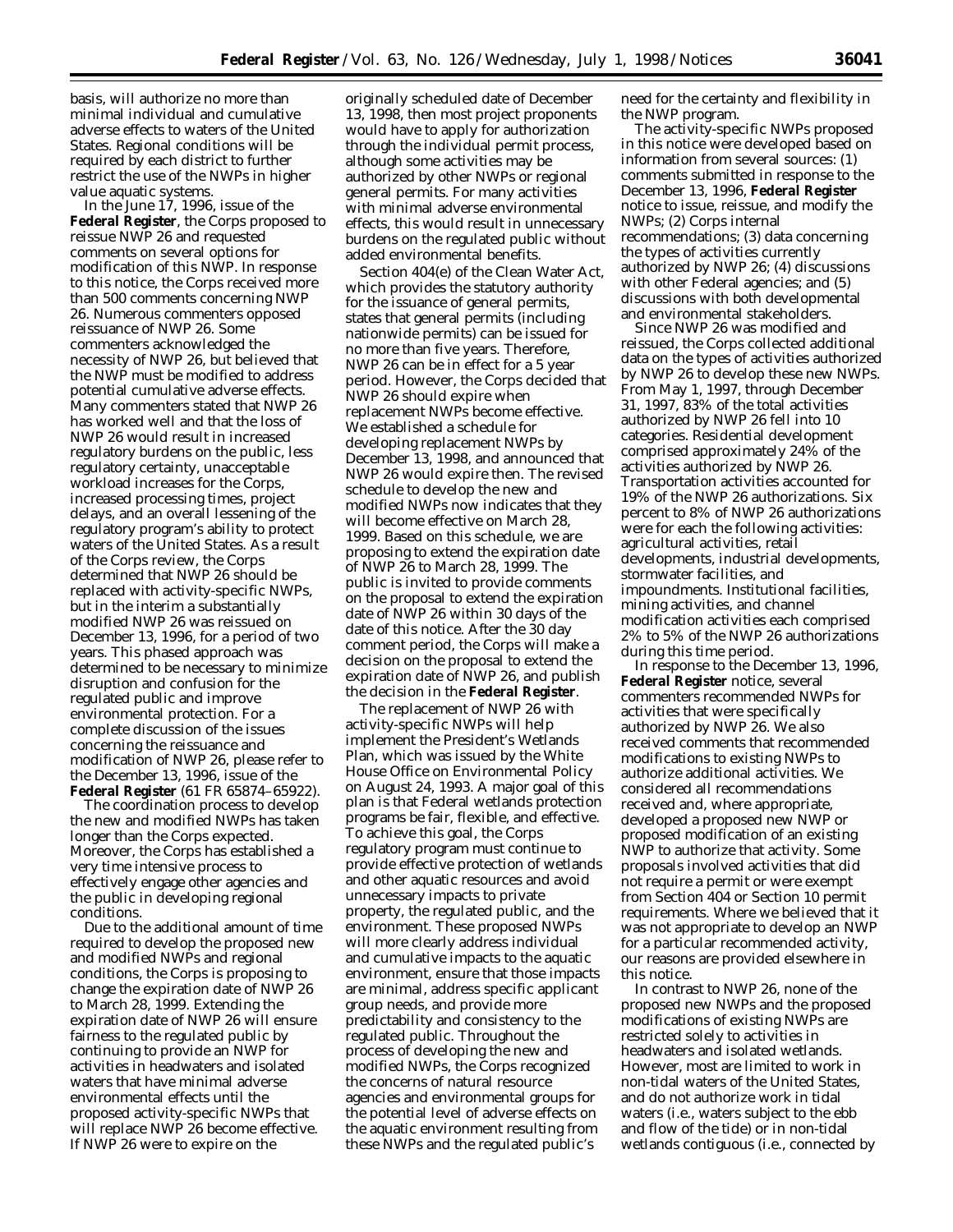basis, will authorize no more than minimal individual and cumulative adverse effects to waters of the United States. Regional conditions will be required by each district to further restrict the use of the NWPs in higher value aquatic systems.

In the June 17, 1996, issue of the **Federal Register**, the Corps proposed to reissue NWP 26 and requested comments on several options for modification of this NWP. In response to this notice, the Corps received more than 500 comments concerning NWP 26. Numerous commenters opposed reissuance of NWP 26. Some commenters acknowledged the necessity of NWP 26, but believed that the NWP must be modified to address potential cumulative adverse effects. Many commenters stated that NWP 26 has worked well and that the loss of NWP 26 would result in increased regulatory burdens on the public, less regulatory certainty, unacceptable workload increases for the Corps, increased processing times, project delays, and an overall lessening of the regulatory program's ability to protect waters of the United States. As a result of the Corps review, the Corps determined that NWP 26 should be replaced with activity-specific NWPs, but in the interim a substantially modified NWP 26 was reissued on December 13, 1996, for a period of two years. This phased approach was determined to be necessary to minimize disruption and confusion for the regulated public and improve environmental protection. For a complete discussion of the issues concerning the reissuance and modification of NWP 26, please refer to the December 13, 1996, issue of the **Federal Register** (61 FR 65874–65922).

The coordination process to develop the new and modified NWPs has taken longer than the Corps expected. Moreover, the Corps has established a very time intensive process to effectively engage other agencies and the public in developing regional conditions.

Due to the additional amount of time required to develop the proposed new and modified NWPs and regional conditions, the Corps is proposing to change the expiration date of NWP 26 to March 28, 1999. Extending the expiration date of NWP 26 will ensure fairness to the regulated public by continuing to provide an NWP for activities in headwaters and isolated waters that have minimal adverse environmental effects until the proposed activity-specific NWPs that will replace NWP 26 become effective. If NWP 26 were to expire on the originally scheduled date of December 13, 1998, then most project proponents would have to apply for authorization through the individual permit process, although some activities may be authorized by other NWPs or regional general permits. For many activities with minimal adverse environmental effects, this would result in unnecessary burdens on the regulated public without added environmental benefits.

Section 404(e) of the Clean Water Act, which provides the statutory authority for the issuance of general permits, states that general permits (including nationwide permits) can be issued for no more than five years. Therefore, NWP 26 can be in effect for a 5 year period. However, the Corps decided that NWP 26 should expire when replacement NWPs become effective. We established a schedule for developing replacement NWPs by December 13, 1998, and announced that NWP 26 would expire then. The revised schedule to develop the new and modified NWPs now indicates that they will become effective on March 28, 1999. Based on this schedule, we are proposing to extend the expiration date of NWP 26 to March 28, 1999. The public is invited to provide comments on the proposal to extend the expiration date of NWP 26 within 30 days of the date of this notice. After the 30 day comment period, the Corps will make a decision on the proposal to extend the expiration date of NWP 26, and publish the decision in the **Federal Register**.

The replacement of NWP 26 with activity-specific NWPs will help implement the President's Wetlands Plan, which was issued by the White House Office on Environmental Policy on August 24, 1993. A major goal of this plan is that Federal wetlands protection programs be fair, flexible, and effective. To achieve this goal, the Corps regulatory program must continue to provide effective protection of wetlands and other aquatic resources and avoid unnecessary impacts to private property, the regulated public, and the environment. These proposed NWPs will more clearly address individual and cumulative impacts to the aquatic environment, ensure that those impacts are minimal, address specific applicant group needs, and provide more predictability and consistency to the regulated public. Throughout the process of developing the new and modified NWPs, the Corps recognized the concerns of natural resource agencies and environmental groups for the potential level of adverse effects on the aquatic environment resulting from these NWPs and the regulated public's need for the certainty and flexibility in the NWP program.

The activity-specific NWPs proposed in this notice were developed based on information from several sources: (1) comments submitted in response to the December 13, 1996, **Federal Register** notice to issue, reissue, and modify the NWPs; (2) Corps internal recommendations; (3) data concerning the types of activities currently authorized by NWP 26; (4) discussions with other Federal agencies; and (5) discussions with both developmental and environmental stakeholders.

Since NWP 26 was modified and reissued, the Corps collected additional data on the types of activities authorized by NWP 26 to develop these new NWPs. From May 1, 1997, through December 31, 1997, 83% of the total activities authorized by NWP 26 fell into 10 categories. Residential development comprised approximately 24% of the activities authorized by NWP 26. Transportation activities accounted for 19% of the NWP 26 authorizations. Six percent to 8% of NWP 26 authorizations were for each the following activities: agricultural activities, retail developments, industrial developments, stormwater facilities, and impoundments. Institutional facilities, mining activities, and channel modification activities each comprised 2% to 5% of the NWP 26 authorizations during this time period.

In response to the December 13, 1996, **Federal Register** notice, several commenters recommended NWPs for activities that were specifically authorized by NWP 26. We also received comments that recommended modifications to existing NWPs to authorize additional activities. We considered all recommendations received and, where appropriate, developed a proposed new NWP or proposed modification of an existing NWP to authorize that activity. Some proposals involved activities that did not require a permit or were exempt from Section 404 or Section 10 permit requirements. Where we believed that it was not appropriate to develop an NWP for a particular recommended activity, our reasons are provided elsewhere in this notice.

In contrast to NWP 26, none of the proposed new NWPs and the proposed modifications of existing NWPs are restricted solely to activities in headwaters and isolated wetlands. However, most are limited to work in non-tidal waters of the United States, and do not authorize work in tidal waters (i.e., waters subject to the ebb and flow of the tide) or in non-tidal wetlands contiguous (i.e., connected by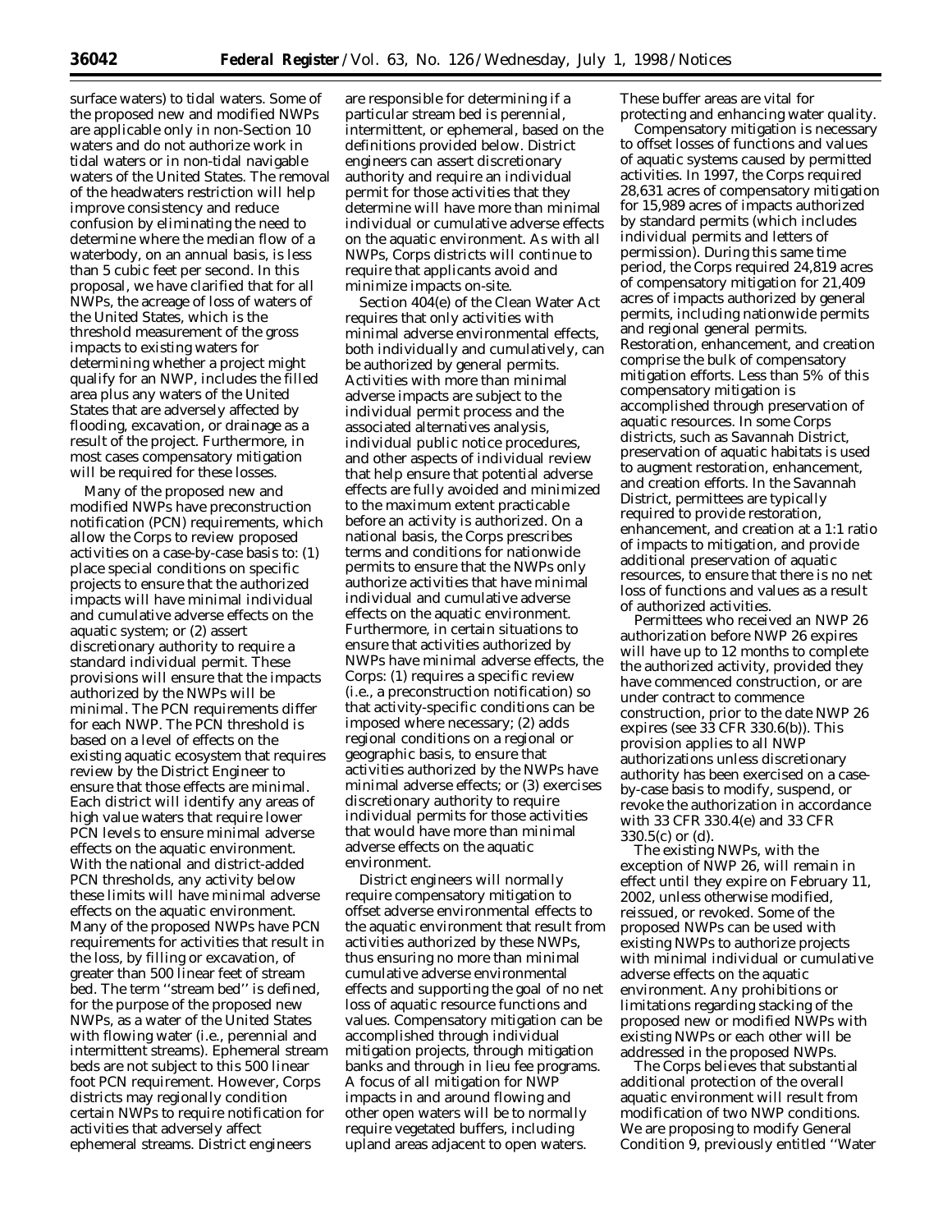surface waters) to tidal waters. Some of the proposed new and modified NWPs are applicable only in non-Section 10 waters and do not authorize work in tidal waters or in non-tidal navigable waters of the United States. The removal of the headwaters restriction will help improve consistency and reduce confusion by eliminating the need to determine where the median flow of a waterbody, on an annual basis, is less than 5 cubic feet per second. In this proposal, we have clarified that for all NWPs, the acreage of loss of waters of the United States, which is the threshold measurement of the gross impacts to existing waters for determining whether a project might qualify for an NWP, includes the filled area plus any waters of the United States that are adversely affected by flooding, excavation, or drainage as a result of the project. Furthermore, in most cases compensatory mitigation will be required for these losses.

Many of the proposed new and modified NWPs have preconstruction notification (PCN) requirements, which allow the Corps to review proposed activities on a case-by-case basis to: (1) place special conditions on specific projects to ensure that the authorized impacts will have minimal individual and cumulative adverse effects on the aquatic system; or (2) assert discretionary authority to require a standard individual permit. These provisions will ensure that the impacts authorized by the NWPs will be minimal. The PCN requirements differ for each NWP. The PCN threshold is based on a level of effects on the existing aquatic ecosystem that requires review by the District Engineer to ensure that those effects are minimal. Each district will identify any areas of high value waters that require lower PCN levels to ensure minimal adverse effects on the aquatic environment. With the national and district-added PCN thresholds, any activity below these limits will have minimal adverse effects on the aquatic environment. Many of the proposed NWPs have PCN requirements for activities that result in the loss, by filling or excavation, of greater than 500 linear feet of stream bed. The term ''stream bed'' is defined, for the purpose of the proposed new NWPs, as a water of the United States with flowing water (i.e., perennial and intermittent streams). Ephemeral stream beds are not subject to this 500 linear foot PCN requirement. However, Corps districts may regionally condition certain NWPs to require notification for activities that adversely affect ephemeral streams. District engineers are responsible for determining if a particular stream bed is perennial, intermittent, or ephemeral, based on the definitions provided below. District engineers can assert discretionary authority and require an individual permit for those activities that they determine will have more than minimal individual or cumulative adverse effects on the aquatic environment. As with all NWPs, Corps districts will continue to require that applicants avoid and minimize impacts on-site.

Section 404(e) of the Clean Water Act requires that only activities with minimal adverse environmental effects, both individually and cumulatively, can be authorized by general permits. Activities with more than minimal adverse impacts are subject to the individual permit process and the associated alternatives analysis, individual public notice procedures, and other aspects of individual review that help ensure that potential adverse effects are fully avoided and minimized to the maximum extent practicable before an activity is authorized. On a national basis, the Corps prescribes terms and conditions for nationwide permits to ensure that the NWPs only authorize activities that have minimal individual and cumulative adverse effects on the aquatic environment. Furthermore, in certain situations to ensure that activities authorized by NWPs have minimal adverse effects, the Corps: (1) requires a specific review (i.e., a preconstruction notification) so that activity-specific conditions can be imposed where necessary; (2) adds regional conditions on a regional or geographic basis, to ensure that activities authorized by the NWPs have minimal adverse effects; or (3) exercises discretionary authority to require individual permits for those activities that would have more than minimal adverse effects on the aquatic environment.

District engineers will normally require compensatory mitigation to offset adverse environmental effects to the aquatic environment that result from activities authorized by these NWPs, thus ensuring no more than minimal cumulative adverse environmental effects and supporting the goal of no net loss of aquatic resource functions and values. Compensatory mitigation can be accomplished through individual mitigation projects, through mitigation banks and through in lieu fee programs. A focus of all mitigation for NWP impacts in and around flowing and other open waters will be to normally require vegetated buffers, including upland areas adjacent to open waters. These buffer areas are vital for protecting and enhancing water quality.

Compensatory mitigation is necessary to offset losses of functions and values of aquatic systems caused by permitted activities. In 1997, the Corps required 28,631 acres of compensatory mitigation for 15,989 acres of impacts authorized by standard permits (which includes individual permits and letters of permission). During this same time period, the Corps required 24,819 acres of compensatory mitigation for 21,409 acres of impacts authorized by general permits, including nationwide permits and regional general permits. Restoration, enhancement, and creation comprise the bulk of compensatory mitigation efforts. Less than 5% of this compensatory mitigation is accomplished through preservation of aquatic resources. In some Corps districts, such as Savannah District, preservation of aquatic habitats is used to augment restoration, enhancement, and creation efforts. In the Savannah District, permittees are typically required to provide restoration, enhancement, and creation at a 1:1 ratio of impacts to mitigation, and provide additional preservation of aquatic resources, to ensure that there is no net loss of functions and values as a result of authorized activities.

Permittees who received an NWP 26 authorization before NWP 26 expires will have up to 12 months to complete the authorized activity, provided they have commenced construction, or are under contract to commence construction, prior to the date NWP 26 expires (see 33 CFR 330.6(b)). This provision applies to all NWP authorizations unless discretionary authority has been exercised on a case-by-case basis to modify, suspend, or revoke the authorization in accordance with 33 CFR 330.4(e) and 33 CFR 330.5(c) or (d).

The existing NWPs, with the exception of NWP 26, will remain in effect until they expire on February 11, 2002, unless otherwise modified, reissued, or revoked. Some of the proposed NWPs can be used with existing NWPs to authorize projects with minimal individual or cumulative adverse effects on the aquatic environment. Any prohibitions or limitations regarding stacking of the proposed new or modified NWPs with existing NWPs or each other will be addressed in the proposed NWPs.

The Corps believes that substantial additional protection of the overall aquatic environment will result from modification of two NWP conditions. We are proposing to modify General Condition 9, previously entitled ''Water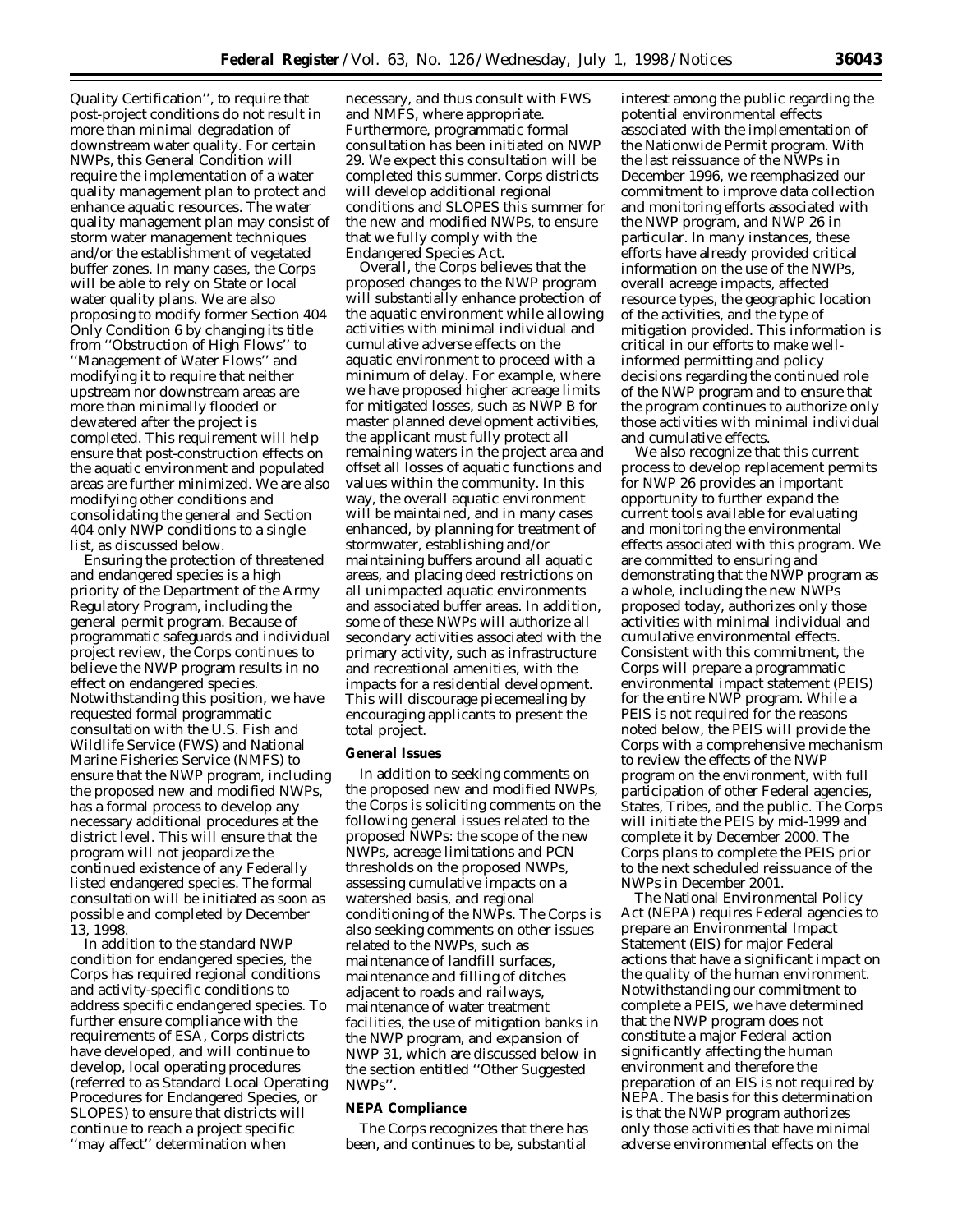Quality Certification'', to require that post-project conditions do not result in more than minimal degradation of downstream water quality. For certain NWPs, this General Condition will require the implementation of a water quality management plan to protect and enhance aquatic resources. The water quality management plan may consist of storm water management techniques and/or the establishment of vegetated buffer zones. In many cases, the Corps will be able to rely on State or local water quality plans. We are also proposing to modify former Section 404 Only Condition 6 by changing its title from ''Obstruction of High Flows'' to ''Management of Water Flows'' and modifying it to require that neither upstream nor downstream areas are more than minimally flooded or dewatered after the project is completed. This requirement will help ensure that post-construction effects on the aquatic environment and populated areas are further minimized. We are also modifying other conditions and consolidating the general and Section 404 only NWP conditions to a single list, as discussed below.

Ensuring the protection of threatened and endangered species is a high priority of the Department of the Army Regulatory Program, including the general permit program. Because of programmatic safeguards and individual project review, the Corps continues to believe the NWP program results in no effect on endangered species. Notwithstanding this position, we have requested formal programmatic consultation with the U.S. Fish and Wildlife Service (FWS) and National Marine Fisheries Service (NMFS) to ensure that the NWP program, including the proposed new and modified NWPs, has a formal process to develop any necessary additional procedures at the district level. This will ensure that the program will not jeopardize the continued existence of any Federally listed endangered species. The formal consultation will be initiated as soon as possible and completed by December 13, 1998.

In addition to the standard NWP condition for endangered species, the Corps has required regional conditions and activity-specific conditions to address specific endangered species. To further ensure compliance with the requirements of ESA, Corps districts have developed, and will continue to develop, local operating procedures (referred to as Standard Local Operating Procedures for Endangered Species, or SLOPES) to ensure that districts will continue to reach a project specific ''may affect'' determination when necessary, and thus consult with FWS and NMFS, where appropriate. Furthermore, programmatic formal consultation has been initiated on NWP 29. We expect this consultation will be completed this summer. Corps districts will develop additional regional conditions and SLOPES this summer for the new and modified NWPs, to ensure that we fully comply with the Endangered Species Act.

Overall, the Corps believes that the proposed changes to the NWP program will substantially enhance protection of the aquatic environment while allowing activities with minimal individual and cumulative adverse effects on the aquatic environment to proceed with a minimum of delay. For example, where we have proposed higher acreage limits for mitigated losses, such as NWP B for master planned development activities, the applicant must fully protect all remaining waters in the project area and offset all losses of aquatic functions and values within the community. In this way, the overall aquatic environment will be maintained, and in many cases enhanced, by planning for treatment of stormwater, establishing and/or maintaining buffers around all aquatic areas, and placing deed restrictions on all unimpacted aquatic environments and associated buffer areas. In addition, some of these NWPs will authorize all secondary activities associated with the primary activity, such as infrastructure and recreational amenities, with the impacts for a residential development. This will discourage piecemealing by encouraging applicants to present the total project.

**General Issues**

In addition to seeking comments on the proposed new and modified NWPs, the Corps is soliciting comments on the following general issues related to the proposed NWPs: the scope of the new NWPs, acreage limitations and PCN thresholds on the proposed NWPs, assessing cumulative impacts on a watershed basis, and regional conditioning of the NWPs. The Corps is also seeking comments on other issues related to the NWPs, such as maintenance of landfill surfaces, maintenance and filling of ditches adjacent to roads and railways, maintenance of water treatment facilities, the use of mitigation banks in the NWP program, and expansion of NWP 31, which are discussed below in the section entitled ''Other Suggested NWPs''.

**NEPA Compliance**

The Corps recognizes that there has been, and continues to be, substantial interest among the public regarding the potential environmental effects associated with the implementation of the Nationwide Permit program. With the last reissuance of the NWPs in December 1996, we reemphasized our commitment to improve data collection and monitoring efforts associated with the NWP program, and NWP 26 in particular. In many instances, these efforts have already provided critical information on the use of the NWPs, overall acreage impacts, affected resource types, the geographic location of the activities, and the type of mitigation provided. This information is critical in our efforts to make well-informed permitting and policy decisions regarding the continued role of the NWP program and to ensure that the program continues to authorize only those activities with minimal individual and cumulative effects.

We also recognize that this current process to develop replacement permits for NWP 26 provides an important opportunity to further expand the current tools available for evaluating and monitoring the environmental effects associated with this program. We are committed to ensuring and demonstrating that the NWP program as a whole, including the new NWPs proposed today, authorizes only those activities with minimal individual and cumulative environmental effects. Consistent with this commitment, the Corps will prepare a programmatic environmental impact statement (PEIS) for the entire NWP program. While a PEIS is not required for the reasons noted below, the PEIS will provide the Corps with a comprehensive mechanism to review the effects of the NWP program on the environment, with full participation of other Federal agencies, States, Tribes, and the public. The Corps will initiate the PEIS by mid-1999 and complete it by December 2000. The Corps plans to complete the PEIS prior to the next scheduled reissuance of the NWPs in December 2001.

The National Environmental Policy Act (NEPA) requires Federal agencies to prepare an Environmental Impact Statement (EIS) for major Federal actions that have a significant impact on the quality of the human environment. Notwithstanding our commitment to complete a PEIS, we have determined that the NWP program does not constitute a major Federal action significantly affecting the human environment and therefore the preparation of an EIS is not required by NEPA. The basis for this determination is that the NWP program authorizes only those activities that have minimal adverse environmental effects on the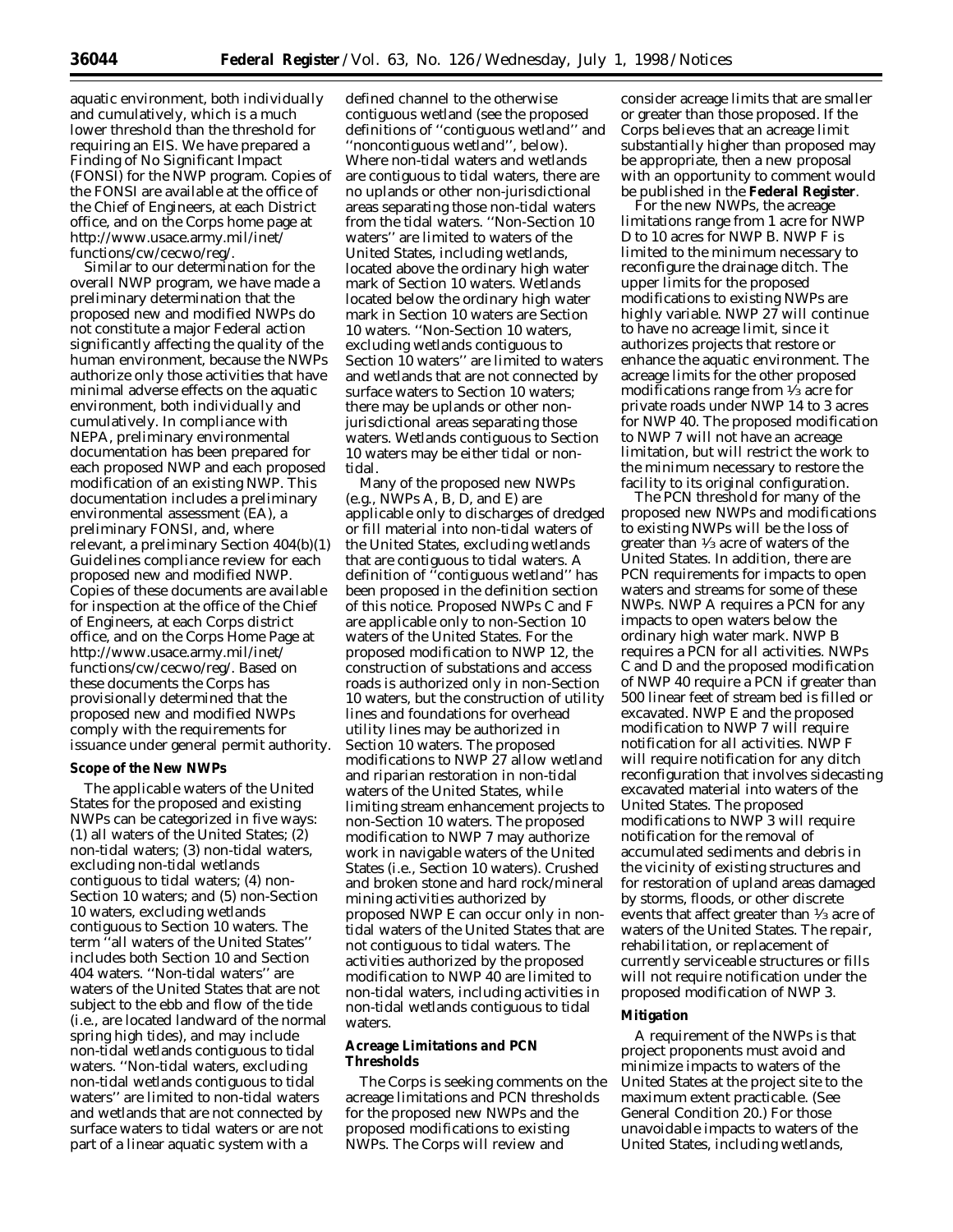aquatic environment, both individually and cumulatively, which is a much lower threshold than the threshold for requiring an EIS. We have prepared a Finding of No Significant Impact (FONSI) for the NWP program. Copies of the FONSI are available at the office of the Chief of Engineers, at each District office, and on the Corps home page at http://www.usace.army.mil/inet/functions/cw/cecwo/reg/.

Similar to our determination for the overall NWP program, we have made a preliminary determination that the proposed new and modified NWPs do not constitute a major Federal action significantly affecting the quality of the human environment, because the NWPs authorize only those activities that have minimal adverse effects on the aquatic environment, both individually and cumulatively. In compliance with NEPA, preliminary environmental documentation has been prepared for each proposed NWP and each proposed modification of an existing NWP. This documentation includes a preliminary environmental assessment (EA), a preliminary FONSI, and, where relevant, a preliminary Section 404(b)(1) Guidelines compliance review for each proposed new and modified NWP. Copies of these documents are available for inspection at the office of the Chief of Engineers, at each Corps district office, and on the Corps Home Page at http://www.usace.army.mil/inet/functions/cw/cecwo/reg/. Based on these documents the Corps has provisionally determined that the proposed new and modified NWPs comply with the requirements for issuance under general permit authority.

**Scope of the New NWPs**

The applicable waters of the United States for the proposed and existing NWPs can be categorized in five ways: (1) all waters of the United States; (2) non-tidal waters; (3) non-tidal waters, excluding non-tidal wetlands contiguous to tidal waters; (4) non-Section 10 waters; and (5) non-Section 10 waters, excluding wetlands contiguous to Section 10 waters. The term ''all waters of the United States'' includes both Section 10 and Section 404 waters. ''Non-tidal waters'' are waters of the United States that are not subject to the ebb and flow of the tide (i.e., are located landward of the normal spring high tides), and may include non-tidal wetlands contiguous to tidal waters. ''Non-tidal waters, excluding non-tidal wetlands contiguous to tidal waters'' are limited to non-tidal waters and wetlands that are not connected by surface waters to tidal waters or are not part of a linear aquatic system with a defined channel to the otherwise contiguous wetland (see the proposed definitions of ''contiguous wetland'' and ''noncontiguous wetland'', below). Where non-tidal waters and wetlands are contiguous to tidal waters, there are no uplands or other non-jurisdictional areas separating those non-tidal waters from the tidal waters. ''Non-Section 10 waters'' are limited to waters of the United States, including wetlands, located above the ordinary high water mark of Section 10 waters. Wetlands located below the ordinary high water mark in Section 10 waters are Section 10 waters. ''Non-Section 10 waters, excluding wetlands contiguous to Section 10 waters'' are limited to waters and wetlands that are not connected by surface waters to Section 10 waters; there may be uplands or other non-jurisdictional areas separating those waters. Wetlands contiguous to Section 10 waters may be either tidal or non-tidal.

Many of the proposed new NWPs (e.g., NWPs A, B, D, and E) are applicable only to discharges of dredged or fill material into non-tidal waters of the United States, excluding wetlands that are contiguous to tidal waters. A definition of ''contiguous wetland'' has been proposed in the definition section of this notice. Proposed NWPs C and F are applicable only to non-Section 10 waters of the United States. For the proposed modification to NWP 12, the construction of substations and access roads is authorized only in non-Section 10 waters, but the construction of utility lines and foundations for overhead utility lines may be authorized in Section 10 waters. The proposed modifications to NWP 27 allow wetland and riparian restoration in non-tidal waters of the United States, while limiting stream enhancement projects to non-Section 10 waters. The proposed modification to NWP 7 may authorize work in navigable waters of the United States (i.e., Section 10 waters). Crushed and broken stone and hard rock/mineral mining activities authorized by proposed NWP E can occur only in non-tidal waters of the United States that are not contiguous to tidal waters. The activities authorized by the proposed modification to NWP 40 are limited to non-tidal waters, including activities in non-tidal wetlands contiguous to tidal waters.

**Acreage Limitations and PCN Thresholds**

The Corps is seeking comments on the acreage limitations and PCN thresholds for the proposed new NWPs and the proposed modifications to existing NWPs. The Corps will review and consider acreage limits that are smaller or greater than those proposed. If the Corps believes that an acreage limit substantially higher than proposed may be appropriate, then a new proposal with an opportunity to comment would be published in the **Federal Register**.

For the new NWPs, the acreage limitations range from 1 acre for NWP D to 10 acres for NWP B. NWP F is limited to the minimum necessary to reconfigure the drainage ditch. The upper limits for the proposed modifications to existing NWPs are highly variable. NWP 27 will continue to have no acreage limit, since it authorizes projects that restore or enhance the aquatic environment. The acreage limits for the other proposed modifications range from ⅓ acre for private roads under NWP 14 to 3 acres for NWP 40. The proposed modification to NWP 7 will not have an acreage limitation, but will restrict the work to the minimum necessary to restore the facility to its original configuration.

The PCN threshold for many of the proposed new NWPs and modifications to existing NWPs will be the loss of greater than ⅓ acre of waters of the United States. In addition, there are PCN requirements for impacts to open waters and streams for some of these NWPs. NWP A requires a PCN for any impacts to open waters below the ordinary high water mark. NWP B requires a PCN for all activities. NWPs C and D and the proposed modification of NWP 40 require a PCN if greater than 500 linear feet of stream bed is filled or excavated. NWP E and the proposed modification to NWP 7 will require notification for all activities. NWP F will require notification for any ditch reconfiguration that involves sidecasting excavated material into waters of the United States. The proposed modifications to NWP 3 will require notification for the removal of accumulated sediments and debris in the vicinity of existing structures and for restoration of upland areas damaged by storms, floods, or other discrete events that affect greater than ⅓ acre of waters of the United States. The repair, rehabilitation, or replacement of currently serviceable structures or fills will not require notification under the proposed modification of NWP 3.

**Mitigation**

A requirement of the NWPs is that project proponents must avoid and minimize impacts to waters of the United States at the project site to the maximum extent practicable. (See General Condition 20.) For those unavoidable impacts to waters of the United States, including wetlands,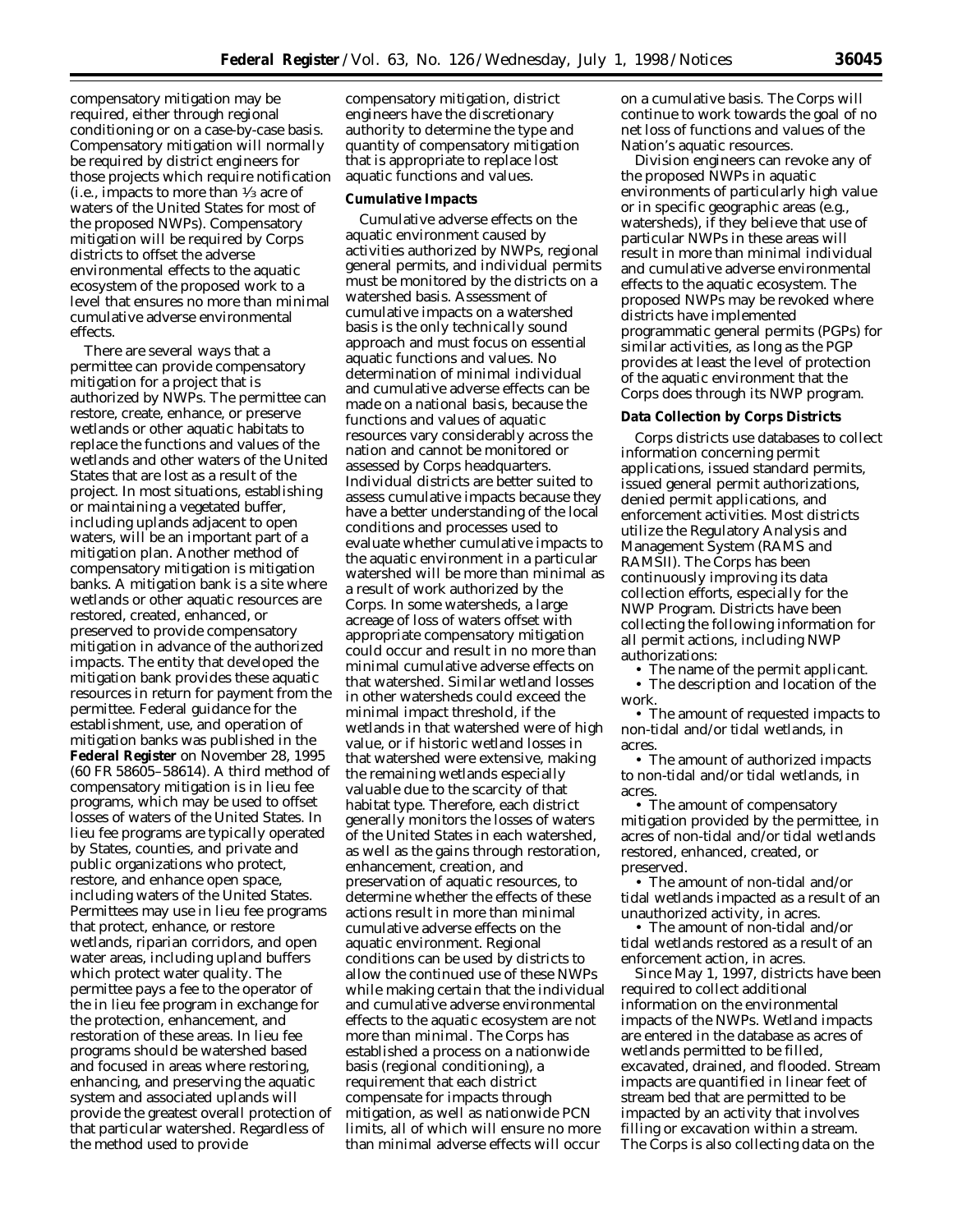compensatory mitigation may be required, either through regional conditioning or on a case-by-case basis. Compensatory mitigation will normally be required by district engineers for those projects which require notification (i.e., impacts to more than ⅓ acre of waters of the United States for most of the proposed NWPs). Compensatory mitigation will be required by Corps districts to offset the adverse environmental effects to the aquatic ecosystem of the proposed work to a level that ensures no more than minimal cumulative adverse environmental effects.

There are several ways that a permittee can provide compensatory mitigation for a project that is authorized by NWPs. The permittee can restore, create, enhance, or preserve wetlands or other aquatic habitats to replace the functions and values of the wetlands and other waters of the United States that are lost as a result of the project. In most situations, establishing or maintaining a vegetated buffer, including uplands adjacent to open waters, will be an important part of a mitigation plan. Another method of compensatory mitigation is mitigation banks. A mitigation bank is a site where wetlands or other aquatic resources are restored, created, enhanced, or preserved to provide compensatory mitigation in advance of the authorized impacts. The entity that developed the mitigation bank provides these aquatic resources in return for payment from the permittee. Federal guidance for the establishment, use, and operation of mitigation banks was published in the **Federal Register** on November 28, 1995 (60 FR 58605–58614). A third method of compensatory mitigation is in lieu fee programs, which may be used to offset losses of waters of the United States. In lieu fee programs are typically operated by States, counties, and private and public organizations who protect, restore, and enhance open space, including waters of the United States. Permittees may use in lieu fee programs that protect, enhance, or restore wetlands, riparian corridors, and open water areas, including upland buffers which protect water quality. The permittee pays a fee to the operator of the in lieu fee program in exchange for the protection, enhancement, and restoration of these areas. In lieu fee programs should be watershed based and focused in areas where restoring, enhancing, and preserving the aquatic system and associated uplands will provide the greatest overall protection of that particular watershed. Regardless of the method used to provide compensatory mitigation, district engineers have the discretionary authority to determine the type and quantity of compensatory mitigation that is appropriate to replace lost aquatic functions and values.

**Cumulative Impacts**

Cumulative adverse effects on the aquatic environment caused by activities authorized by NWPs, regional general permits, and individual permits must be monitored by the districts on a watershed basis. Assessment of cumulative impacts on a watershed basis is the only technically sound approach and must focus on essential aquatic functions and values. No determination of minimal individual and cumulative adverse effects can be made on a national basis, because the functions and values of aquatic resources vary considerably across the nation and cannot be monitored or assessed by Corps headquarters. Individual districts are better suited to assess cumulative impacts because they have a better understanding of the local conditions and processes used to evaluate whether cumulative impacts to the aquatic environment in a particular watershed will be more than minimal as a result of work authorized by the Corps. In some watersheds, a large acreage of loss of waters offset with appropriate compensatory mitigation could occur and result in no more than minimal cumulative adverse effects on that watershed. Similar wetland losses in other watersheds could exceed the minimal impact threshold, if the wetlands in that watershed were of high value, or if historic wetland losses in that watershed were extensive, making the remaining wetlands especially valuable due to the scarcity of that habitat type. Therefore, each district generally monitors the losses of waters of the United States in each watershed, as well as the gains through restoration, enhancement, creation, and preservation of aquatic resources, to determine whether the effects of these actions result in more than minimal cumulative adverse effects on the aquatic environment. Regional conditions can be used by districts to allow the continued use of these NWPs while making certain that the individual and cumulative adverse environmental effects to the aquatic ecosystem are not more than minimal. The Corps has established a process on a nationwide basis (regional conditioning), a requirement that each district compensate for impacts through mitigation, as well as nationwide PCN limits, all of which will ensure no more than minimal adverse effects will occur on a cumulative basis. The Corps will continue to work towards the goal of no net loss of functions and values of the Nation's aquatic resources.

Division engineers can revoke any of the proposed NWPs in aquatic environments of particularly high value or in specific geographic areas (e.g., watersheds), if they believe that use of particular NWPs in these areas will result in more than minimal individual and cumulative adverse environmental effects to the aquatic ecosystem. The proposed NWPs may be revoked where districts have implemented programmatic general permits (PGPs) for similar activities, as long as the PGP provides at least the level of protection of the aquatic environment that the Corps does through its NWP program.

**Data Collection by Corps Districts**

Corps districts use databases to collect information concerning permit applications, issued standard permits, issued general permit authorizations, denied permit applications, and enforcement activities. Most districts utilize the Regulatory Analysis and Management System (RAMS and RAMSII). The Corps has been continuously improving its data collection efforts, especially for the NWP Program. Districts have been collecting the following information for all permit actions, including NWP authorizations:

- The name of the permit applicant.
- The description and location of the work.
- The amount of requested impacts to non-tidal and/or tidal wetlands, in acres.
- The amount of authorized impacts to non-tidal and/or tidal wetlands, in acres.
- The amount of compensatory mitigation provided by the permittee, in acres of non-tidal and/or tidal wetlands restored, enhanced, created, or preserved.
- The amount of non-tidal and/or tidal wetlands impacted as a result of an unauthorized activity, in acres.
- The amount of non-tidal and/or tidal wetlands restored as a result of an enforcement action, in acres.

Since May 1, 1997, districts have been required to collect additional information on the environmental impacts of the NWPs. Wetland impacts are entered in the database as acres of wetlands permitted to be filled, excavated, drained, and flooded. Stream impacts are quantified in linear feet of stream bed that are permitted to be impacted by an activity that involves filling or excavation within a stream. The Corps is also collecting data on the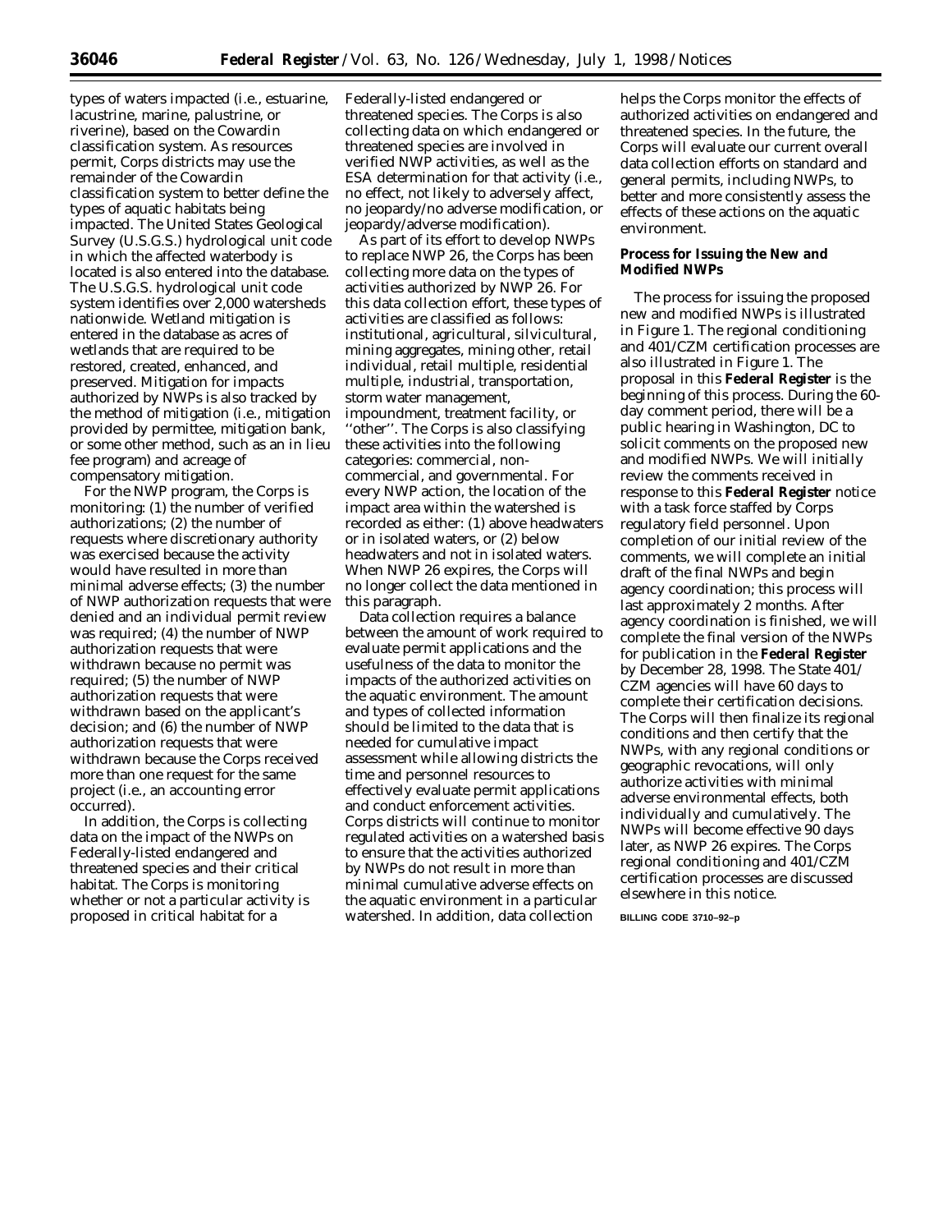types of waters impacted (i.e., estuarine, lacustrine, marine, palustrine, or riverine), based on the Cowardin classification system. As resources permit, Corps districts may use the remainder of the Cowardin classification system to better define the types of aquatic habitats being impacted. The United States Geological Survey (U.S.G.S.) hydrological unit code in which the affected waterbody is located is also entered into the database. The U.S.G.S. hydrological unit code system identifies over 2,000 watersheds nationwide. Wetland mitigation is entered in the database as acres of wetlands that are required to be restored, created, enhanced, and preserved. Mitigation for impacts authorized by NWPs is also tracked by the method of mitigation (i.e., mitigation provided by permittee, mitigation bank, or some other method, such as an in lieu fee program) and acreage of compensatory mitigation.

For the NWP program, the Corps is monitoring: (1) the number of verified authorizations; (2) the number of requests where discretionary authority was exercised because the activity would have resulted in more than minimal adverse effects; (3) the number of NWP authorization requests that were denied and an individual permit review was required; (4) the number of NWP authorization requests that were withdrawn because no permit was required; (5) the number of NWP authorization requests that were withdrawn based on the applicant's decision; and (6) the number of NWP authorization requests that were withdrawn because the Corps received more than one request for the same project (i.e., an accounting error occurred).

In addition, the Corps is collecting data on the impact of the NWPs on Federally-listed endangered and threatened species and their critical habitat. The Corps is monitoring whether or not a particular activity is proposed in critical habitat for a Federally-listed endangered or threatened species. The Corps is also collecting data on which endangered or threatened species are involved in verified NWP activities, as well as the ESA determination for that activity (i.e., no effect, not likely to adversely affect, no jeopardy/no adverse modification, or jeopardy/adverse modification).

As part of its effort to develop NWPs to replace NWP 26, the Corps has been collecting more data on the types of activities authorized by NWP 26. For this data collection effort, these types of activities are classified as follows: institutional, agricultural, silvicultural, mining aggregates, mining other, retail individual, retail multiple, residential multiple, industrial, transportation, storm water management, impoundment, treatment facility, or ''other''. The Corps is also classifying these activities into the following categories: commercial, non-commercial, and governmental. For every NWP action, the location of the impact area within the watershed is recorded as either: (1) above headwaters or in isolated waters, or (2) below headwaters and not in isolated waters. When NWP 26 expires, the Corps will no longer collect the data mentioned in this paragraph.

Data collection requires a balance between the amount of work required to evaluate permit applications and the usefulness of the data to monitor the impacts of the authorized activities on the aquatic environment. The amount and types of collected information should be limited to the data that is needed for cumulative impact assessment while allowing districts the time and personnel resources to effectively evaluate permit applications and conduct enforcement activities. Corps districts will continue to monitor regulated activities on a watershed basis to ensure that the activities authorized by NWPs do not result in more than minimal cumulative adverse effects on the aquatic environment in a particular watershed. In addition, data collection helps the Corps monitor the effects of authorized activities on endangered and threatened species. In the future, the Corps will evaluate our current overall data collection efforts on standard and general permits, including NWPs, to better and more consistently assess the effects of these actions on the aquatic environment.

**Process for Issuing the New and Modified NWPs**

The process for issuing the proposed new and modified NWPs is illustrated in Figure 1. The regional conditioning and 401/CZM certification processes are also illustrated in Figure 1. The proposal in this **Federal Register** is the beginning of this process. During the 60-day comment period, there will be a public hearing in Washington, DC to solicit comments on the proposed new and modified NWPs. We will initially review the comments received in response to this **Federal Register** notice with a task force staffed by Corps regulatory field personnel. Upon completion of our initial review of the comments, we will complete an initial draft of the final NWPs and begin agency coordination; this process will last approximately 2 months. After agency coordination is finished, we will complete the final version of the NWPs for publication in the **Federal Register** by December 28, 1998. The State 401/CZM agencies will have 60 days to complete their certification decisions. The Corps will then finalize its regional conditions and then certify that the NWPs, with any regional conditions or geographic revocations, will only authorize activities with minimal adverse environmental effects, both individually and cumulatively. The NWPs will become effective 90 days later, as NWP 26 expires. The Corps regional conditioning and 401/CZM certification processes are discussed elsewhere in this notice.

BILLING CODE 3710–92–p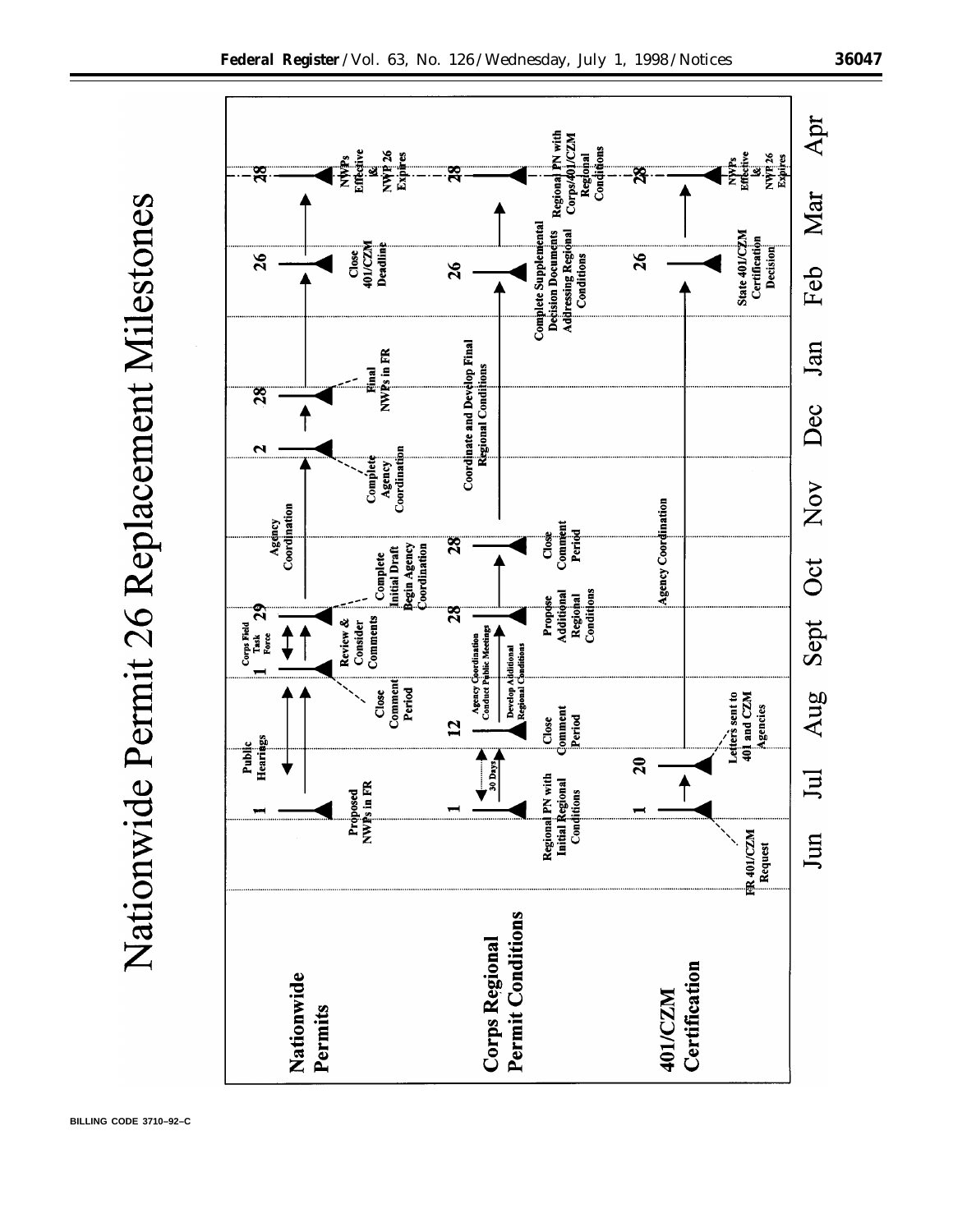# Nationwide Permit 26 Replacement Milestones

**Nationwide Permits**

- Jul 1: Proposed NWPs in FR
- Public Hearings
- Sept 1: Close Comment Period
- Corps Field Task Force
- Review & Consider Comments
- Sept 29: Complete Initial Draft; Begin Agency Coordination
- Agency Coordination
- Dec 2: Complete Agency Coordination
- Dec 28: Final NWPs in FR
- Feb 26: Close 401/CZM Deadline
- Mar 28: NWPs Effective & NWP 26 Expires

**Corps Regional Permit Conditions**

- Jul 1: Regional PN with Initial Regional Conditions
- 30 Days
- Aug 12: Close Comment Period
- Agency Coordination; Conduct Public Meetings
- Develop Additional Regional Conditions
- Sept 28: Propose Additional Regional Conditions
- Oct 28: Close Comment Period
- Coordinate and Develop Final Regional Conditions
- Feb 26: Complete Supplemental Decision Documents Addressing Regional Conditions
- Mar 28: Regional PN with Corps/401/CZM Regional Conditions

**401/CZM Certification**

- Jul 1: FR 401/CZM Request
- Jul 20: Letters sent to 401 and CZM Agencies
- Agency Coordination
- Feb 26: State 401/CZM Certification Decision
- Mar 28: NWPs Effective & NWP 26 Expires

Jun | Jul | Aug | Sept | Oct | Nov | Dec | Jan | Feb | Mar | Apr

BILLING CODE 3710–92–C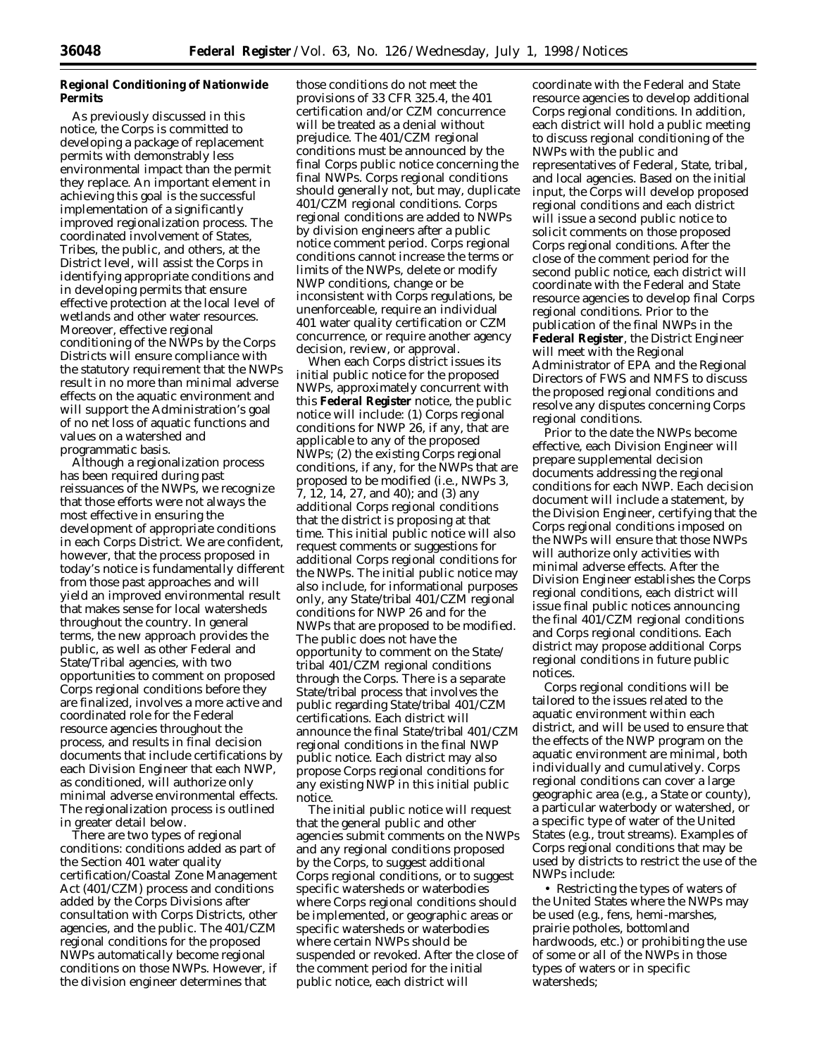**Regional Conditioning of Nationwide Permits**

As previously discussed in this notice, the Corps is committed to developing a package of replacement permits with demonstrably less environmental impact than the permit they replace. An important element in achieving this goal is the successful implementation of a significantly improved regionalization process. The coordinated involvement of States, Tribes, the public, and others, at the District level, will assist the Corps in identifying appropriate conditions and in developing permits that ensure effective protection at the local level of wetlands and other water resources. Moreover, effective regional conditioning of the NWPs by the Corps Districts will ensure compliance with the statutory requirement that the NWPs result in no more than minimal adverse effects on the aquatic environment and will support the Administration's goal of no net loss of aquatic functions and values on a watershed and programmatic basis.

Although a regionalization process has been required during past reissuances of the NWPs, we recognize that those efforts were not always the most effective in ensuring the development of appropriate conditions in each Corps District. We are confident, however, that the process proposed in today's notice is fundamentally different from those past approaches and will yield an improved environmental result that makes sense for local watersheds throughout the country. In general terms, the new approach provides the public, as well as other Federal and State/Tribal agencies, with two opportunities to comment on proposed Corps regional conditions before they are finalized, involves a more active and coordinated role for the Federal resource agencies throughout the process, and results in final decision documents that include certifications by each Division Engineer that each NWP, as conditioned, will authorize only minimal adverse environmental effects. The regionalization process is outlined in greater detail below.

There are two types of regional conditions: conditions added as part of the Section 401 water quality certification/Coastal Zone Management Act (401/CZM) process and conditions added by the Corps Divisions after consultation with Corps Districts, other agencies, and the public. The 401/CZM regional conditions for the proposed NWPs automatically become regional conditions on those NWPs. However, if the division engineer determines that those conditions do not meet the provisions of 33 CFR 325.4, the 401 certification and/or CZM concurrence will be treated as a denial without prejudice. The 401/CZM regional conditions must be announced by the final Corps public notice concerning the final NWPs. Corps regional conditions should generally not, but may, duplicate 401/CZM regional conditions. Corps regional conditions are added to NWPs by division engineers after a public notice comment period. Corps regional conditions cannot increase the terms or limits of the NWPs, delete or modify NWP conditions, change or be inconsistent with Corps regulations, be unenforceable, require an individual 401 water quality certification or CZM concurrence, or require another agency decision, review, or approval.

When each Corps district issues its initial public notice for the proposed NWPs, approximately concurrent with this **Federal Register** notice, the public notice will include: (1) Corps regional conditions for NWP 26, if any, that are applicable to any of the proposed NWPs; (2) the existing Corps regional conditions, if any, for the NWPs that are proposed to be modified (i.e., NWPs 3, 7, 12, 14, 27, and 40); and (3) any additional Corps regional conditions that the district is proposing at that time. This initial public notice will also request comments or suggestions for additional Corps regional conditions for the NWPs. The initial public notice may also include, for informational purposes only, any State/tribal 401/CZM regional conditions for NWP 26 and for the NWPs that are proposed to be modified. The public does not have the opportunity to comment on the State/tribal 401/CZM regional conditions through the Corps. There is a separate State/tribal process that involves the public regarding State/tribal 401/CZM certifications. Each district will announce the final State/tribal 401/CZM regional conditions in the final NWP public notice. Each district may also propose Corps regional conditions for any existing NWP in this initial public notice.

The initial public notice will request that the general public and other agencies submit comments on the NWPs and any regional conditions proposed by the Corps, to suggest additional Corps regional conditions, or to suggest specific watersheds or waterbodies where Corps regional conditions should be implemented, or geographic areas or specific watersheds or waterbodies where certain NWPs should be suspended or revoked. After the close of the comment period for the initial public notice, each district will coordinate with the Federal and State resource agencies to develop additional Corps regional conditions. In addition, each district will hold a public meeting to discuss regional conditioning of the NWPs with the public and representatives of Federal, State, tribal, and local agencies. Based on the initial input, the Corps will develop proposed regional conditions and each district will issue a second public notice to solicit comments on those proposed Corps regional conditions. After the close of the comment period for the second public notice, each district will coordinate with the Federal and State resource agencies to develop final Corps regional conditions. Prior to the publication of the final NWPs in the **Federal Register**, the District Engineer will meet with the Regional Administrator of EPA and the Regional Directors of FWS and NMFS to discuss the proposed regional conditions and resolve any disputes concerning Corps regional conditions.

Prior to the date the NWPs become effective, each Division Engineer will prepare supplemental decision documents addressing the regional conditions for each NWP. Each decision document will include a statement, by the Division Engineer, certifying that the Corps regional conditions imposed on the NWPs will ensure that those NWPs will authorize only activities with minimal adverse effects. After the Division Engineer establishes the Corps regional conditions, each district will issue final public notices announcing the final 401/CZM regional conditions and Corps regional conditions. Each district may propose additional Corps regional conditions in future public notices.

Corps regional conditions will be tailored to the issues related to the aquatic environment within each district, and will be used to ensure that the effects of the NWP program on the aquatic environment are minimal, both individually and cumulatively. Corps regional conditions can cover a large geographic area (e.g., a State or county), a particular waterbody or watershed, or a specific type of water of the United States (e.g., trout streams). Examples of Corps regional conditions that may be used by districts to restrict the use of the NWPs include:

- Restricting the types of waters of the United States where the NWPs may be used (e.g., fens, hemi-marshes, prairie potholes, bottomland hardwoods, etc.) or prohibiting the use of some or all of the NWPs in those types of waters or in specific watersheds;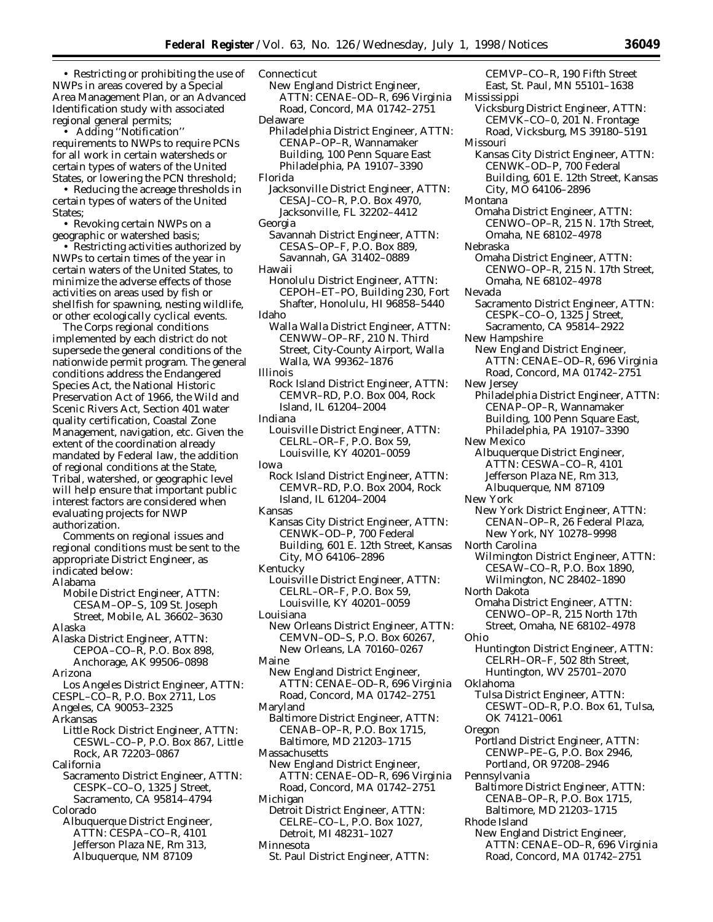• Restricting or prohibiting the use of NWPs in areas covered by a Special Area Management Plan, or an Advanced Identification study with associated regional general permits;

• Adding ''Notification'' requirements to NWPs to require PCNs for all work in certain watersheds or certain types of waters of the United States, or lowering the PCN threshold;

• Reducing the acreage thresholds in certain types of waters of the United States;

• Revoking certain NWPs on a geographic or watershed basis;

• Restricting activities authorized by NWPs to certain times of the year in certain waters of the United States, to minimize the adverse effects of those activities on areas used by fish or shellfish for spawning, nesting wildlife, or other ecologically cyclical events.

The Corps regional conditions implemented by each district do not supersede the general conditions of the nationwide permit program. The general conditions address the Endangered Species Act, the National Historic Preservation Act of 1966, the Wild and Scenic Rivers Act, Section 401 water quality certification, Coastal Zone Management, navigation, etc. Given the extent of the coordination already mandated by Federal law, the addition of regional conditions at the State, Tribal, watershed, or geographic level will help ensure that important public interest factors are considered when evaluating projects for NWP authorization.

Comments on regional issues and regional conditions must be sent to the appropriate District Engineer, as indicated below:

Alabama
Mobile District Engineer, ATTN: CESAM–OP–S, 109 St. Joseph Street, Mobile, AL 36602–3630

Alaska
Alaska District Engineer, ATTN: CEPOA–CO–R, P.O. Box 898, Anchorage, AK 99506–0898

Arizona
Los Angeles District Engineer, ATTN: CESPL–CO–R, P.O. Box 2711, Los Angeles, CA 90053–2325

Arkansas
Little Rock District Engineer, ATTN: CESWL–CO–P, P.O. Box 867, Little Rock, AR 72203–0867

California
Sacramento District Engineer, ATTN: CESPK–CO–O, 1325 J Street, Sacramento, CA 95814–4794

Colorado
Albuquerque District Engineer, ATTN: CESPA–CO–R, 4101 Jefferson Plaza NE, Rm 313, Albuquerque, NM 87109

Connecticut
New England District Engineer, ATTN: CENAE–OD–R, 696 Virginia Road, Concord, MA 01742–2751

Delaware
Philadelphia District Engineer, ATTN: CENAP–OP–R, Wannamaker Building, 100 Penn Square East Philadelphia, PA 19107–3390

Florida
Jacksonville District Engineer, ATTN: CESAJ–CO–R, P.O. Box 4970, Jacksonville, FL 32202–4412

Georgia
Savannah District Engineer, ATTN: CESAS–OP–F, P.O. Box 889, Savannah, GA 31402–0889

Hawaii
Honolulu District Engineer, ATTN: CEPOH–ET–PO, Building 230, Fort Shafter, Honolulu, HI 96858–5440

Idaho
Walla Walla District Engineer, ATTN: CENWW–OP–RF, 210 N. Third Street, City-County Airport, Walla Walla, WA 99362–1876

Illinois
Rock Island District Engineer, ATTN: CEMVR–RD, P.O. Box 004, Rock Island, IL 61204–2004

Indiana
Louisville District Engineer, ATTN: CELRL–OR–F, P.O. Box 59, Louisville, KY 40201–0059

Iowa
Rock Island District Engineer, ATTN: CEMVR–RD, P.O. Box 2004, Rock Island, IL 61204–2004

Kansas
Kansas City District Engineer, ATTN: CENWK–OD–P, 700 Federal Building, 601 E. 12th Street, Kansas City, MO 64106–2896

Kentucky
Louisville District Engineer, ATTN: CELRL–OR–F, P.O. Box 59, Louisville, KY 40201–0059

Louisiana
New Orleans District Engineer, ATTN: CEMVN–OD–S, P.O. Box 60267, New Orleans, LA 70160–0267

Maine
New England District Engineer, ATTN: CENAE–OD–R, 696 Virginia Road, Concord, MA 01742–2751

Maryland
Baltimore District Engineer, ATTN: CENAB–OP–R, P.O. Box 1715, Baltimore, MD 21203–1715

Massachusetts
New England District Engineer, ATTN: CENAE–OD–R, 696 Virginia Road, Concord, MA 01742–2751

Michigan
Detroit District Engineer, ATTN: CELRE–CO–L, P.O. Box 1027, Detroit, MI 48231–1027

Minnesota
St. Paul District Engineer, ATTN: CEMVP–CO–R, 190 Fifth Street East, St. Paul, MN 55101–1638

Mississippi
Vicksburg District Engineer, ATTN: CEMVK–CO–0, 201 N. Frontage Road, Vicksburg, MS 39180–5191

Missouri
Kansas City District Engineer, ATTN: CENWK–OD–P, 700 Federal Building, 601 E. 12th Street, Kansas City, MO 64106–2896

Montana
Omaha District Engineer, ATTN: CENWO–OP–R, 215 N. 17th Street, Omaha, NE 68102–4978

Nebraska
Omaha District Engineer, ATTN: CENWO–OP–R, 215 N. 17th Street, Omaha, NE 68102–4978

Nevada
Sacramento District Engineer, ATTN: CESPK–CO–O, 1325 J Street, Sacramento, CA 95814–2922

New Hampshire
New England District Engineer, ATTN: CENAE–OD–R, 696 Virginia Road, Concord, MA 01742–2751

New Jersey
Philadelphia District Engineer, ATTN: CENAP–OP–R, Wannamaker Building, 100 Penn Square East, Philadelphia, PA 19107–3390

New Mexico
Albuquerque District Engineer, ATTN: CESWA–CO–R, 4101 Jefferson Plaza NE, Rm 313, Albuquerque, NM 87109

New York
New York District Engineer, ATTN: CENAN–OP–R, 26 Federal Plaza, New York, NY 10278–9998

North Carolina
Wilmington District Engineer, ATTN: CESAW–CO–R, P.O. Box 1890, Wilmington, NC 28402–1890

North Dakota
Omaha District Engineer, ATTN: CENWO–OP–R, 215 North 17th Street, Omaha, NE 68102–4978

Ohio
Huntington District Engineer, ATTN: CELRH–OR–F, 502 8th Street, Huntington, WV 25701–2070

Oklahoma
Tulsa District Engineer, ATTN: CESWT–OD–R, P.O. Box 61, Tulsa, OK 74121–0061

Oregon
Portland District Engineer, ATTN: CENWP–PE–G, P.O. Box 2946, Portland, OR 97208–2946

Pennsylvania
Baltimore District Engineer, ATTN: CENAB–OP–R, P.O. Box 1715, Baltimore, MD 21203–1715

Rhode Island
New England District Engineer, ATTN: CENAE–OD–R, 696 Virginia Road, Concord, MA 01742–2751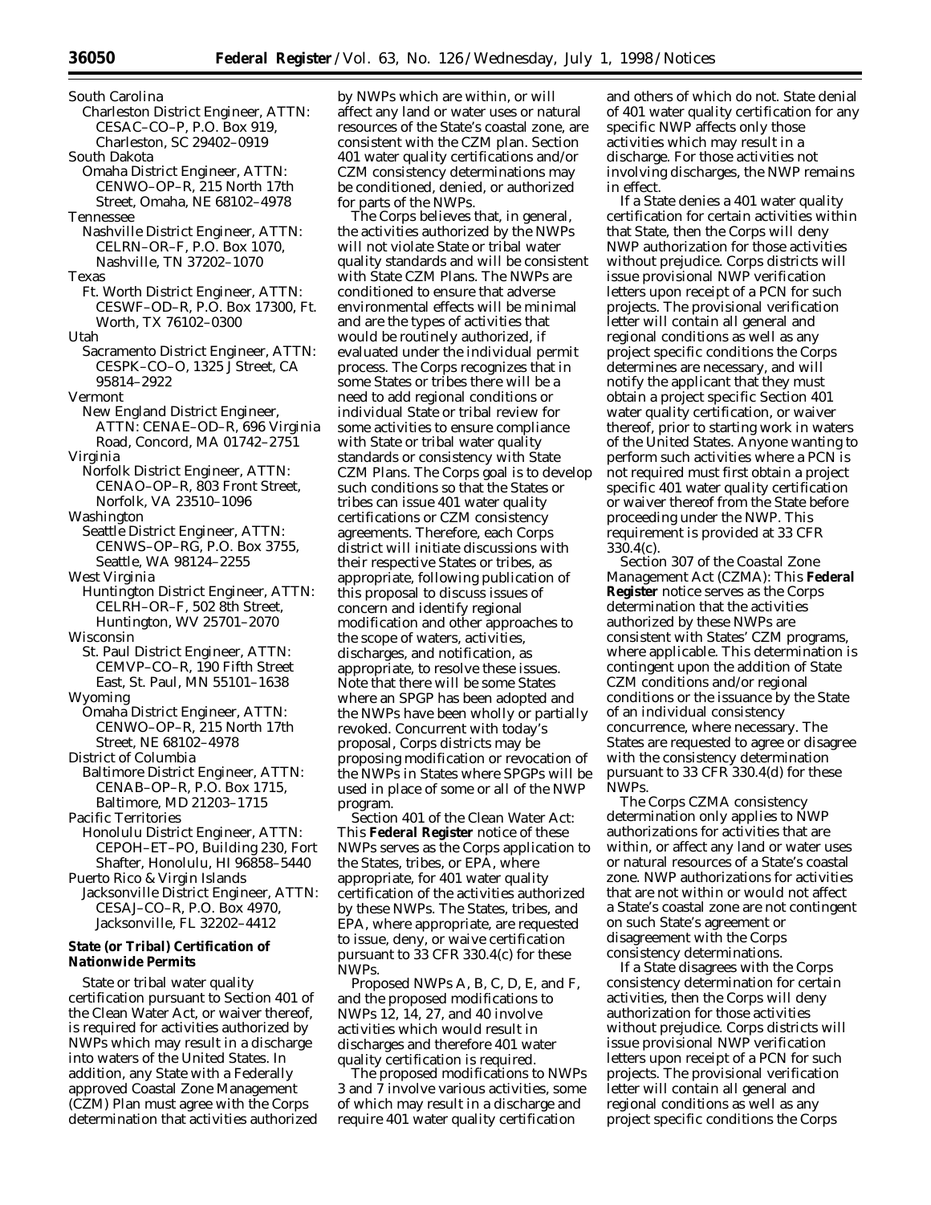South Carolina
  Charleston District Engineer, ATTN: CESAC–CO–P, P.O. Box 919, Charleston, SC 29402–0919
South Dakota
  Omaha District Engineer, ATTN: CENWO–OP–R, 215 North 17th Street, Omaha, NE 68102–4978
Tennessee
  Nashville District Engineer, ATTN: CELRN–OR–F, P.O. Box 1070, Nashville, TN 37202–1070
Texas
  Ft. Worth District Engineer, ATTN: CESWF–OD–R, P.O. Box 17300, Ft. Worth, TX 76102–0300
Utah
  Sacramento District Engineer, ATTN: CESPK–CO–O, 1325 J Street, CA 95814–2922
Vermont
  New England District Engineer, ATTN: CENAE–OD–R, 696 Virginia Road, Concord, MA 01742–2751
Virginia
  Norfolk District Engineer, ATTN: CENAO–OP–R, 803 Front Street, Norfolk, VA 23510–1096
Washington
  Seattle District Engineer, ATTN: CENWS–OP–RG, P.O. Box 3755, Seattle, WA 98124–2255
West Virginia
  Huntington District Engineer, ATTN: CELRH–OR–F, 502 8th Street, Huntington, WV 25701–2070
Wisconsin
  St. Paul District Engineer, ATTN: CEMVP–CO–R, 190 Fifth Street East, St. Paul, MN 55101–1638
Wyoming
  Omaha District Engineer, ATTN: CENWO–OP–R, 215 North 17th Street, NE 68102–4978
District of Columbia
  Baltimore District Engineer, ATTN: CENAB–OP–R, P.O. Box 1715, Baltimore, MD 21203–1715
Pacific Territories
  Honolulu District Engineer, ATTN: CEPOH–ET–PO, Building 230, Fort Shafter, Honolulu, HI 96858–5440
Puerto Rico & Virgin Islands
  Jacksonville District Engineer, ATTN: CESAJ–CO–R, P.O. Box 4970, Jacksonville, FL 32202–4412

**State (or Tribal) Certification of Nationwide Permits**

State or tribal water quality certification pursuant to Section 401 of the Clean Water Act, or waiver thereof, is required for activities authorized by NWPs which may result in a discharge into waters of the United States. In addition, any State with a Federally approved Coastal Zone Management (CZM) Plan must agree with the Corps determination that activities authorized by NWPs which are within, or will affect any land or water uses or natural resources of the State's coastal zone, are consistent with the CZM plan. Section 401 water quality certifications and/or CZM consistency determinations may be conditioned, denied, or authorized for parts of the NWPs.

The Corps believes that, in general, the activities authorized by the NWPs will not violate State or tribal water quality standards and will be consistent with State CZM Plans. The NWPs are conditioned to ensure that adverse environmental effects will be minimal and are the types of activities that would be routinely authorized, if evaluated under the individual permit process. The Corps recognizes that in some States or tribes there will be a need to add regional conditions or individual State or tribal review for some activities to ensure compliance with State or tribal water quality standards or consistency with State CZM Plans. The Corps goal is to develop such conditions so that the States or tribes can issue 401 water quality certifications or CZM consistency agreements. Therefore, each Corps district will initiate discussions with their respective States or tribes, as appropriate, following publication of this proposal to discuss issues of concern and identify regional modification and other approaches to the scope of waters, activities, discharges, and notification, as appropriate, to resolve these issues. Note that there will be some States where an SPGP has been adopted and the NWPs have been wholly or partially revoked. Concurrent with today's proposal, Corps districts may be proposing modification or revocation of the NWPs in States where SPGPs will be used in place of some or all of the NWP program.

Section 401 of the Clean Water Act: This **Federal Register** notice of these NWPs serves as the Corps application to the States, tribes, or EPA, where appropriate, for 401 water quality certification of the activities authorized by these NWPs. The States, tribes, and EPA, where appropriate, are requested to issue, deny, or waive certification pursuant to 33 CFR 330.4(c) for these NWPs.

Proposed NWPs A, B, C, D, E, and F, and the proposed modifications to NWPs 12, 14, 27, and 40 involve activities which would result in discharges and therefore 401 water quality certification is required.

The proposed modifications to NWPs 3 and 7 involve various activities, some of which may result in a discharge and require 401 water quality certification and others of which do not. State denial of 401 water quality certification for any specific NWP affects only those activities which may result in a discharge. For those activities not involving discharges, the NWP remains in effect.

If a State denies a 401 water quality certification for certain activities within that State, then the Corps will deny NWP authorization for those activities without prejudice. Corps districts will issue provisional NWP verification letters upon receipt of a PCN for such projects. The provisional verification letter will contain all general and regional conditions as well as any project specific conditions the Corps determines are necessary, and will notify the applicant that they must obtain a project specific Section 401 water quality certification, or waiver thereof, prior to starting work in waters of the United States. Anyone wanting to perform such activities where a PCN is not required must first obtain a project specific 401 water quality certification or waiver thereof from the State before proceeding under the NWP. This requirement is provided at 33 CFR 330.4(c).

Section 307 of the Coastal Zone Management Act (CZMA): This **Federal Register** notice serves as the Corps determination that the activities authorized by these NWPs are consistent with States' CZM programs, where applicable. This determination is contingent upon the addition of State CZM conditions and/or regional conditions or the issuance by the State of an individual consistency concurrence, where necessary. The States are requested to agree or disagree with the consistency determination pursuant to 33 CFR 330.4(d) for these NWPs.

The Corps CZMA consistency determination only applies to NWP authorizations for activities that are within, or affect any land or water uses or natural resources of a State's coastal zone. NWP authorizations for activities that are not within or would not affect a State's coastal zone are not contingent on such State's agreement or disagreement with the Corps consistency determinations.

If a State disagrees with the Corps consistency determination for certain activities, then the Corps will deny authorization for those activities without prejudice. Corps districts will issue provisional NWP verification letters upon receipt of a PCN for such projects. The provisional verification letter will contain all general and regional conditions as well as any project specific conditions the Corps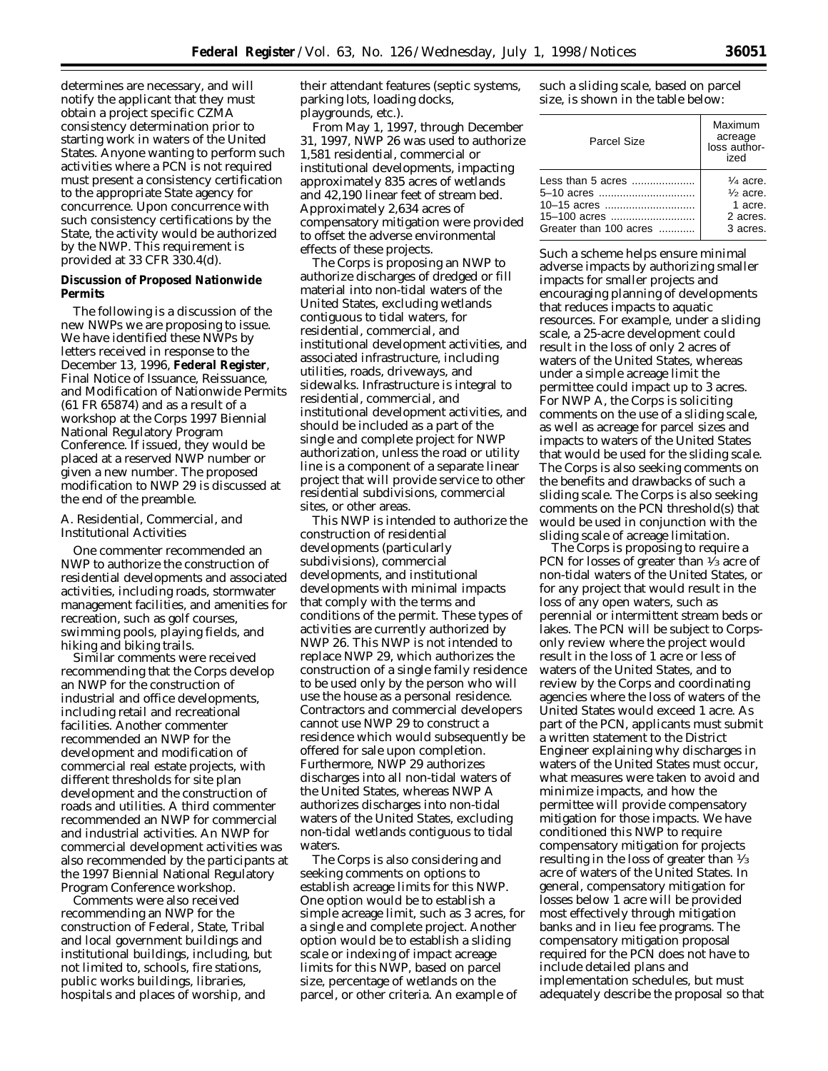determines are necessary, and will notify the applicant that they must obtain a project specific CZMA consistency determination prior to starting work in waters of the United States. Anyone wanting to perform such activities where a PCN is not required must present a consistency certification to the appropriate State agency for concurrence. Upon concurrence with such consistency certifications by the State, the activity would be authorized by the NWP. This requirement is provided at 33 CFR 330.4(d).

## Discussion of Proposed Nationwide Permits

The following is a discussion of the new NWPs we are proposing to issue. We have identified these NWPs by letters received in response to the December 13, 1996, **Federal Register**, Final Notice of Issuance, Reissuance, and Modification of Nationwide Permits (61 FR 65874) and as a result of a workshop at the Corps 1997 Biennial National Regulatory Program Conference. If issued, they would be placed at a reserved NWP number or given a new number. The proposed modification to NWP 29 is discussed at the end of the preamble.

### A. Residential, Commercial, and Institutional Activities

One commenter recommended an NWP to authorize the construction of residential developments and associated activities, including roads, stormwater management facilities, and amenities for recreation, such as golf courses, swimming pools, playing fields, and hiking and biking trails.

Similar comments were received recommending that the Corps develop an NWP for the construction of industrial and office developments, including retail and recreational facilities. Another commenter recommended an NWP for the development and modification of commercial real estate projects, with different thresholds for site plan development and the construction of roads and utilities. A third commenter recommended an NWP for commercial and industrial activities. An NWP for commercial development activities was also recommended by the participants at the 1997 Biennial National Regulatory Program Conference workshop.

Comments were also received recommending an NWP for the construction of Federal, State, Tribal and local government buildings and institutional buildings, including, but not limited to, schools, fire stations, public works buildings, libraries, hospitals and places of worship, and their attendant features (septic systems, parking lots, loading docks, playgrounds, etc.).

From May 1, 1997, through December 31, 1997, NWP 26 was used to authorize 1,581 residential, commercial or institutional developments, impacting approximately 835 acres of wetlands and 42,190 linear feet of stream bed. Approximately 2,634 acres of compensatory mitigation were provided to offset the adverse environmental effects of these projects.

The Corps is proposing an NWP to authorize discharges of dredged or fill material into non-tidal waters of the United States, excluding wetlands contiguous to tidal waters, for residential, commercial, and institutional development activities, and associated infrastructure, including utilities, roads, driveways, and sidewalks. Infrastructure is integral to residential, commercial, and institutional development activities, and should be included as a part of the single and complete project for NWP authorization, unless the road or utility line is a component of a separate linear project that will provide service to other residential subdivisions, commercial sites, or other areas.

This NWP is intended to authorize the construction of residential developments (particularly subdivisions), commercial developments, and institutional developments with minimal impacts that comply with the terms and conditions of the permit. These types of activities are currently authorized by NWP 26. This NWP is not intended to replace NWP 29, which authorizes the construction of a single family residence to be used only by the person who will use the house as a personal residence. Contractors and commercial developers cannot use NWP 29 to construct a residence which would subsequently be offered for sale upon completion. Furthermore, NWP 29 authorizes discharges into all non-tidal waters of the United States, whereas NWP A authorizes discharges into non-tidal waters of the United States, excluding non-tidal wetlands contiguous to tidal waters.

The Corps is also considering and seeking comments on options to establish acreage limits for this NWP. One option would be to establish a simple acreage limit, such as 3 acres, for a single and complete project. Another option would be to establish a sliding scale or indexing of impact acreage limits for this NWP, based on parcel size, percentage of wetlands on the parcel, or other criteria. An example of such a sliding scale, based on parcel size, is shown in the table below:

| Parcel Size | Maximum acreage loss authorized |
|---|---|
| Less than 5 acres | ¼ acre. |
| 5–10 acres | ½ acre. |
| 10–15 acres | 1 acre. |
| 15–100 acres | 2 acres. |
| Greater than 100 acres | 3 acres. |

Such a scheme helps ensure minimal adverse impacts by authorizing smaller impacts for smaller projects and encouraging planning of developments that reduces impacts to aquatic resources. For example, under a sliding scale, a 25-acre development could result in the loss of only 2 acres of waters of the United States, whereas under a simple acreage limit the permittee could impact up to 3 acres. For NWP A, the Corps is soliciting comments on the use of a sliding scale, as well as acreage for parcel sizes and impacts to waters of the United States that would be used for the sliding scale. The Corps is also seeking comments on the benefits and drawbacks of such a sliding scale. The Corps is also seeking comments on the PCN threshold(s) that would be used in conjunction with the sliding scale of acreage limitation.

The Corps is proposing to require a PCN for losses of greater than ⅓ acre of non-tidal waters of the United States, or for any project that would result in the loss of any open waters, such as perennial or intermittent stream beds or lakes. The PCN will be subject to Corps-only review where the project would result in the loss of 1 acre or less of waters of the United States, and to review by the Corps and coordinating agencies where the loss of waters of the United States would exceed 1 acre. As part of the PCN, applicants must submit a written statement to the District Engineer explaining why discharges in waters of the United States must occur, what measures were taken to avoid and minimize impacts, and how the permittee will provide compensatory mitigation for those impacts. We have conditioned this NWP to require compensatory mitigation for projects resulting in the loss of greater than ⅓ acre of waters of the United States. In general, compensatory mitigation for losses below 1 acre will be provided most effectively through mitigation banks and in lieu fee programs. The compensatory mitigation proposal required for the PCN does not have to include detailed plans and implementation schedules, but must adequately describe the proposal so that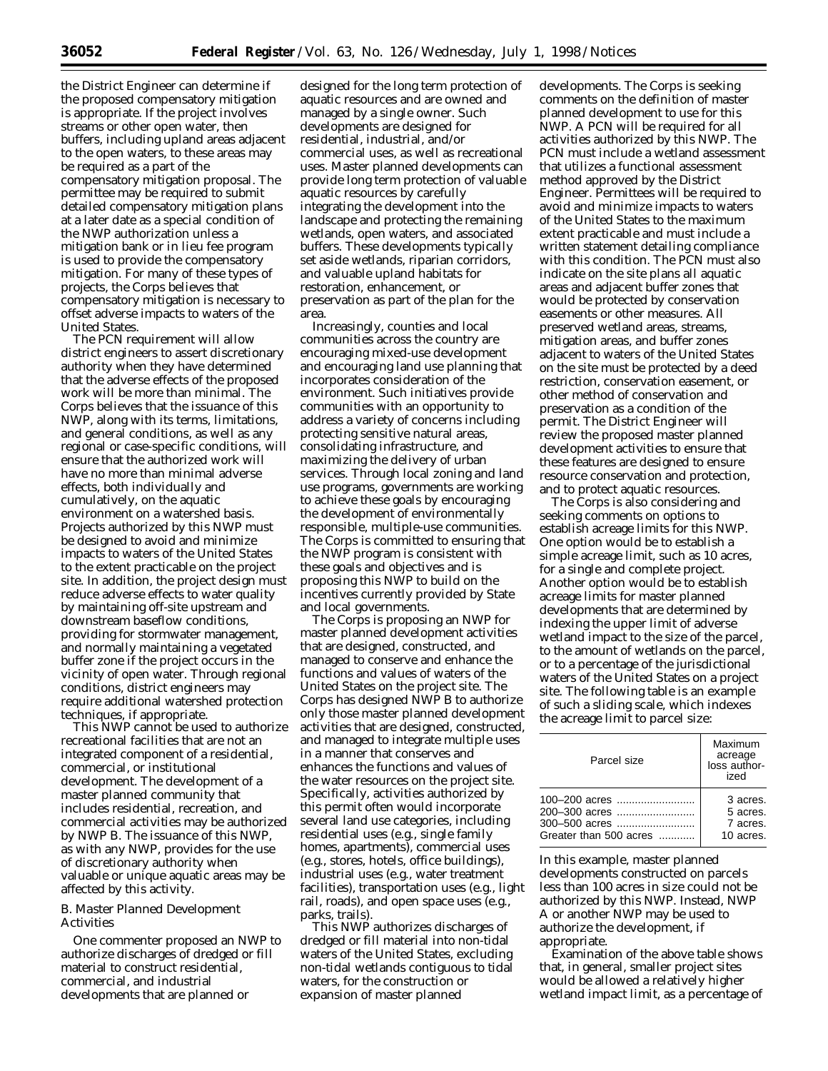the District Engineer can determine if the proposed compensatory mitigation is appropriate. If the project involves streams or other open water, then buffers, including upland areas adjacent to the open waters, to these areas may be required as a part of the compensatory mitigation proposal. The permittee may be required to submit detailed compensatory mitigation plans at a later date as a special condition of the NWP authorization unless a mitigation bank or in lieu fee program is used to provide the compensatory mitigation. For many of these types of projects, the Corps believes that compensatory mitigation is necessary to offset adverse impacts to waters of the United States.

The PCN requirement will allow district engineers to assert discretionary authority when they have determined that the adverse effects of the proposed work will be more than minimal. The Corps believes that the issuance of this NWP, along with its terms, limitations, and general conditions, as well as any regional or case-specific conditions, will ensure that the authorized work will have no more than minimal adverse effects, both individually and cumulatively, on the aquatic environment on a watershed basis. Projects authorized by this NWP must be designed to avoid and minimize impacts to waters of the United States to the extent practicable on the project site. In addition, the project design must reduce adverse effects to water quality by maintaining off-site upstream and downstream baseflow conditions, providing for stormwater management, and normally maintaining a vegetated buffer zone if the project occurs in the vicinity of open water. Through regional conditions, district engineers may require additional watershed protection techniques, if appropriate.

This NWP cannot be used to authorize recreational facilities that are not an integrated component of a residential, commercial, or institutional development. The development of a master planned community that includes residential, recreation, and commercial activities may be authorized by NWP B. The issuance of this NWP, as with any NWP, provides for the use of discretionary authority when valuable or unique aquatic areas may be affected by this activity.

## B. Master Planned Development Activities

One commenter proposed an NWP to authorize discharges of dredged or fill material to construct residential, commercial, and industrial developments that are planned or designed for the long term protection of aquatic resources and are owned and managed by a single owner. Such developments are designed for residential, industrial, and/or commercial uses, as well as recreational uses. Master planned developments can provide long term protection of valuable aquatic resources by carefully integrating the development into the landscape and protecting the remaining wetlands, open waters, and associated buffers. These developments typically set aside wetlands, riparian corridors, and valuable upland habitats for restoration, enhancement, or preservation as part of the plan for the area.

Increasingly, counties and local communities across the country are encouraging mixed-use development and encouraging land use planning that incorporates consideration of the environment. Such initiatives provide communities with an opportunity to address a variety of concerns including protecting sensitive natural areas, consolidating infrastructure, and maximizing the delivery of urban services. Through local zoning and land use programs, governments are working to achieve these goals by encouraging the development of environmentally responsible, multiple-use communities. The Corps is committed to ensuring that the NWP program is consistent with these goals and objectives and is proposing this NWP to build on the incentives currently provided by State and local governments.

The Corps is proposing an NWP for master planned development activities that are designed, constructed, and managed to conserve and enhance the functions and values of waters of the United States on the project site. The Corps has designed NWP B to authorize only those master planned development activities that are designed, constructed, and managed to integrate multiple uses in a manner that conserves and enhances the functions and values of the water resources on the project site. Specifically, activities authorized by this permit often would incorporate several land use categories, including residential uses (e.g., single family homes, apartments), commercial uses (e.g., stores, hotels, office buildings), industrial uses (e.g., water treatment facilities), transportation uses (e.g., light rail, roads), and open space uses (e.g., parks, trails).

This NWP authorizes discharges of dredged or fill material into non-tidal waters of the United States, excluding non-tidal wetlands contiguous to tidal waters, for the construction or expansion of master planned developments. The Corps is seeking comments on the definition of master planned development to use for this NWP. A PCN will be required for all activities authorized by this NWP. The PCN must include a wetland assessment that utilizes a functional assessment method approved by the District Engineer. Permittees will be required to avoid and minimize impacts to waters of the United States to the maximum extent practicable and must include a written statement detailing compliance with this condition. The PCN must also indicate on the site plans all aquatic areas and adjacent buffer zones that would be protected by conservation easements or other measures. All preserved wetland areas, streams, mitigation areas, and buffer zones adjacent to waters of the United States on the site must be protected by a deed restriction, conservation easement, or other method of conservation and preservation as a condition of the permit. The District Engineer will review the proposed master planned development activities to ensure that these features are designed to ensure resource conservation and protection, and to protect aquatic resources.

The Corps is also considering and seeking comments on options to establish acreage limits for this NWP. One option would be to establish a simple acreage limit, such as 10 acres, for a single and complete project. Another option would be to establish acreage limits for master planned developments that are determined by indexing the upper limit of adverse wetland impact to the size of the parcel, to the amount of wetlands on the parcel, or to a percentage of the jurisdictional waters of the United States on a project site. The following table is an example of such a sliding scale, which indexes the acreage limit to parcel size:

| Parcel size | Maximum acreage loss authorized |
|---|---|
| 100–200 acres | 3 acres. |
| 200–300 acres | 5 acres. |
| 300–500 acres | 7 acres. |
| Greater than 500 acres | 10 acres. |

In this example, master planned developments constructed on parcels less than 100 acres in size could not be authorized by this NWP. Instead, NWP A or another NWP may be used to authorize the development, if appropriate.

Examination of the above table shows that, in general, smaller project sites would be allowed a relatively higher wetland impact limit, as a percentage of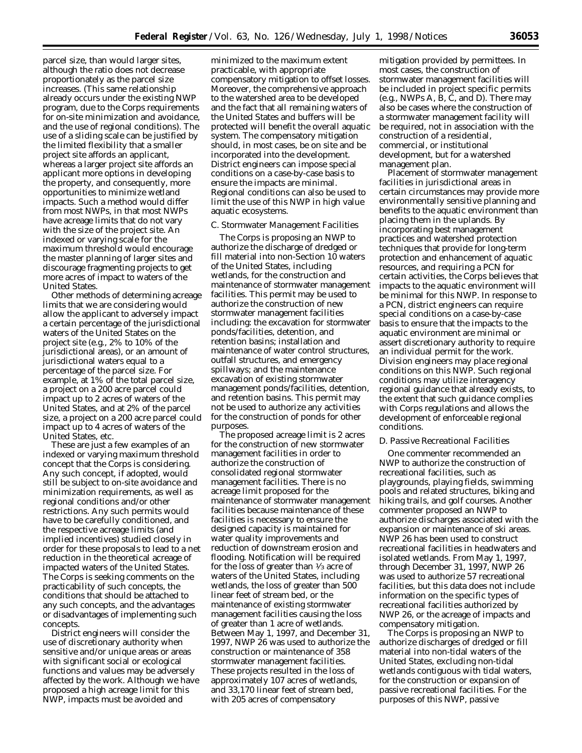parcel size, than would larger sites, although the ratio does not decrease proportionately as the parcel size increases. (This same relationship already occurs under the existing NWP program, due to the Corps requirements for on-site minimization and avoidance, and the use of regional conditions). The use of a sliding scale can be justified by the limited flexibility that a smaller project site affords an applicant, whereas a larger project site affords an applicant more options in developing the property, and consequently, more opportunities to minimize wetland impacts. Such a method would differ from most NWPs, in that most NWPs have acreage limits that do not vary with the size of the project site. An indexed or varying scale for the maximum threshold would encourage the master planning of larger sites and discourage fragmenting projects to get more acres of impact to waters of the United States.

Other methods of determining acreage limits that we are considering would allow the applicant to adversely impact a certain percentage of the jurisdictional waters of the United States on the project site (e.g., 2% to 10% of the jurisdictional areas), or an amount of jurisdictional waters equal to a percentage of the parcel size. For example, at 1% of the total parcel size, a project on a 200 acre parcel could impact up to 2 acres of waters of the United States, and at 2% of the parcel size, a project on a 200 acre parcel could impact up to 4 acres of waters of the United States, etc.

These are just a few examples of an indexed or varying maximum threshold concept that the Corps is considering. Any such concept, if adopted, would still be subject to on-site avoidance and minimization requirements, as well as regional conditions and/or other restrictions. Any such permits would have to be carefully conditioned, and the respective acreage limits (and implied incentives) studied closely in order for these proposals to lead to a net reduction in the theoretical acreage of impacted waters of the United States. The Corps is seeking comments on the practicability of such concepts, the conditions that should be attached to any such concepts, and the advantages or disadvantages of implementing such concepts.

District engineers will consider the use of discretionary authority when sensitive and/or unique areas or areas with significant social or ecological functions and values may be adversely affected by the work. Although we have proposed a high acreage limit for this NWP, impacts must be avoided and minimized to the maximum extent practicable, with appropriate compensatory mitigation to offset losses. Moreover, the comprehensive approach to the watershed area to be developed and the fact that all remaining waters of the United States and buffers will be protected will benefit the overall aquatic system. The compensatory mitigation should, in most cases, be on site and be incorporated into the development. District engineers can impose special conditions on a case-by-case basis to ensure the impacts are minimal. Regional conditions can also be used to limit the use of this NWP in high value aquatic ecosystems.

*C. Stormwater Management Facilities*

The Corps is proposing an NWP to authorize the discharge of dredged or fill material into non-Section 10 waters of the United States, including wetlands, for the construction and maintenance of stormwater management facilities. This permit may be used to authorize the construction of new stormwater management facilities including: the excavation for stormwater ponds/facilities, detention, and retention basins; installation and maintenance of water control structures, outfall structures, and emergency spillways; and the maintenance excavation of existing stormwater management ponds/facilities, detention, and retention basins. This permit may not be used to authorize any activities for the construction of ponds for other purposes.

The proposed acreage limit is 2 acres for the construction of new stormwater management facilities in order to authorize the construction of consolidated regional stormwater management facilities. There is no acreage limit proposed for the maintenance of stormwater management facilities because maintenance of these facilities is necessary to ensure the designed capacity is maintained for water quality improvements and reduction of downstream erosion and flooding. Notification will be required for the loss of greater than ⅓ acre of waters of the United States, including wetlands, the loss of greater than 500 linear feet of stream bed, or the maintenance of existing stormwater management facilities causing the loss of greater than 1 acre of wetlands. Between May 1, 1997, and December 31, 1997, NWP 26 was used to authorize the construction or maintenance of 358 stormwater management facilities. These projects resulted in the loss of approximately 107 acres of wetlands, and 33,170 linear feet of stream bed, with 205 acres of compensatory mitigation provided by permittees. In most cases, the construction of stormwater management facilities will be included in project specific permits (e.g., NWPs A, B, C, and D). There may also be cases where the construction of a stormwater management facility will be required, not in association with the construction of a residential, commercial, or institutional development, but for a watershed management plan.

Placement of stormwater management facilities in jurisdictional areas in certain circumstances may provide more environmentally sensitive planning and benefits to the aquatic environment than placing them in the uplands. By incorporating best management practices and watershed protection techniques that provide for long-term protection and enhancement of aquatic resources, and requiring a PCN for certain activities, the Corps believes that impacts to the aquatic environment will be minimal for this NWP. In response to a PCN, district engineers can require special conditions on a case-by-case basis to ensure that the impacts to the aquatic environment are minimal or assert discretionary authority to require an individual permit for the work. Division engineers may place regional conditions on this NWP. Such regional conditions may utilize interagency regional guidance that already exists, to the extent that such guidance complies with Corps regulations and allows the development of enforceable regional conditions.

*D. Passive Recreational Facilities*

One commenter recommended an NWP to authorize the construction of recreational facilities, such as playgrounds, playing fields, swimming pools and related structures, biking and hiking trails, and golf courses. Another commenter proposed an NWP to authorize discharges associated with the expansion or maintenance of ski areas. NWP 26 has been used to construct recreational facilities in headwaters and isolated wetlands. From May 1, 1997, through December 31, 1997, NWP 26 was used to authorize 57 recreational facilities, but this data does not include information on the specific types of recreational facilities authorized by NWP 26, or the acreage of impacts and compensatory mitigation.

The Corps is proposing an NWP to authorize discharges of dredged or fill material into non-tidal waters of the United States, excluding non-tidal wetlands contiguous with tidal waters, for the construction or expansion of passive recreational facilities. For the purposes of this NWP, passive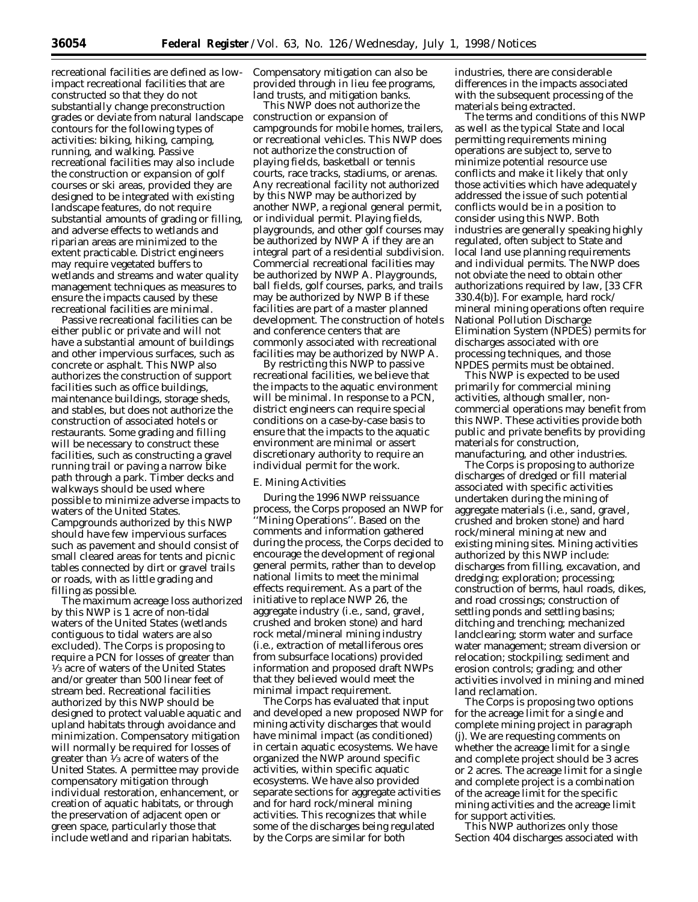recreational facilities are defined as low-impact recreational facilities that are constructed so that they do not substantially change preconstruction grades or deviate from natural landscape contours for the following types of activities: biking, hiking, camping, running, and walking. Passive recreational facilities may also include the construction or expansion of golf courses or ski areas, provided they are designed to be integrated with existing landscape features, do not require substantial amounts of grading or filling, and adverse effects to wetlands and riparian areas are minimized to the extent practicable. District engineers may require vegetated buffers to wetlands and streams and water quality management techniques as measures to ensure the impacts caused by these recreational facilities are minimal.

Passive recreational facilities can be either public or private and will not have a substantial amount of buildings and other impervious surfaces, such as concrete or asphalt. This NWP also authorizes the construction of support facilities such as office buildings, maintenance buildings, storage sheds, and stables, but does not authorize the construction of associated hotels or restaurants. Some grading and filling will be necessary to construct these facilities, such as constructing a gravel running trail or paving a narrow bike path through a park. Timber decks and walkways should be used where possible to minimize adverse impacts to waters of the United States. Campgrounds authorized by this NWP should have few impervious surfaces such as pavement and should consist of small cleared areas for tents and picnic tables connected by dirt or gravel trails or roads, with as little grading and filling as possible.

The maximum acreage loss authorized by this NWP is 1 acre of non-tidal waters of the United States (wetlands contiguous to tidal waters are also excluded). The Corps is proposing to require a PCN for losses of greater than 1/3 acre of waters of the United States and/or greater than 500 linear feet of stream bed. Recreational facilities authorized by this NWP should be designed to protect valuable aquatic and upland habitats through avoidance and minimization. Compensatory mitigation will normally be required for losses of greater than 1/3 acre of waters of the United States. A permittee may provide compensatory mitigation through individual restoration, enhancement, or creation of aquatic habitats, or through the preservation of adjacent open or green space, particularly those that include wetland and riparian habitats. Compensatory mitigation can also be provided through in lieu fee programs, land trusts, and mitigation banks.

This NWP does not authorize the construction or expansion of campgrounds for mobile homes, trailers, or recreational vehicles. This NWP does not authorize the construction of playing fields, basketball or tennis courts, race tracks, stadiums, or arenas. Any recreational facility not authorized by this NWP may be authorized by another NWP, a regional general permit, or individual permit. Playing fields, playgrounds, and other golf courses may be authorized by NWP A if they are an integral part of a residential subdivision. Commercial recreational facilities may be authorized by NWP A. Playgrounds, ball fields, golf courses, parks, and trails may be authorized by NWP B if these facilities are part of a master planned development. The construction of hotels and conference centers that are commonly associated with recreational facilities may be authorized by NWP A.

By restricting this NWP to passive recreational facilities, we believe that the impacts to the aquatic environment will be minimal. In response to a PCN, district engineers can require special conditions on a case-by-case basis to ensure that the impacts to the aquatic environment are minimal or assert discretionary authority to require an individual permit for the work.

*E. Mining Activities*

During the 1996 NWP reissuance process, the Corps proposed an NWP for ''Mining Operations''. Based on the comments and information gathered during the process, the Corps decided to encourage the development of regional general permits, rather than to develop national limits to meet the minimal effects requirement. As a part of the initiative to replace NWP 26, the aggregate industry (i.e., sand, gravel, crushed and broken stone) and hard rock metal/mineral mining industry (i.e., extraction of metalliferous ores from subsurface locations) provided information and proposed draft NWPs that they believed would meet the minimal impact requirement.

The Corps has evaluated that input and developed a new proposed NWP for mining activity discharges that would have minimal impact (as conditioned) in certain aquatic ecosystems. We have organized the NWP around specific activities, within specific aquatic ecosystems. We have also provided separate sections for aggregate activities and for hard rock/mineral mining activities. This recognizes that while some of the discharges being regulated by the Corps are similar for both industries, there are considerable differences in the impacts associated with the subsequent processing of the materials being extracted.

The terms and conditions of this NWP as well as the typical State and local permitting requirements mining operations are subject to, serve to minimize potential resource use conflicts and make it likely that only those activities which have adequately addressed the issue of such potential conflicts would be in a position to consider using this NWP. Both industries are generally speaking highly regulated, often subject to State and local land use planning requirements and individual permits. The NWP does not obviate the need to obtain other authorizations required by law, [33 CFR 330.4(b)]. For example, hard rock/mineral mining operations often require National Pollution Discharge Elimination System (NPDES) permits for discharges associated with ore processing techniques, and those NPDES permits must be obtained.

This NWP is expected to be used primarily for commercial mining activities, although smaller, non-commercial operations may benefit from this NWP. These activities provide both public and private benefits by providing materials for construction, manufacturing, and other industries.

The Corps is proposing to authorize discharges of dredged or fill material associated with specific activities undertaken during the mining of aggregate materials (i.e., sand, gravel, crushed and broken stone) and hard rock/mineral mining at new and existing mining sites. Mining activities authorized by this NWP include: discharges from filling, excavation, and dredging; exploration; processing; construction of berms, haul roads, dikes, and road crossings; construction of settling ponds and settling basins; ditching and trenching; mechanized landclearing; storm water and surface water management; stream diversion or relocation; stockpiling; sediment and erosion controls; grading; and other activities involved in mining and mined land reclamation.

The Corps is proposing two options for the acreage limit for a single and complete mining project in paragraph (j). We are requesting comments on whether the acreage limit for a single and complete project should be 3 acres or 2 acres. The acreage limit for a single and complete project is a combination of the acreage limit for the specific mining activities and the acreage limit for support activities.

This NWP authorizes only those Section 404 discharges associated with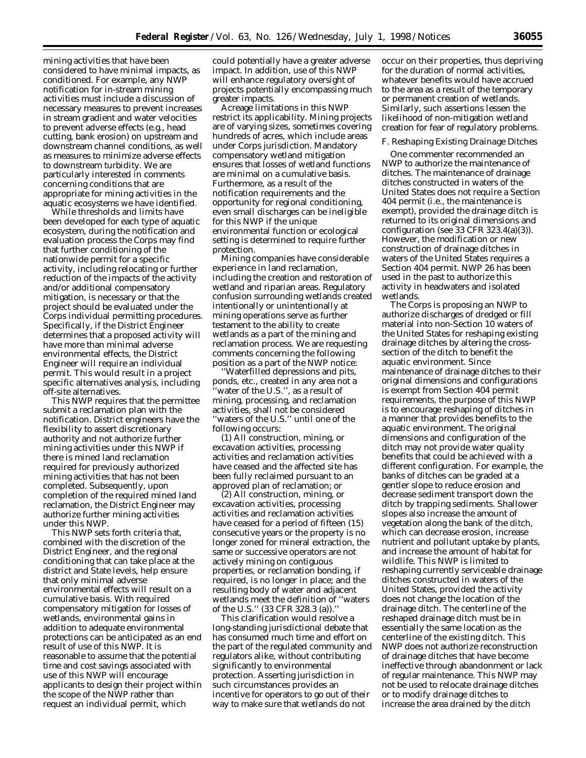mining activities that have been considered to have minimal impacts, as conditioned. For example, any NWP notification for in-stream mining activities must include a discussion of necessary measures to prevent increases in stream gradient and water velocities to prevent adverse effects (e.g., head cutting, bank erosion) on upstream and downstream channel conditions, as well as measures to minimize adverse effects to downstream turbidity. We are particularly interested in comments concerning conditions that are appropriate for mining activities in the aquatic ecosystems we have identified.

While thresholds and limits have been developed for each type of aquatic ecosystem, during the notification and evaluation process the Corps may find that further conditioning of the nationwide permit for a specific activity, including relocating or further reduction of the impacts of the activity and/or additional compensatory mitigation, is necessary or that the project should be evaluated under the Corps individual permitting procedures. Specifically, if the District Engineer determines that a proposed activity will have more than minimal adverse environmental effects, the District Engineer will require an individual permit. This would result in a project specific alternatives analysis, including off-site alternatives.

This NWP requires that the permittee submit a reclamation plan with the notification. District engineers have the flexibility to assert discretionary authority and not authorize further mining activities under this NWP if there is mined land reclamation required for previously authorized mining activities that has not been completed. Subsequently, upon completion of the required mined land reclamation, the District Engineer may authorize further mining activities under this NWP.

This NWP sets forth criteria that, combined with the discretion of the District Engineer, and the regional conditioning that can take place at the district and State levels, help ensure that only minimal adverse environmental effects will result on a cumulative basis. With required compensatory mitigation for losses of wetlands, environmental gains in addition to adequate environmental protections can be anticipated as an end result of use of this NWP. It is reasonable to assume that the potential time and cost savings associated with use of this NWP will encourage applicants to design their project within the scope of the NWP rather than request an individual permit, which could potentially have a greater adverse impact. In addition, use of this NWP will enhance regulatory oversight of projects potentially encompassing much greater impacts.

Acreage limitations in this NWP restrict its applicability. Mining projects are of varying sizes, sometimes covering hundreds of acres, which include areas under Corps jurisdiction. Mandatory compensatory wetland mitigation ensures that losses of wetland functions are minimal on a cumulative basis. Furthermore, as a result of the notification requirements and the opportunity for regional conditioning, even small discharges can be ineligible for this NWP if the unique environmental function or ecological setting is determined to require further protection.

Mining companies have considerable experience in land reclamation, including the creation and restoration of wetland and riparian areas. Regulatory confusion surrounding wetlands created intentionally or unintentionally at mining operations serve as further testament to the ability to create wetlands as a part of the mining and reclamation process. We are requesting comments concerning the following position as a part of the NWP notice:

"Waterfilled depressions and pits, ponds, etc., created in any area not a "water of the U.S.", as a result of mining, processing, and reclamation activities, shall not be considered "waters of the U.S." until one of the following occurs:

(1) All construction, mining, or excavation activities, processing activities and reclamation activities have ceased and the affected site has been fully reclaimed pursuant to an approved plan of reclamation; or

(2) All construction, mining, or excavation activities, processing activities and reclamation activities have ceased for a period of fifteen (15) consecutive years or the property is no longer zoned for mineral extraction, the same or successive operators are not actively mining on contiguous properties, or reclamation bonding, if required, is no longer in place; and the resulting body of water and adjacent wetlands meet the definition of "waters of the U.S." (33 CFR 328.3 (a))."

This clarification would resolve a long-standing jurisdictional debate that has consumed much time and effort on the part of the regulated community and regulators alike, without contributing significantly to environmental protection. Asserting jurisdiction in such circumstances provides an incentive for operators to go out of their way to make sure that wetlands do not occur on their properties, thus depriving for the duration of normal activities, whatever benefits would have accrued to the area as a result of the temporary or permanent creation of wetlands. Similarly, such assertions lessen the likelihood of non-mitigation wetland creation for fear of regulatory problems.

*F. Reshaping Existing Drainage Ditches*

One commenter recommended an NWP to authorize the maintenance of ditches. The maintenance of drainage ditches constructed in waters of the United States does not require a Section 404 permit (i.e., the maintenance is exempt), provided the drainage ditch is returned to its original dimensions and configuration (see 33 CFR 323.4(a)(3)). However, the modification or new construction of drainage ditches in waters of the United States requires a Section 404 permit. NWP 26 has been used in the past to authorize this activity in headwaters and isolated wetlands.

The Corps is proposing an NWP to authorize discharges of dredged or fill material into non-Section 10 waters of the United States for reshaping existing drainage ditches by altering the cross-section of the ditch to benefit the aquatic environment. Since maintenance of drainage ditches to their original dimensions and configurations is exempt from Section 404 permit requirements, the purpose of this NWP is to encourage reshaping of ditches in a manner that provides benefits to the aquatic environment. The original dimensions and configuration of the ditch may not provide water quality benefits that could be achieved with a different configuration. For example, the banks of ditches can be graded at a gentler slope to reduce erosion and decrease sediment transport down the ditch by trapping sediments. Shallower slopes also increase the amount of vegetation along the bank of the ditch, which can decrease erosion, increase nutrient and pollutant uptake by plants, and increase the amount of habitat for wildlife. This NWP is limited to reshaping currently serviceable drainage ditches constructed in waters of the United States, provided the activity does not change the location of the drainage ditch. The centerline of the reshaped drainage ditch must be in essentially the same location as the centerline of the existing ditch. This NWP does not authorize reconstruction of drainage ditches that have become ineffective through abandonment or lack of regular maintenance. This NWP may not be used to relocate drainage ditches or to modify drainage ditches to increase the area drained by the ditch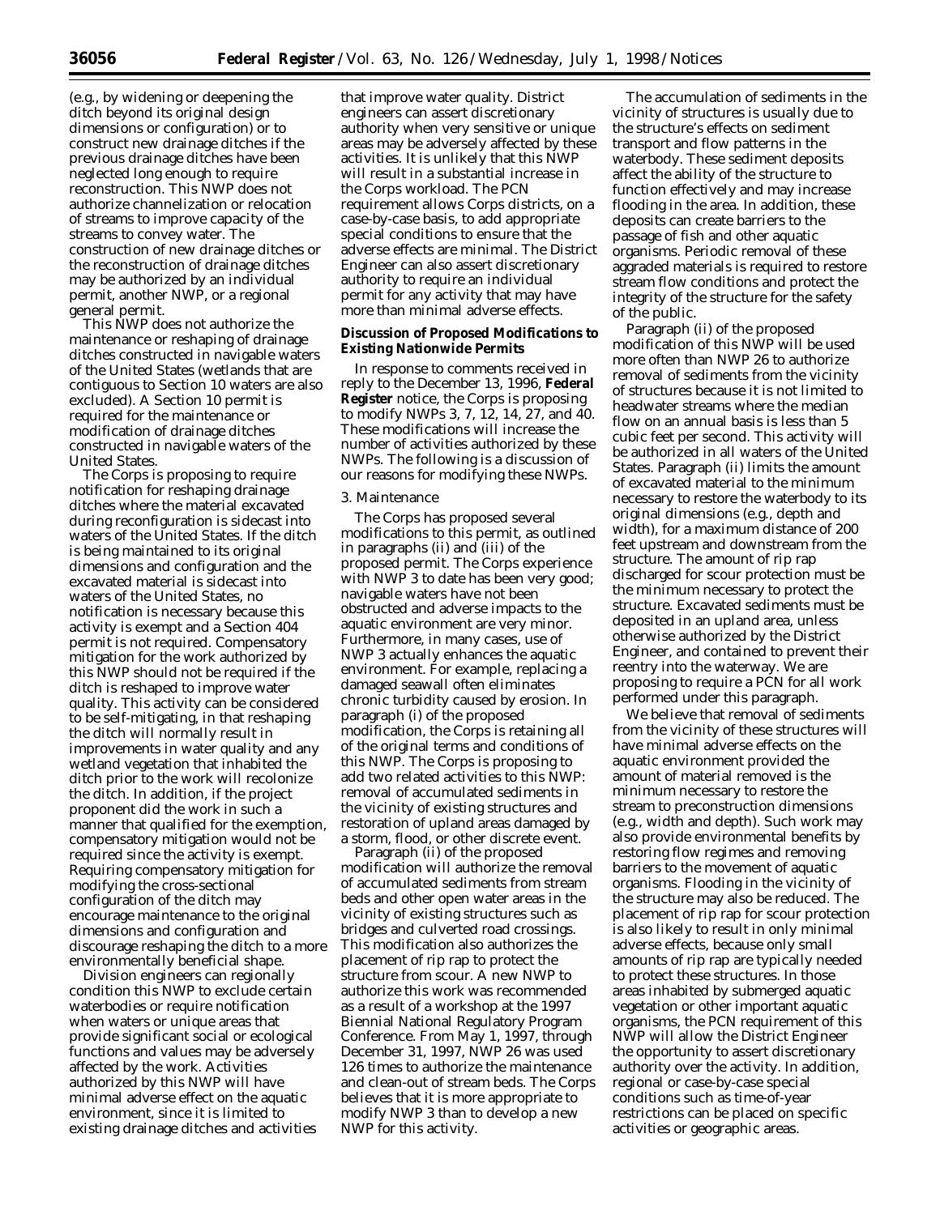(e.g., by widening or deepening the ditch beyond its original design dimensions or configuration) or to construct new drainage ditches if the previous drainage ditches have been neglected long enough to require reconstruction. This NWP does not authorize channelization or relocation of streams to improve capacity of the streams to convey water. The construction of new drainage ditches or the reconstruction of drainage ditches may be authorized by an individual permit, another NWP, or a regional general permit.

This NWP does not authorize the maintenance or reshaping of drainage ditches constructed in navigable waters of the United States (wetlands that are contiguous to Section 10 waters are also excluded). A Section 10 permit is required for the maintenance or modification of drainage ditches constructed in navigable waters of the United States.

The Corps is proposing to require notification for reshaping drainage ditches where the material excavated during reconfiguration is sidecast into waters of the United States. If the ditch is being maintained to its original dimensions and configuration and the excavated material is sidecast into waters of the United States, no notification is necessary because this activity is exempt and a Section 404 permit is not required. Compensatory mitigation for the work authorized by this NWP should not be required if the ditch is reshaped to improve water quality. This activity can be considered to be self-mitigating, in that reshaping the ditch will normally result in improvements in water quality and any wetland vegetation that inhabited the ditch prior to the work will recolonize the ditch. In addition, if the project proponent did the work in such a manner that qualified for the exemption, compensatory mitigation would not be required since the activity is exempt. Requiring compensatory mitigation for modifying the cross-sectional configuration of the ditch may encourage maintenance to the original dimensions and configuration and discourage reshaping the ditch to a more environmentally beneficial shape.

Division engineers can regionally condition this NWP to exclude certain waterbodies or require notification when waters or unique areas that provide significant social or ecological functions and values may be adversely affected by the work. Activities authorized by this NWP will have minimal adverse effect on the aquatic environment, since it is limited to existing drainage ditches and activities that improve water quality. District engineers can assert discretionary authority when very sensitive or unique areas may be adversely affected by these activities. It is unlikely that this NWP will result in a substantial increase in the Corps workload. The PCN requirement allows Corps districts, on a case-by-case basis, to add appropriate special conditions to ensure that the adverse effects are minimal. The District Engineer can also assert discretionary authority to require an individual permit for any activity that may have more than minimal adverse effects.

## Discussion of Proposed Modifications to Existing Nationwide Permits

In response to comments received in reply to the December 13, 1996, **Federal Register** notice, the Corps is proposing to modify NWPs 3, 7, 12, 14, 27, and 40. These modifications will increase the number of activities authorized by these NWPs. The following is a discussion of our reasons for modifying these NWPs.

### 3. Maintenance

The Corps has proposed several modifications to this permit, as outlined in paragraphs (ii) and (iii) of the proposed permit. The Corps experience with NWP 3 to date has been very good; navigable waters have not been obstructed and adverse impacts to the aquatic environment are very minor. Furthermore, in many cases, use of NWP 3 actually enhances the aquatic environment. For example, replacing a damaged seawall often eliminates chronic turbidity caused by erosion. In paragraph (i) of the proposed modification, the Corps is retaining all of the original terms and conditions of this NWP. The Corps is proposing to add two related activities to this NWP: removal of accumulated sediments in the vicinity of existing structures and restoration of upland areas damaged by a storm, flood, or other discrete event.

Paragraph (ii) of the proposed modification will authorize the removal of accumulated sediments from stream beds and other open water areas in the vicinity of existing structures such as bridges and culverted road crossings. This modification also authorizes the placement of rip rap to protect the structure from scour. A new NWP to authorize this work was recommended as a result of a workshop at the 1997 Biennial National Regulatory Program Conference. From May 1, 1997, through December 31, 1997, NWP 26 was used 126 times to authorize the maintenance and clean-out of stream beds. The Corps believes that it is more appropriate to modify NWP 3 than to develop a new NWP for this activity.

The accumulation of sediments in the vicinity of structures is usually due to the structure's effects on sediment transport and flow patterns in the waterbody. These sediment deposits affect the ability of the structure to function effectively and may increase flooding in the area. In addition, these deposits can create barriers to the passage of fish and other aquatic organisms. Periodic removal of these aggraded materials is required to restore stream flow conditions and protect the integrity of the structure for the safety of the public.

Paragraph (ii) of the proposed modification of this NWP will be used more often than NWP 26 to authorize removal of sediments from the vicinity of structures because it is not limited to headwater streams where the median flow on an annual basis is less than 5 cubic feet per second. This activity will be authorized in all waters of the United States. Paragraph (ii) limits the amount of excavated material to the minimum necessary to restore the waterbody to its original dimensions (e.g., depth and width), for a maximum distance of 200 feet upstream and downstream from the structure. The amount of rip rap discharged for scour protection must be the minimum necessary to protect the structure. Excavated sediments must be deposited in an upland area, unless otherwise authorized by the District Engineer, and contained to prevent their reentry into the waterway. We are proposing to require a PCN for all work performed under this paragraph.

We believe that removal of sediments from the vicinity of these structures will have minimal adverse effects on the aquatic environment provided the amount of material removed is the minimum necessary to restore the stream to preconstruction dimensions (e.g., width and depth). Such work may also provide environmental benefits by restoring flow regimes and removing barriers to the movement of aquatic organisms. Flooding in the vicinity of the structure may also be reduced. The placement of rip rap for scour protection is also likely to result in only minimal adverse effects, because only small amounts of rip rap are typically needed to protect these structures. In those areas inhabited by submerged aquatic vegetation or other important aquatic organisms, the PCN requirement of this NWP will allow the District Engineer the opportunity to assert discretionary authority over the activity. In addition, regional or case-by-case special conditions such as time-of-year restrictions can be placed on specific activities or geographic areas.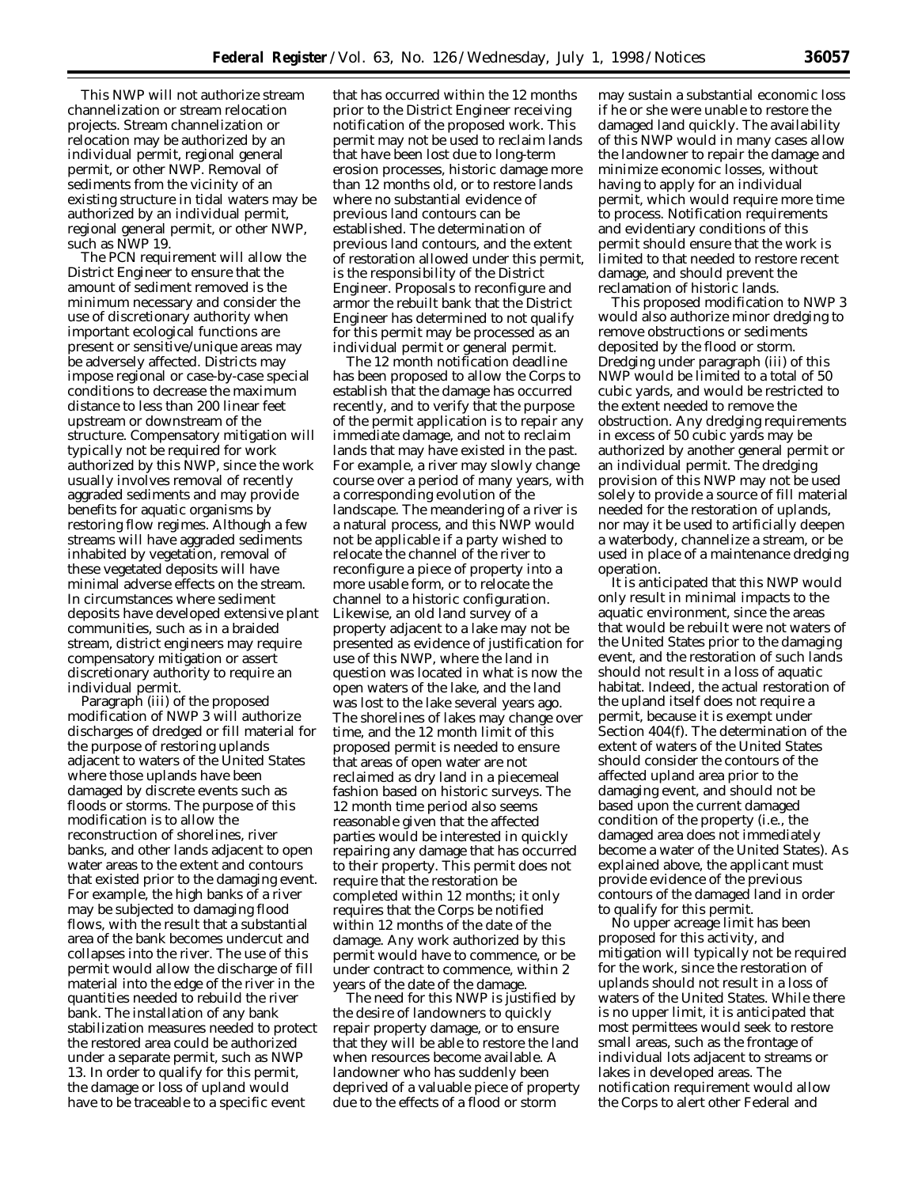This NWP will not authorize stream channelization or stream relocation projects. Stream channelization or relocation may be authorized by an individual permit, regional general permit, or other NWP. Removal of sediments from the vicinity of an existing structure in tidal waters may be authorized by an individual permit, regional general permit, or other NWP, such as NWP 19.

The PCN requirement will allow the District Engineer to ensure that the amount of sediment removed is the minimum necessary and consider the use of discretionary authority when important ecological functions are present or sensitive/unique areas may be adversely affected. Districts may impose regional or case-by-case special conditions to decrease the maximum distance to less than 200 linear feet upstream or downstream of the structure. Compensatory mitigation will typically not be required for work authorized by this NWP, since the work usually involves removal of recently aggraded sediments and may provide benefits for aquatic organisms by restoring flow regimes. Although a few streams will have aggraded sediments inhabited by vegetation, removal of these vegetated deposits will have minimal adverse effects on the stream. In circumstances where sediment deposits have developed extensive plant communities, such as in a braided stream, district engineers may require compensatory mitigation or assert discretionary authority to require an individual permit.

Paragraph (iii) of the proposed modification of NWP 3 will authorize discharges of dredged or fill material for the purpose of restoring uplands adjacent to waters of the United States where those uplands have been damaged by discrete events such as floods or storms. The purpose of this modification is to allow the reconstruction of shorelines, river banks, and other lands adjacent to open water areas to the extent and contours that existed prior to the damaging event. For example, the high banks of a river may be subjected to damaging flood flows, with the result that a substantial area of the bank becomes undercut and collapses into the river. The use of this permit would allow the discharge of fill material into the edge of the river in the quantities needed to rebuild the river bank. The installation of any bank stabilization measures needed to protect the restored area could be authorized under a separate permit, such as NWP 13. In order to qualify for this permit, the damage or loss of upland would have to be traceable to a specific event that has occurred within the 12 months prior to the District Engineer receiving notification of the proposed work. This permit may not be used to reclaim lands that have been lost due to long-term erosion processes, historic damage more than 12 months old, or to restore lands where no substantial evidence of previous land contours can be established. The determination of previous land contours, and the extent of restoration allowed under this permit, is the responsibility of the District Engineer. Proposals to reconfigure and armor the rebuilt bank that the District Engineer has determined to not qualify for this permit may be processed as an individual permit or general permit.

The 12 month notification deadline has been proposed to allow the Corps to establish that the damage has occurred recently, and to verify that the purpose of the permit application is to repair any immediate damage, and not to reclaim lands that may have existed in the past. For example, a river may slowly change course over a period of many years, with a corresponding evolution of the landscape. The meandering of a river is a natural process, and this NWP would not be applicable if a party wished to relocate the channel of the river to reconfigure a piece of property into a more usable form, or to relocate the channel to a historic configuration. Likewise, an old land survey of a property adjacent to a lake may not be presented as evidence of justification for use of this NWP, where the land in question was located in what is now the open waters of the lake, and the land was lost to the lake several years ago. The shorelines of lakes may change over time, and the 12 month limit of this proposed permit is needed to ensure that areas of open water are not reclaimed as dry land in a piecemeal fashion based on historic surveys. The 12 month time period also seems reasonable given that the affected parties would be interested in quickly repairing any damage that has occurred to their property. This permit does not require that the restoration be completed within 12 months; it only requires that the Corps be notified within 12 months of the date of the damage. Any work authorized by this permit would have to commence, or be under contract to commence, within 2 years of the date of the damage.

The need for this NWP is justified by the desire of landowners to quickly repair property damage, or to ensure that they will be able to restore the land when resources become available. A landowner who has suddenly been deprived of a valuable piece of property due to the effects of a flood or storm may sustain a substantial economic loss if he or she were unable to restore the damaged land quickly. The availability of this NWP would in many cases allow the landowner to repair the damage and minimize economic losses, without having to apply for an individual permit, which would require more time to process. Notification requirements and evidentiary conditions of this permit should ensure that the work is limited to that needed to restore recent damage, and should prevent the reclamation of historic lands.

This proposed modification to NWP 3 would also authorize minor dredging to remove obstructions or sediments deposited by the flood or storm. Dredging under paragraph (iii) of this NWP would be limited to a total of 50 cubic yards, and would be restricted to the extent needed to remove the obstruction. Any dredging requirements in excess of 50 cubic yards may be authorized by another general permit or an individual permit. The dredging provision of this NWP may not be used solely to provide a source of fill material needed for the restoration of uplands, nor may it be used to artificially deepen a waterbody, channelize a stream, or be used in place of a maintenance dredging operation.

It is anticipated that this NWP would only result in minimal impacts to the aquatic environment, since the areas that would be rebuilt were not waters of the United States prior to the damaging event, and the restoration of such lands should not result in a loss of aquatic habitat. Indeed, the actual restoration of the upland itself does not require a permit, because it is exempt under Section 404(f). The determination of the extent of waters of the United States should consider the contours of the affected upland area prior to the damaging event, and should not be based upon the current damaged condition of the property (i.e., the damaged area does not immediately become a water of the United States). As explained above, the applicant must provide evidence of the previous contours of the damaged land in order to qualify for this permit.

No upper acreage limit has been proposed for this activity, and mitigation will typically not be required for the work, since the restoration of uplands should not result in a loss of waters of the United States. While there is no upper limit, it is anticipated that most permittees would seek to restore small areas, such as the frontage of individual lots adjacent to streams or lakes in developed areas. The notification requirement would allow the Corps to alert other Federal and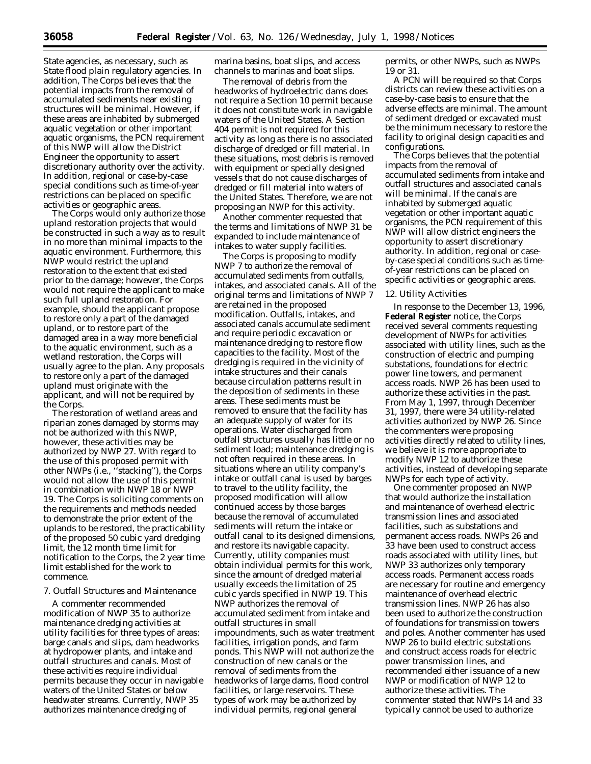State agencies, as necessary, such as State flood plain regulatory agencies. In addition, The Corps believes that the potential impacts from the removal of accumulated sediments near existing structures will be minimal. However, if these areas are inhabited by submerged aquatic vegetation or other important aquatic organisms, the PCN requirement of this NWP will allow the District Engineer the opportunity to assert discretionary authority over the activity. In addition, regional or case-by-case special conditions such as time-of-year restrictions can be placed on specific activities or geographic areas.

The Corps would only authorize those upland restoration projects that would be constructed in such a way as to result in no more than minimal impacts to the aquatic environment. Furthermore, this NWP would restrict the upland restoration to the extent that existed prior to the damage; however, the Corps would not require the applicant to make such full upland restoration. For example, should the applicant propose to restore only a part of the damaged upland, or to restore part of the damaged area in a way more beneficial to the aquatic environment, such as a wetland restoration, the Corps will usually agree to the plan. Any proposals to restore only a part of the damaged upland must originate with the applicant, and will not be required by the Corps.

The restoration of wetland areas and riparian zones damaged by storms may not be authorized with this NWP, however, these activities may be authorized by NWP 27. With regard to the use of this proposed permit with other NWPs (i.e., ''stacking''), the Corps would not allow the use of this permit in combination with NWP 18 or NWP 19. The Corps is soliciting comments on the requirements and methods needed to demonstrate the prior extent of the uplands to be restored, the practicability of the proposed 50 cubic yard dredging limit, the 12 month time limit for notification to the Corps, the 2 year time limit established for the work to commence.

7. Outfall Structures and Maintenance

A commenter recommended modification of NWP 35 to authorize maintenance dredging activities at utility facilities for three types of areas: barge canals and slips, dam headworks at hydropower plants, and intake and outfall structures and canals. Most of these activities require individual permits because they occur in navigable waters of the United States or below headwater streams. Currently, NWP 35 authorizes maintenance dredging of marina basins, boat slips, and access channels to marinas and boat slips.

The removal of debris from the headworks of hydroelectric dams does not require a Section 10 permit because it does not constitute work in navigable waters of the United States. A Section 404 permit is not required for this activity as long as there is no associated discharge of dredged or fill material. In these situations, most debris is removed with equipment or specially designed vessels that do not cause discharges of dredged or fill material into waters of the United States. Therefore, we are not proposing an NWP for this activity.

Another commenter requested that the terms and limitations of NWP 31 be expanded to include maintenance of intakes to water supply facilities.

The Corps is proposing to modify NWP 7 to authorize the removal of accumulated sediments from outfalls, intakes, and associated canals. All of the original terms and limitations of NWP 7 are retained in the proposed modification. Outfalls, intakes, and associated canals accumulate sediment and require periodic excavation or maintenance dredging to restore flow capacities to the facility. Most of the dredging is required in the vicinity of intake structures and their canals because circulation patterns result in the deposition of sediments in these areas. These sediments must be removed to ensure that the facility has an adequate supply of water for its operations. Water discharged from outfall structures usually has little or no sediment load; maintenance dredging is not often required in these areas. In situations where an utility company's intake or outfall canal is used by barges to travel to the utility facility, the proposed modification will allow continued access by those barges because the removal of accumulated sediments will return the intake or outfall canal to its designed dimensions, and restore its navigable capacity. Currently, utility companies must obtain individual permits for this work, since the amount of dredged material usually exceeds the limitation of 25 cubic yards specified in NWP 19. This NWP authorizes the removal of accumulated sediment from intake and outfall structures in small impoundments, such as water treatment facilities, irrigation ponds, and farm ponds. This NWP will not authorize the construction of new canals or the removal of sediments from the headworks of large dams, flood control facilities, or large reservoirs. These types of work may be authorized by individual permits, regional general permits, or other NWPs, such as NWPs 19 or 31.

A PCN will be required so that Corps districts can review these activities on a case-by-case basis to ensure that the adverse effects are minimal. The amount of sediment dredged or excavated must be the minimum necessary to restore the facility to original design capacities and configurations.

The Corps believes that the potential impacts from the removal of accumulated sediments from intake and outfall structures and associated canals will be minimal. If the canals are inhabited by submerged aquatic vegetation or other important aquatic organisms, the PCN requirement of this NWP will allow district engineers the opportunity to assert discretionary authority. In addition, regional or case-by-case special conditions such as time-of-year restrictions can be placed on specific activities or geographic areas.

12. Utility Activities

In response to the December 13, 1996, **Federal Register** notice, the Corps received several comments requesting development of NWPs for activities associated with utility lines, such as the construction of electric and pumping substations, foundations for electric power line towers, and permanent access roads. NWP 26 has been used to authorize these activities in the past. From May 1, 1997, through December 31, 1997, there were 34 utility-related activities authorized by NWP 26. Since the commenters were proposing activities directly related to utility lines, we believe it is more appropriate to modify NWP 12 to authorize these activities, instead of developing separate NWPs for each type of activity.

One commenter proposed an NWP that would authorize the installation and maintenance of overhead electric transmission lines and associated facilities, such as substations and permanent access roads. NWPs 26 and 33 have been used to construct access roads associated with utility lines, but NWP 33 authorizes only temporary access roads. Permanent access roads are necessary for routine and emergency maintenance of overhead electric transmission lines. NWP 26 has also been used to authorize the construction of foundations for transmission towers and poles. Another commenter has used NWP 26 to build electric substations and construct access roads for electric power transmission lines, and recommended either issuance of a new NWP or modification of NWP 12 to authorize these activities. The commenter stated that NWPs 14 and 33 typically cannot be used to authorize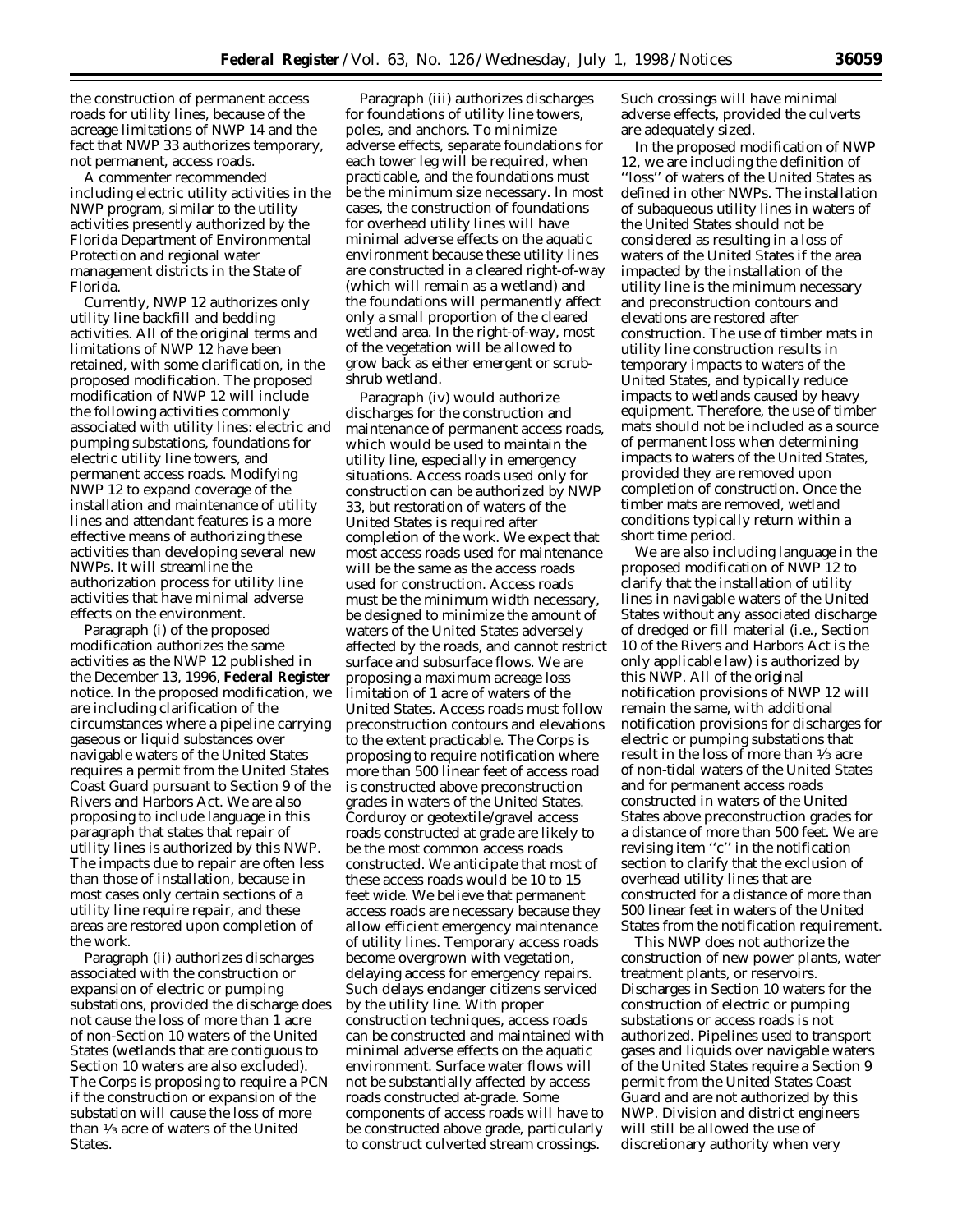the construction of permanent access roads for utility lines, because of the acreage limitations of NWP 14 and the fact that NWP 33 authorizes temporary, not permanent, access roads.

A commenter recommended including electric utility activities in the NWP program, similar to the utility activities presently authorized by the Florida Department of Environmental Protection and regional water management districts in the State of Florida.

Currently, NWP 12 authorizes only utility line backfill and bedding activities. All of the original terms and limitations of NWP 12 have been retained, with some clarification, in the proposed modification. The proposed modification of NWP 12 will include the following activities commonly associated with utility lines: electric and pumping substations, foundations for electric utility line towers, and permanent access roads. Modifying NWP 12 to expand coverage of the installation and maintenance of utility lines and attendant features is a more effective means of authorizing these activities than developing several new NWPs. It will streamline the authorization process for utility line activities that have minimal adverse effects on the environment.

Paragraph (i) of the proposed modification authorizes the same activities as the NWP 12 published in the December 13, 1996, **Federal Register** notice. In the proposed modification, we are including clarification of the circumstances where a pipeline carrying gaseous or liquid substances over navigable waters of the United States requires a permit from the United States Coast Guard pursuant to Section 9 of the Rivers and Harbors Act. We are also proposing to include language in this paragraph that states that repair of utility lines is authorized by this NWP. The impacts due to repair are often less than those of installation, because in most cases only certain sections of a utility line require repair, and these areas are restored upon completion of the work.

Paragraph (ii) authorizes discharges associated with the construction or expansion of electric or pumping substations, provided the discharge does not cause the loss of more than 1 acre of non-Section 10 waters of the United States (wetlands that are contiguous to Section 10 waters are also excluded). The Corps is proposing to require a PCN if the construction or expansion of the substation will cause the loss of more than 1/3 acre of waters of the United States.

Paragraph (iii) authorizes discharges for foundations of utility line towers, poles, and anchors. To minimize adverse effects, separate foundations for each tower leg will be required, when practicable, and the foundations must be the minimum size necessary. In most cases, the construction of foundations for overhead utility lines will have minimal adverse effects on the aquatic environment because these utility lines are constructed in a cleared right-of-way (which will remain as a wetland) and the foundations will permanently affect only a small proportion of the cleared wetland area. In the right-of-way, most of the vegetation will be allowed to grow back as either emergent or scrub-shrub wetland.

Paragraph (iv) would authorize discharges for the construction and maintenance of permanent access roads, which would be used to maintain the utility line, especially in emergency situations. Access roads used only for construction can be authorized by NWP 33, but restoration of waters of the United States is required after completion of the work. We expect that most access roads used for maintenance will be the same as the access roads used for construction. Access roads must be the minimum width necessary, be designed to minimize the amount of waters of the United States adversely affected by the roads, and cannot restrict surface and subsurface flows. We are proposing a maximum acreage loss limitation of 1 acre of waters of the United States. Access roads must follow preconstruction contours and elevations to the extent practicable. The Corps is proposing to require notification where more than 500 linear feet of access road is constructed above preconstruction grades in waters of the United States. Corduroy or geotextile/gravel access roads constructed at grade are likely to be the most common access roads constructed. We anticipate that most of these access roads would be 10 to 15 feet wide. We believe that permanent access roads are necessary because they allow efficient emergency maintenance of utility lines. Temporary access roads become overgrown with vegetation, delaying access for emergency repairs. Such delays endanger citizens serviced by the utility line. With proper construction techniques, access roads can be constructed and maintained with minimal adverse effects on the aquatic environment. Surface water flows will not be substantially affected by access roads constructed at-grade. Some components of access roads will have to be constructed above grade, particularly to construct culverted stream crossings. Such crossings will have minimal adverse effects, provided the culverts are adequately sized.

In the proposed modification of NWP 12, we are including the definition of "loss" of waters of the United States as defined in other NWPs. The installation of subaqueous utility lines in waters of the United States should not be considered as resulting in a loss of waters of the United States if the area impacted by the installation of the utility line is the minimum necessary and preconstruction contours and elevations are restored after construction. The use of timber mats in utility line construction results in temporary impacts to waters of the United States, and typically reduce impacts to wetlands caused by heavy equipment. Therefore, the use of timber mats should not be included as a source of permanent loss when determining impacts to waters of the United States, provided they are removed upon completion of construction. Once the timber mats are removed, wetland conditions typically return within a short time period.

We are also including language in the proposed modification of NWP 12 to clarify that the installation of utility lines in navigable waters of the United States without any associated discharge of dredged or fill material (i.e., Section 10 of the Rivers and Harbors Act is the only applicable law) is authorized by this NWP. All of the original notification provisions of NWP 12 will remain the same, with additional notification provisions for discharges for electric or pumping substations that result in the loss of more than 1/3 acre of non-tidal waters of the United States and for permanent access roads constructed in waters of the United States above preconstruction grades for a distance of more than 500 feet. We are revising item "c" in the notification section to clarify that the exclusion of overhead utility lines that are constructed for a distance of more than 500 linear feet in waters of the United States from the notification requirement.

This NWP does not authorize the construction of new power plants, water treatment plants, or reservoirs. Discharges in Section 10 waters for the construction of electric or pumping substations or access roads is not authorized. Pipelines used to transport gases and liquids over navigable waters of the United States require a Section 9 permit from the United States Coast Guard and are not authorized by this NWP. Division and district engineers will still be allowed the use of discretionary authority when very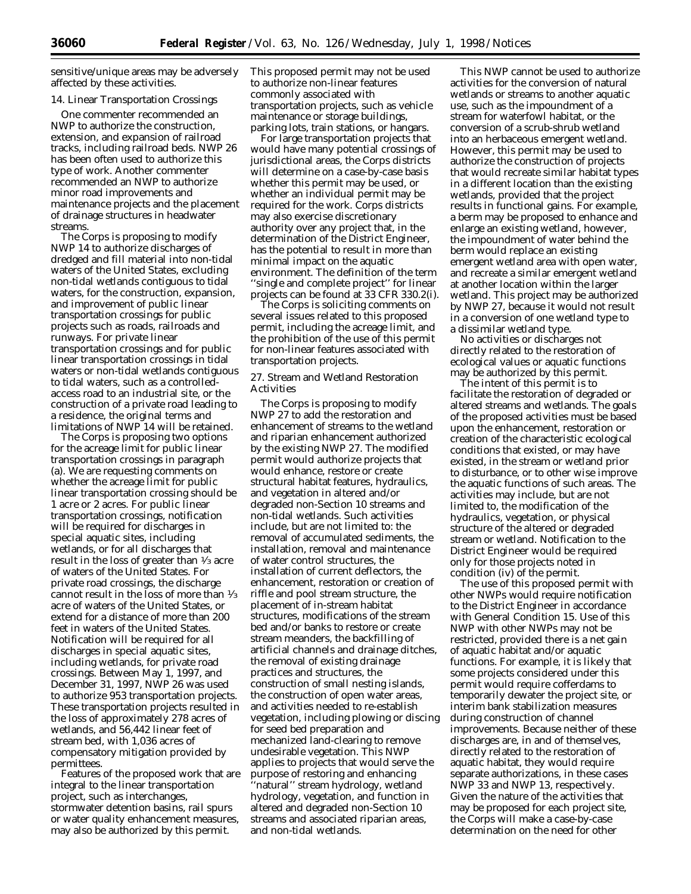sensitive/unique areas may be adversely affected by these activities.

14. Linear Transportation Crossings

One commenter recommended an NWP to authorize the construction, extension, and expansion of railroad tracks, including railroad beds. NWP 26 has been often used to authorize this type of work. Another commenter recommended an NWP to authorize minor road improvements and maintenance projects and the placement of drainage structures in headwater streams.

The Corps is proposing to modify NWP 14 to authorize discharges of dredged and fill material into non-tidal waters of the United States, excluding non-tidal wetlands contiguous to tidal waters, for the construction, expansion, and improvement of public linear transportation crossings for public projects such as roads, railroads and runways. For private linear transportation crossings and for public linear transportation crossings in tidal waters or non-tidal wetlands contiguous to tidal waters, such as a controlled-access road to an industrial site, or the construction of a private road leading to a residence, the original terms and limitations of NWP 14 will be retained.

The Corps is proposing two options for the acreage limit for public linear transportation crossings in paragraph (a). We are requesting comments on whether the acreage limit for public linear transportation crossing should be 1 acre or 2 acres. For public linear transportation crossings, notification will be required for discharges in special aquatic sites, including wetlands, or for all discharges that result in the loss of greater than 1/3 acre of waters of the United States. For private road crossings, the discharge cannot result in the loss of more than 1/3 acre of waters of the United States, or extend for a distance of more than 200 feet in waters of the United States. Notification will be required for all discharges in special aquatic sites, including wetlands, for private road crossings. Between May 1, 1997, and December 31, 1997, NWP 26 was used to authorize 953 transportation projects. These transportation projects resulted in the loss of approximately 278 acres of wetlands, and 56,442 linear feet of stream bed, with 1,036 acres of compensatory mitigation provided by permittees.

Features of the proposed work that are integral to the linear transportation project, such as interchanges, stormwater detention basins, rail spurs or water quality enhancement measures, may also be authorized by this permit. This proposed permit may not be used to authorize non-linear features commonly associated with transportation projects, such as vehicle maintenance or storage buildings, parking lots, train stations, or hangars.

For large transportation projects that would have many potential crossings of jurisdictional areas, the Corps districts will determine on a case-by-case basis whether this permit may be used, or whether an individual permit may be required for the work. Corps districts may also exercise discretionary authority over any project that, in the determination of the District Engineer, has the potential to result in more than minimal impact on the aquatic environment. The definition of the term ''single and complete project'' for linear projects can be found at 33 CFR 330.2(i).

The Corps is soliciting comments on several issues related to this proposed permit, including the acreage limit, and the prohibition of the use of this permit for non-linear features associated with transportation projects.

27. Stream and Wetland Restoration Activities

The Corps is proposing to modify NWP 27 to add the restoration and enhancement of streams to the wetland and riparian enhancement authorized by the existing NWP 27. The modified permit would authorize projects that would enhance, restore or create structural habitat features, hydraulics, and vegetation in altered and/or degraded non-Section 10 streams and non-tidal wetlands. Such activities include, but are not limited to: the removal of accumulated sediments, the installation, removal and maintenance of water control structures, the installation of current deflectors, the enhancement, restoration or creation of riffle and pool stream structure, the placement of in-stream habitat structures, modifications of the stream bed and/or banks to restore or create stream meanders, the backfilling of artificial channels and drainage ditches, the removal of existing drainage practices and structures, the construction of small nesting islands, the construction of open water areas, and activities needed to re-establish vegetation, including plowing or discing for seed bed preparation and mechanized land-clearing to remove undesirable vegetation. This NWP applies to projects that would serve the purpose of restoring and enhancing ''natural'' stream hydrology, wetland hydrology, vegetation, and function in altered and degraded non-Section 10 streams and associated riparian areas, and non-tidal wetlands.

This NWP cannot be used to authorize activities for the conversion of natural wetlands or streams to another aquatic use, such as the impoundment of a stream for waterfowl habitat, or the conversion of a scrub-shrub wetland into an herbaceous emergent wetland. However, this permit may be used to authorize the construction of projects that would recreate similar habitat types in a different location than the existing wetlands, provided that the project results in functional gains. For example, a berm may be proposed to enhance and enlarge an existing wetland, however, the impoundment of water behind the berm would replace an existing emergent wetland area with open water, and recreate a similar emergent wetland at another location within the larger wetland. This project may be authorized by NWP 27, because it would not result in a conversion of one wetland type to a dissimilar wetland type.

No activities or discharges not directly related to the restoration of ecological values or aquatic functions may be authorized by this permit.

The intent of this permit is to facilitate the restoration of degraded or altered streams and wetlands. The goals of the proposed activities must be based upon the enhancement, restoration or creation of the characteristic ecological conditions that existed, or may have existed, in the stream or wetland prior to disturbance, or to other wise improve the aquatic functions of such areas. The activities may include, but are not limited to, the modification of the hydraulics, vegetation, or physical structure of the altered or degraded stream or wetland. Notification to the District Engineer would be required only for those projects noted in condition (iv) of the permit.

The use of this proposed permit with other NWPs would require notification to the District Engineer in accordance with General Condition 15. Use of this NWP with other NWPs may not be restricted, provided there is a net gain of aquatic habitat and/or aquatic functions. For example, it is likely that some projects considered under this permit would require cofferdams to temporarily dewater the project site, or interim bank stabilization measures during construction of channel improvements. Because neither of these discharges are, in and of themselves, directly related to the restoration of aquatic habitat, they would require separate authorizations, in these cases NWP 33 and NWP 13, respectively. Given the nature of the activities that may be proposed for each project site, the Corps will make a case-by-case determination on the need for other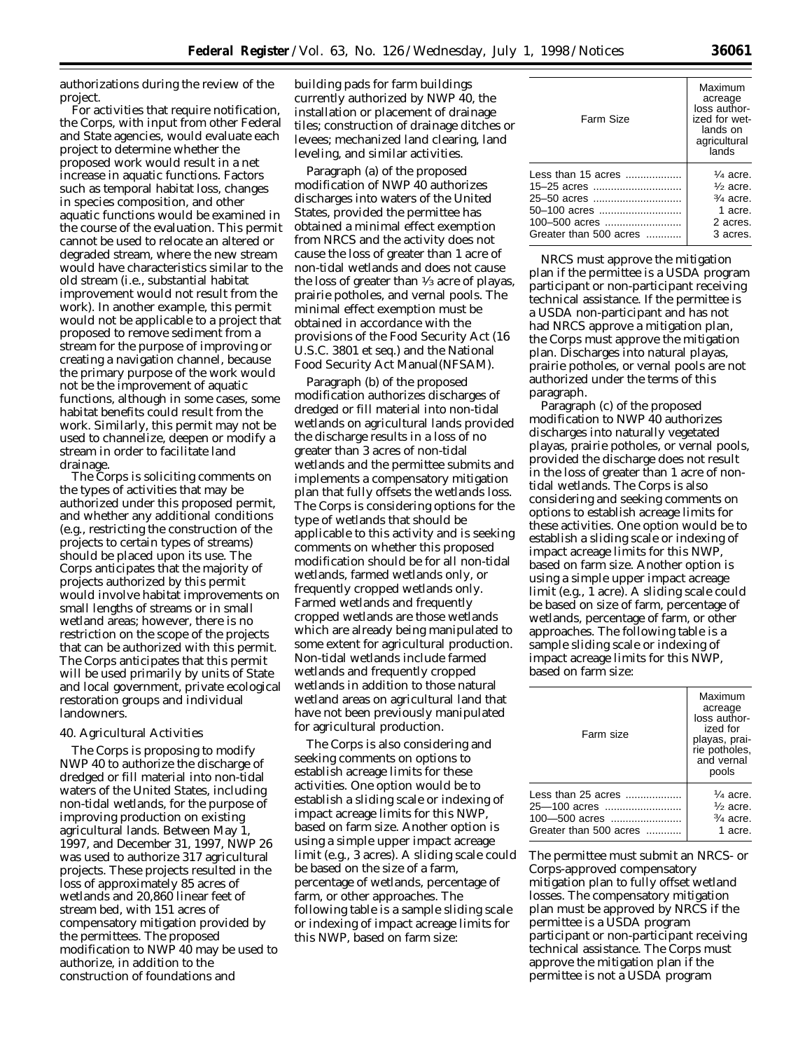authorizations during the review of the project.

For activities that require notification, the Corps, with input from other Federal and State agencies, would evaluate each project to determine whether the proposed work would result in a net increase in aquatic functions. Factors such as temporal habitat loss, changes in species composition, and other aquatic functions would be examined in the course of the evaluation. This permit cannot be used to relocate an altered or degraded stream, where the new stream would have characteristics similar to the old stream (i.e., substantial habitat improvement would not result from the work). In another example, this permit would not be applicable to a project that proposed to remove sediment from a stream for the purpose of improving or creating a navigation channel, because the primary purpose of the work would not be the improvement of aquatic functions, although in some cases, some habitat benefits could result from the work. Similarly, this permit may not be used to channelize, deepen or modify a stream in order to facilitate land drainage.

The Corps is soliciting comments on the types of activities that may be authorized under this proposed permit, and whether any additional conditions (e.g., restricting the construction of the projects to certain types of streams) should be placed upon its use. The Corps anticipates that the majority of projects authorized by this permit would involve habitat improvements on small lengths of streams or in small wetland areas; however, there is no restriction on the scope of the projects that can be authorized with this permit. The Corps anticipates that this permit will be used primarily by units of State and local government, private ecological restoration groups and individual landowners.

40. Agricultural Activities

The Corps is proposing to modify NWP 40 to authorize the discharge of dredged or fill material into non-tidal waters of the United States, including non-tidal wetlands, for the purpose of improving production on existing agricultural lands. Between May 1, 1997, and December 31, 1997, NWP 26 was used to authorize 317 agricultural projects. These projects resulted in the loss of approximately 85 acres of wetlands and 20,860 linear feet of stream bed, with 151 acres of compensatory mitigation provided by the permittees. The proposed modification to NWP 40 may be used to authorize, in addition to the construction of foundations and building pads for farm buildings currently authorized by NWP 40, the installation or placement of drainage tiles; construction of drainage ditches or levees; mechanized land clearing, land leveling, and similar activities.

Paragraph (a) of the proposed modification of NWP 40 authorizes discharges into waters of the United States, provided the permittee has obtained a minimal effect exemption from NRCS and the activity does not cause the loss of greater than 1 acre of non-tidal wetlands and does not cause the loss of greater than ⅓ acre of playas, prairie potholes, and vernal pools. The minimal effect exemption must be obtained in accordance with the provisions of the Food Security Act (16 U.S.C. 3801 et seq.) and the National Food Security Act Manual(NFSAM).

Paragraph (b) of the proposed modification authorizes discharges of dredged or fill material into non-tidal wetlands on agricultural lands provided the discharge results in a loss of no greater than 3 acres of non-tidal wetlands and the permittee submits and implements a compensatory mitigation plan that fully offsets the wetlands loss. The Corps is considering options for the type of wetlands that should be applicable to this activity and is seeking comments on whether this proposed modification should be for all non-tidal wetlands, farmed wetlands only, or frequently cropped wetlands only. Farmed wetlands and frequently cropped wetlands are those wetlands which are already being manipulated to some extent for agricultural production. Non-tidal wetlands include farmed wetlands and frequently cropped wetlands in addition to those natural wetland areas on agricultural land that have not been previously manipulated for agricultural production.

The Corps is also considering and seeking comments on options to establish acreage limits for these activities. One option would be to establish a sliding scale or indexing of impact acreage limits for this NWP, based on farm size. Another option is using a simple upper impact acreage limit (e.g., 3 acres). A sliding scale could be based on the size of a farm, percentage of wetlands, percentage of farm, or other approaches. The following table is a sample sliding scale or indexing of impact acreage limits for this NWP, based on farm size:

| Farm Size | Maximum acreage loss authorized for wetlands on agricultural lands |
|---|---|
| Less than 15 acres | ¼ acre. |
| 15–25 acres | ½ acre. |
| 25–50 acres | ¾ acre. |
| 50–100 acres | 1 acre. |
| 100–500 acres | 2 acres. |
| Greater than 500 acres | 3 acres. |

NRCS must approve the mitigation plan if the permittee is a USDA program participant or non-participant receiving technical assistance. If the permittee is a USDA non-participant and has not had NRCS approve a mitigation plan, the Corps must approve the mitigation plan. Discharges into natural playas, prairie potholes, or vernal pools are not authorized under the terms of this paragraph.

Paragraph (c) of the proposed modification to NWP 40 authorizes discharges into naturally vegetated playas, prairie potholes, or vernal pools, provided the discharge does not result in the loss of greater than 1 acre of non-tidal wetlands. The Corps is also considering and seeking comments on options to establish acreage limits for these activities. One option would be to establish a sliding scale or indexing of impact acreage limits for this NWP, based on farm size. Another option is using a simple upper impact acreage limit (e.g., 1 acre). A sliding scale could be based on size of farm, percentage of wetlands, percentage of farm, or other approaches. The following table is a sample sliding scale or indexing of impact acreage limits for this NWP, based on farm size:

| Farm size | Maximum acreage loss authorized for playas, prairie potholes, and vernal pools |
|---|---|
| Less than 25 acres | ¼ acre. |
| 25—100 acres | ½ acre. |
| 100—500 acres | ¾ acre. |
| Greater than 500 acres | 1 acre. |

The permittee must submit an NRCS- or Corps-approved compensatory mitigation plan to fully offset wetland losses. The compensatory mitigation plan must be approved by NRCS if the permittee is a USDA program participant or non-participant receiving technical assistance. The Corps must approve the mitigation plan if the permittee is not a USDA program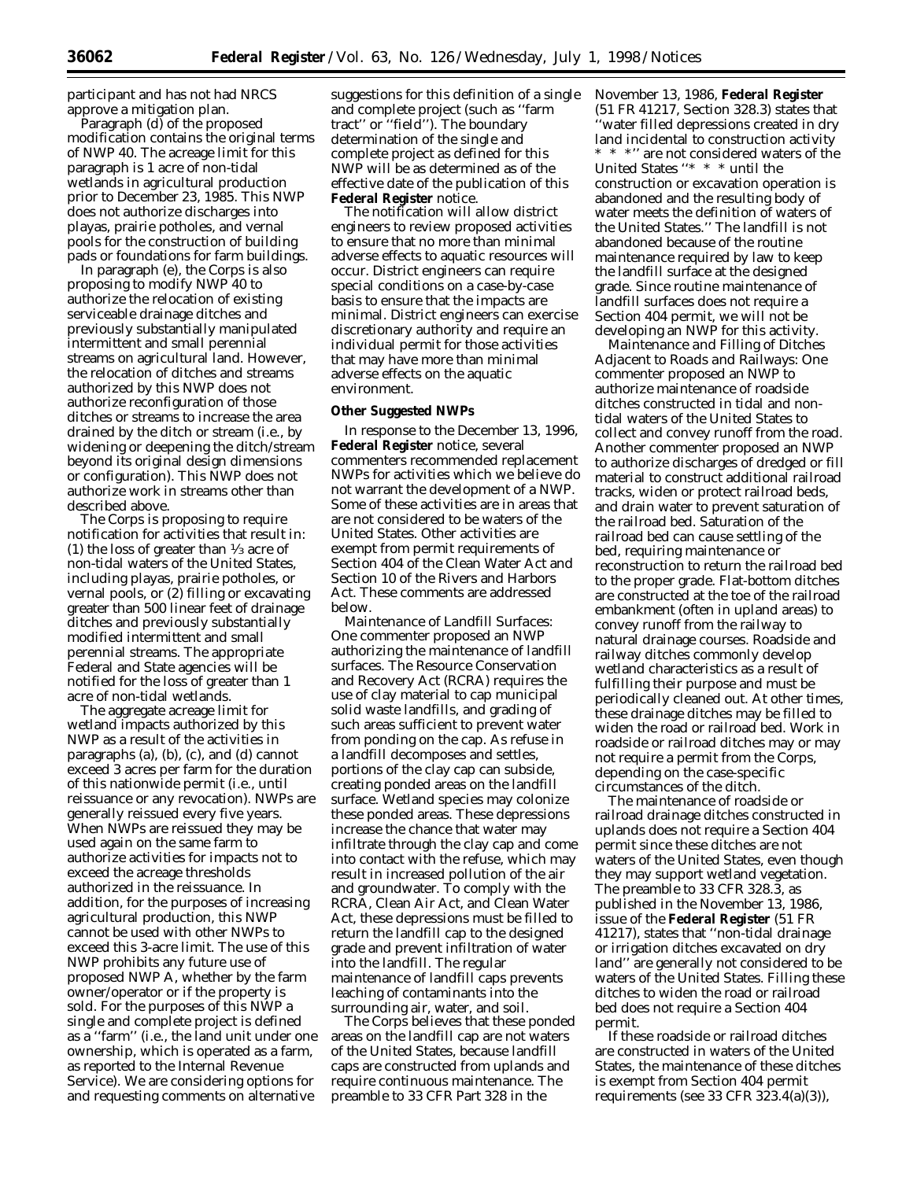participant and has not had NRCS approve a mitigation plan.

Paragraph (d) of the proposed modification contains the original terms of NWP 40. The acreage limit for this paragraph is 1 acre of non-tidal wetlands in agricultural production prior to December 23, 1985. This NWP does not authorize discharges into playas, prairie potholes, and vernal pools for the construction of building pads or foundations for farm buildings.

In paragraph (e), the Corps is also proposing to modify NWP 40 to authorize the relocation of existing serviceable drainage ditches and previously substantially manipulated intermittent and small perennial streams on agricultural land. However, the relocation of ditches and streams authorized by this NWP does not authorize reconfiguration of those ditches or streams to increase the area drained by the ditch or stream (i.e., by widening or deepening the ditch/stream beyond its original design dimensions or configuration). This NWP does not authorize work in streams other than described above.

The Corps is proposing to require notification for activities that result in: (1) the loss of greater than ⅓ acre of non-tidal waters of the United States, including playas, prairie potholes, or vernal pools, or (2) filling or excavating greater than 500 linear feet of drainage ditches and previously substantially modified intermittent and small perennial streams. The appropriate Federal and State agencies will be notified for the loss of greater than 1 acre of non-tidal wetlands.

The aggregate acreage limit for wetland impacts authorized by this NWP as a result of the activities in paragraphs (a), (b), (c), and (d) cannot exceed 3 acres per farm for the duration of this nationwide permit (i.e., until reissuance or any revocation). NWPs are generally reissued every five years. When NWPs are reissued they may be used again on the same farm to authorize activities for impacts not to exceed the acreage thresholds authorized in the reissuance. In addition, for the purposes of increasing agricultural production, this NWP cannot be used with other NWPs to exceed this 3-acre limit. The use of this NWP prohibits any future use of proposed NWP A, whether by the farm owner/operator or if the property is sold. For the purposes of this NWP a single and complete project is defined as a ''farm'' (i.e., the land unit under one ownership, which is operated as a farm, as reported to the Internal Revenue Service). We are considering options for and requesting comments on alternative suggestions for this definition of a single and complete project (such as ''farm tract'' or ''field''). The boundary determination of the single and complete project as defined for this NWP will be as determined as of the effective date of the publication of this **Federal Register** notice.

The notification will allow district engineers to review proposed activities to ensure that no more than minimal adverse effects to aquatic resources will occur. District engineers can require special conditions on a case-by-case basis to ensure that the impacts are minimal. District engineers can exercise discretionary authority and require an individual permit for those activities that may have more than minimal adverse effects on the aquatic environment.

**Other Suggested NWPs**

In response to the December 13, 1996, **Federal Register** notice, several commenters recommended replacement NWPs for activities which we believe do not warrant the development of a NWP. Some of these activities are in areas that are not considered to be waters of the United States. Other activities are exempt from permit requirements of Section 404 of the Clean Water Act and Section 10 of the Rivers and Harbors Act. These comments are addressed below.

*Maintenance of Landfill Surfaces:* One commenter proposed an NWP authorizing the maintenance of landfill surfaces. The Resource Conservation and Recovery Act (RCRA) requires the use of clay material to cap municipal solid waste landfills, and grading of such areas sufficient to prevent water from ponding on the cap. As refuse in a landfill decomposes and settles, portions of the clay cap can subside, creating ponded areas on the landfill surface. Wetland species may colonize these ponded areas. These depressions increase the chance that water may infiltrate through the clay cap and come into contact with the refuse, which may result in increased pollution of the air and groundwater. To comply with the RCRA, Clean Air Act, and Clean Water Act, these depressions must be filled to return the landfill cap to the designed grade and prevent infiltration of water into the landfill. The regular maintenance of landfill caps prevents leaching of contaminants into the surrounding air, water, and soil.

The Corps believes that these ponded areas on the landfill cap are not waters of the United States, because landfill caps are constructed from uplands and require continuous maintenance. The preamble to 33 CFR Part 328 in the November 13, 1986, **Federal Register** (51 FR 41217, Section 328.3) states that ''water filled depressions created in dry land incidental to construction activity * * *'' are not considered waters of the United States ''* * * until the construction or excavation operation is abandoned and the resulting body of water meets the definition of waters of the United States.'' The landfill is not abandoned because of the routine maintenance required by law to keep the landfill surface at the designed grade. Since routine maintenance of landfill surfaces does not require a Section 404 permit, we will not be developing an NWP for this activity.

*Maintenance and Filling of Ditches Adjacent to Roads and Railways:* One commenter proposed an NWP to authorize maintenance of roadside ditches constructed in tidal and non-tidal waters of the United States to collect and convey runoff from the road. Another commenter proposed an NWP to authorize discharges of dredged or fill material to construct additional railroad tracks, widen or protect railroad beds, and drain water to prevent saturation of the railroad bed. Saturation of the railroad bed can cause settling of the bed, requiring maintenance or reconstruction to return the railroad bed to the proper grade. Flat-bottom ditches are constructed at the toe of the railroad embankment (often in upland areas) to convey runoff from the railway to natural drainage courses. Roadside and railway ditches commonly develop wetland characteristics as a result of fulfilling their purpose and must be periodically cleaned out. At other times, these drainage ditches may be filled to widen the road or railroad bed. Work in roadside or railroad ditches may or may not require a permit from the Corps, depending on the case-specific circumstances of the ditch.

The maintenance of roadside or railroad drainage ditches constructed in uplands does not require a Section 404 permit since these ditches are not waters of the United States, even though they may support wetland vegetation. The preamble to 33 CFR 328.3, as published in the November 13, 1986, issue of the **Federal Register** (51 FR 41217), states that ''non-tidal drainage or irrigation ditches excavated on dry land'' are generally not considered to be waters of the United States. Filling these ditches to widen the road or railroad bed does not require a Section 404 permit.

If these roadside or railroad ditches are constructed in waters of the United States, the maintenance of these ditches is exempt from Section 404 permit requirements (see 33 CFR 323.4(a)(3)),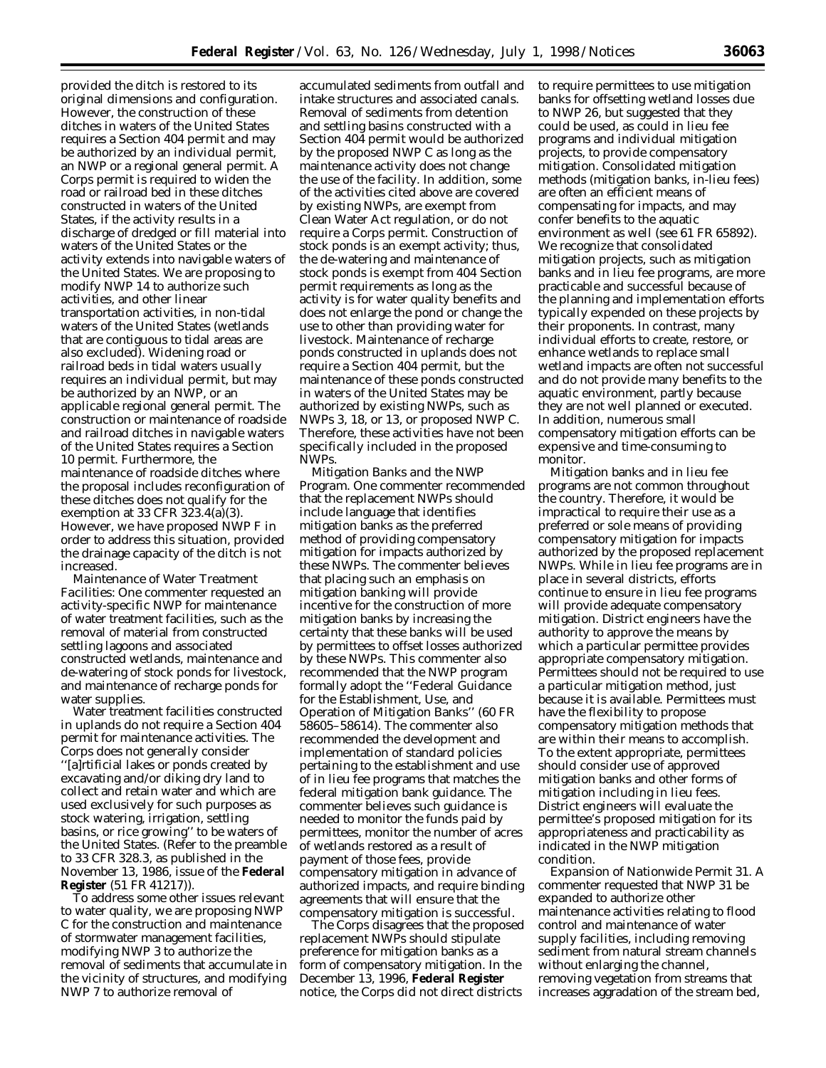provided the ditch is restored to its original dimensions and configuration. However, the construction of these ditches in waters of the United States requires a Section 404 permit and may be authorized by an individual permit, an NWP or a regional general permit. A Corps permit is required to widen the road or railroad bed in these ditches constructed in waters of the United States, if the activity results in a discharge of dredged or fill material into waters of the United States or the activity extends into navigable waters of the United States. We are proposing to modify NWP 14 to authorize such activities, and other linear transportation activities, in non-tidal waters of the United States (wetlands that are contiguous to tidal areas are also excluded). Widening road or railroad beds in tidal waters usually requires an individual permit, but may be authorized by an NWP, or an applicable regional general permit. The construction or maintenance of roadside and railroad ditches in navigable waters of the United States requires a Section 10 permit. Furthermore, the maintenance of roadside ditches where the proposal includes reconfiguration of these ditches does not qualify for the exemption at 33 CFR 323.4(a)(3). However, we have proposed NWP F in order to address this situation, provided the drainage capacity of the ditch is not increased.

*Maintenance of Water Treatment Facilities:* One commenter requested an activity-specific NWP for maintenance of water treatment facilities, such as the removal of material from constructed settling lagoons and associated constructed wetlands, maintenance and de-watering of stock ponds for livestock, and maintenance of recharge ponds for water supplies.

Water treatment facilities constructed in uplands do not require a Section 404 permit for maintenance activities. The Corps does not generally consider ''[a]rtificial lakes or ponds created by excavating and/or diking dry land to collect and retain water and which are used exclusively for such purposes as stock watering, irrigation, settling basins, or rice growing'' to be waters of the United States. (Refer to the preamble to 33 CFR 328.3, as published in the November 13, 1986, issue of the **Federal Register** (51 FR 41217)).

To address some other issues relevant to water quality, we are proposing NWP C for the construction and maintenance of stormwater management facilities, modifying NWP 3 to authorize the removal of sediments that accumulate in the vicinity of structures, and modifying NWP 7 to authorize removal of accumulated sediments from outfall and intake structures and associated canals. Removal of sediments from detention and settling basins constructed with a Section 404 permit would be authorized by the proposed NWP C as long as the maintenance activity does not change the use of the facility. In addition, some of the activities cited above are covered by existing NWPs, are exempt from Clean Water Act regulation, or do not require a Corps permit. Construction of stock ponds is an exempt activity; thus, the de-watering and maintenance of stock ponds is exempt from 404 Section permit requirements as long as the activity is for water quality benefits and does not enlarge the pond or change the use to other than providing water for livestock. Maintenance of recharge ponds constructed in uplands does not require a Section 404 permit, but the maintenance of these ponds constructed in waters of the United States may be authorized by existing NWPs, such as NWPs 3, 18, or 13, or proposed NWP C. Therefore, these activities have not been specifically included in the proposed NWPs.

*Mitigation Banks and the NWP Program.* One commenter recommended that the replacement NWPs should include language that identifies mitigation banks as the preferred method of providing compensatory mitigation for impacts authorized by these NWPs. The commenter believes that placing such an emphasis on mitigation banking will provide incentive for the construction of more mitigation banks by increasing the certainty that these banks will be used by permittees to offset losses authorized by these NWPs. This commenter also recommended that the NWP program formally adopt the ''Federal Guidance for the Establishment, Use, and Operation of Mitigation Banks'' (60 FR 58605–58614). The commenter also recommended the development and implementation of standard policies pertaining to the establishment and use of in lieu fee programs that matches the federal mitigation bank guidance. The commenter believes such guidance is needed to monitor the funds paid by permittees, monitor the number of acres of wetlands restored as a result of payment of those fees, provide compensatory mitigation in advance of authorized impacts, and require binding agreements that will ensure that the compensatory mitigation is successful.

The Corps disagrees that the proposed replacement NWPs should stipulate preference for mitigation banks as a form of compensatory mitigation. In the December 13, 1996, **Federal Register** notice, the Corps did not direct districts to require permittees to use mitigation banks for offsetting wetland losses due to NWP 26, but suggested that they could be used, as could in lieu fee programs and individual mitigation projects, to provide compensatory mitigation. Consolidated mitigation methods (mitigation banks, in-lieu fees) are often an efficient means of compensating for impacts, and may confer benefits to the aquatic environment as well (see 61 FR 65892). We recognize that consolidated mitigation projects, such as mitigation banks and in lieu fee programs, are more practicable and successful because of the planning and implementation efforts typically expended on these projects by their proponents. In contrast, many individual efforts to create, restore, or enhance wetlands to replace small wetland impacts are often not successful and do not provide many benefits to the aquatic environment, partly because they are not well planned or executed. In addition, numerous small compensatory mitigation efforts can be expensive and time-consuming to monitor.

Mitigation banks and in lieu fee programs are not common throughout the country. Therefore, it would be impractical to require their use as a preferred or sole means of providing compensatory mitigation for impacts authorized by the proposed replacement NWPs. While in lieu fee programs are in place in several districts, efforts continue to ensure in lieu fee programs will provide adequate compensatory mitigation. District engineers have the authority to approve the means by which a particular permittee provides appropriate compensatory mitigation. Permittees should not be required to use a particular mitigation method, just because it is available. Permittees must have the flexibility to propose compensatory mitigation methods that are within their means to accomplish. To the extent appropriate, permittees should consider use of approved mitigation banks and other forms of mitigation including in lieu fees. District engineers will evaluate the permittee's proposed mitigation for its appropriateness and practicability as indicated in the NWP mitigation condition.

*Expansion of Nationwide Permit 31.* A commenter requested that NWP 31 be expanded to authorize other maintenance activities relating to flood control and maintenance of water supply facilities, including removing sediment from natural stream channels without enlarging the channel, removing vegetation from streams that increases aggradation of the stream bed,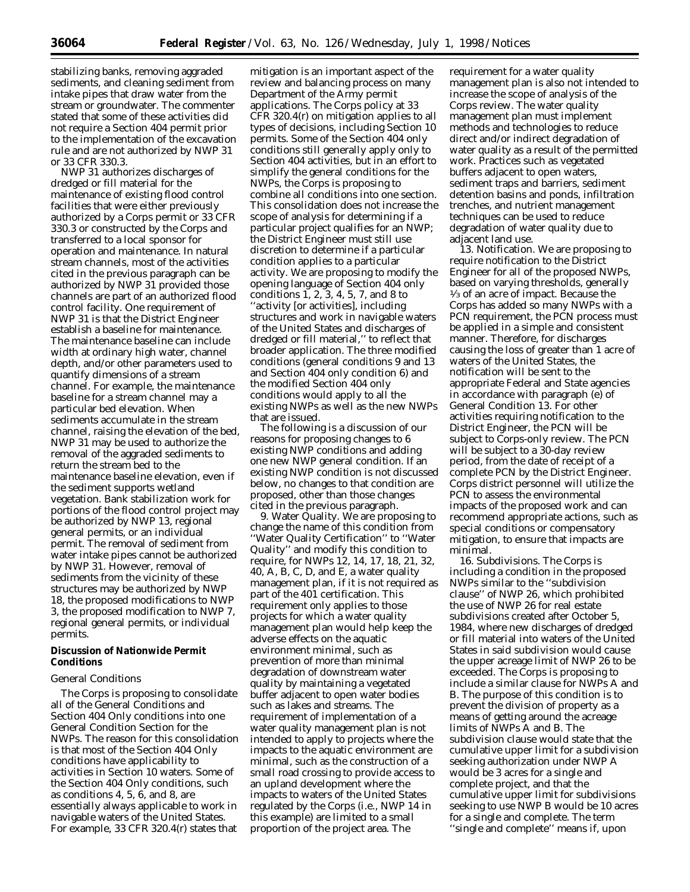stabilizing banks, removing aggraded sediments, and cleaning sediment from intake pipes that draw water from the stream or groundwater. The commenter stated that some of these activities did not require a Section 404 permit prior to the implementation of the excavation rule and are not authorized by NWP 31 or 33 CFR 330.3.

NWP 31 authorizes discharges of dredged or fill material for the maintenance of existing flood control facilities that were either previously authorized by a Corps permit or 33 CFR 330.3 or constructed by the Corps and transferred to a local sponsor for operation and maintenance. In natural stream channels, most of the activities cited in the previous paragraph can be authorized by NWP 31 provided those channels are part of an authorized flood control facility. One requirement of NWP 31 is that the District Engineer establish a baseline for maintenance. The maintenance baseline can include width at ordinary high water, channel depth, and/or other parameters used to quantify dimensions of a stream channel. For example, the maintenance baseline for a stream channel may a particular bed elevation. When sediments accumulate in the stream channel, raising the elevation of the bed, NWP 31 may be used to authorize the removal of the aggraded sediments to return the stream bed to the maintenance baseline elevation, even if the sediment supports wetland vegetation. Bank stabilization work for portions of the flood control project may be authorized by NWP 13, regional general permits, or an individual permit. The removal of sediment from water intake pipes cannot be authorized by NWP 31. However, removal of sediments from the vicinity of these structures may be authorized by NWP 18, the proposed modifications to NWP 3, the proposed modification to NWP 7, regional general permits, or individual permits.

## Discussion of Nationwide Permit Conditions

### General Conditions

The Corps is proposing to consolidate all of the General Conditions and Section 404 Only conditions into one General Condition Section for the NWPs. The reason for this consolidation is that most of the Section 404 Only conditions have applicability to activities in Section 10 waters. Some of the Section 404 Only conditions, such as conditions 4, 5, 6, and 8, are essentially always applicable to work in navigable waters of the United States. For example, 33 CFR 320.4(r) states that mitigation is an important aspect of the review and balancing process on many Department of the Army permit applications. The Corps policy at 33 CFR 320.4(r) on mitigation applies to all types of decisions, including Section 10 permits. Some of the Section 404 only conditions still generally apply only to Section 404 activities, but in an effort to simplify the general conditions for the NWPs, the Corps is proposing to combine all conditions into one section. This consolidation does not increase the scope of analysis for determining if a particular project qualifies for an NWP; the District Engineer must still use discretion to determine if a particular condition applies to a particular activity. We are proposing to modify the opening language of Section 404 only conditions 1, 2, 3, 4, 5, 7, and 8 to "activity [or activities], including structures and work in navigable waters of the United States and discharges of dredged or fill material," to reflect that broader application. The three modified conditions (general conditions 9 and 13 and Section 404 only condition 6) and the modified Section 404 only conditions would apply to all the existing NWPs as well as the new NWPs that are issued.

The following is a discussion of our reasons for proposing changes to 6 existing NWP conditions and adding one new NWP general condition. If an existing NWP condition is not discussed below, no changes to that condition are proposed, other than those changes cited in the previous paragraph.

9. Water Quality. We are proposing to change the name of this condition from "Water Quality Certification" to "Water Quality" and modify this condition to require, for NWPs 12, 14, 17, 18, 21, 32, 40, A, B, C, D, and E, a water quality management plan, if it is not required as part of the 401 certification. This requirement only applies to those projects for which a water quality management plan would help keep the adverse effects on the aquatic environment minimal, such as prevention of more than minimal degradation of downstream water quality by maintaining a vegetated buffer adjacent to open water bodies such as lakes and streams. The requirement of implementation of a water quality management plan is not intended to apply to projects where the impacts to the aquatic environment are minimal, such as the construction of a small road crossing to provide access to an upland development where the impacts to waters of the United States regulated by the Corps (i.e., NWP 14 in this example) are limited to a small proportion of the project area. The requirement for a water quality management plan is also not intended to increase the scope of analysis of the Corps review. The water quality management plan must implement methods and technologies to reduce direct and/or indirect degradation of water quality as a result of the permitted work. Practices such as vegetated buffers adjacent to open waters, sediment traps and barriers, sediment detention basins and ponds, infiltration trenches, and nutrient management techniques can be used to reduce degradation of water quality due to adjacent land use.

13. Notification. We are proposing to require notification to the District Engineer for all of the proposed NWPs, based on varying thresholds, generally ⅓ of an acre of impact. Because the Corps has added so many NWPs with a PCN requirement, the PCN process must be applied in a simple and consistent manner. Therefore, for discharges causing the loss of greater than 1 acre of waters of the United States, the notification will be sent to the appropriate Federal and State agencies in accordance with paragraph (e) of General Condition 13. For other activities requiring notification to the District Engineer, the PCN will be subject to Corps-only review. The PCN will be subject to a 30-day review period, from the date of receipt of a complete PCN by the District Engineer. Corps district personnel will utilize the PCN to assess the environmental impacts of the proposed work and can recommend appropriate actions, such as special conditions or compensatory mitigation, to ensure that impacts are minimal.

16. Subdivisions. The Corps is including a condition in the proposed NWPs similar to the "subdivision clause" of NWP 26, which prohibited the use of NWP 26 for real estate subdivisions created after October 5, 1984, where new discharges of dredged or fill material into waters of the United States in said subdivision would cause the upper acreage limit of NWP 26 to be exceeded. The Corps is proposing to include a similar clause for NWPs A and B. The purpose of this condition is to prevent the division of property as a means of getting around the acreage limits of NWPs A and B. The subdivision clause would state that the cumulative upper limit for a subdivision seeking authorization under NWP A would be 3 acres for a single and complete project, and that the cumulative upper limit for subdivisions seeking to use NWP B would be 10 acres for a single and complete. The term "single and complete" means if, upon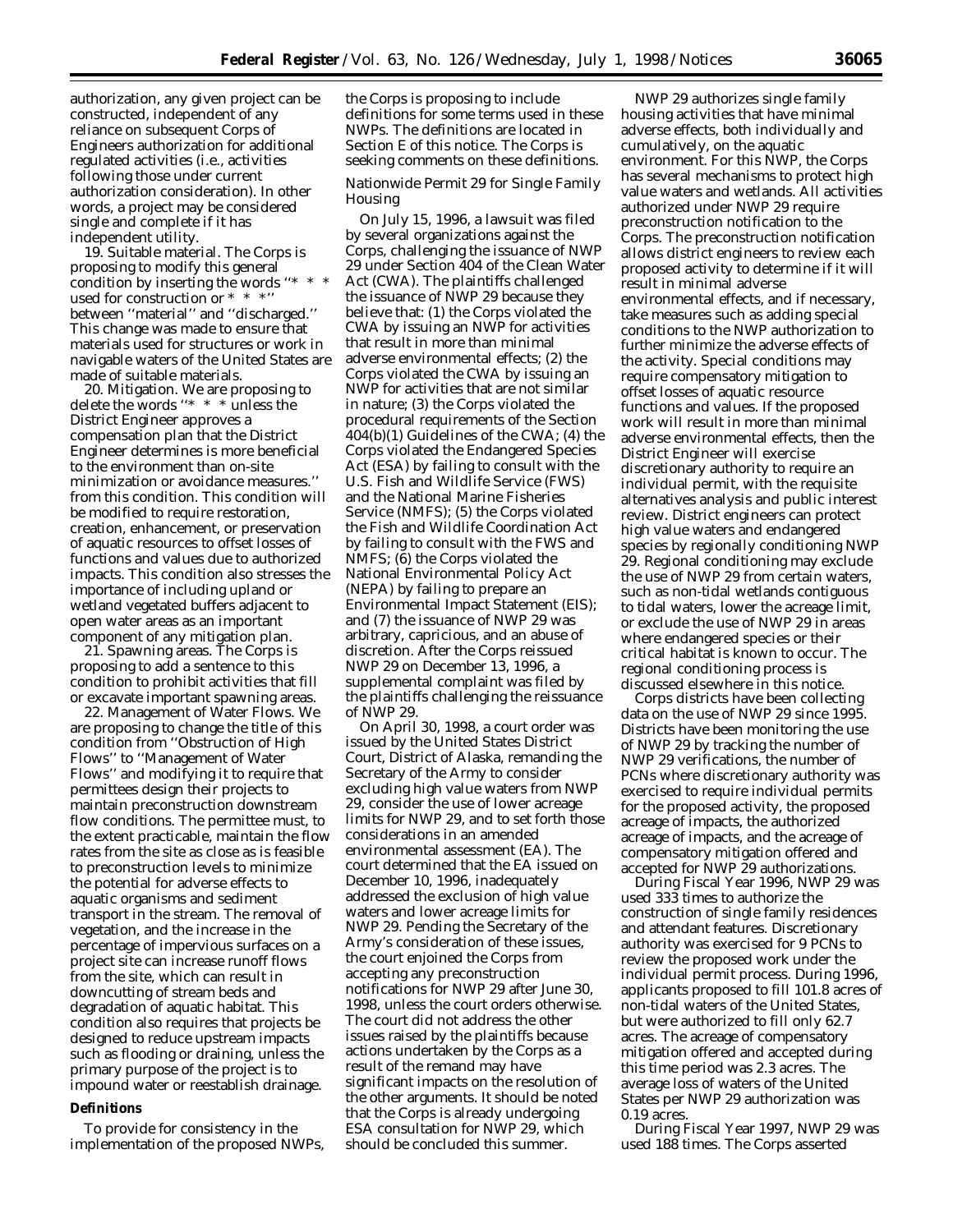authorization, any given project can be constructed, independent of any reliance on subsequent Corps of Engineers authorization for additional regulated activities (i.e., activities following those under current authorization consideration). In other words, a project may be considered single and complete if it has independent utility.

19. *Suitable material.* The Corps is proposing to modify this general condition by inserting the words ''* * * used for construction or * * *'' between ''material'' and ''discharged.'' This change was made to ensure that materials used for structures or work in navigable waters of the United States are made of suitable materials.

20. *Mitigation.* We are proposing to delete the words ''* * * unless the District Engineer approves a compensation plan that the District Engineer determines is more beneficial to the environment than on-site minimization or avoidance measures.'' from this condition. This condition will be modified to require restoration, creation, enhancement, or preservation of aquatic resources to offset losses of functions and values due to authorized impacts. This condition also stresses the importance of including upland or wetland vegetated buffers adjacent to open water areas as an important component of any mitigation plan.

21. *Spawning areas.* The Corps is proposing to add a sentence to this condition to prohibit activities that fill or excavate important spawning areas.

22. *Management of Water Flows.* We are proposing to change the title of this condition from ''Obstruction of High Flows'' to ''Management of Water Flows'' and modifying it to require that permittees design their projects to maintain preconstruction downstream flow conditions. The permittee must, to the extent practicable, maintain the flow rates from the site as close as is feasible to preconstruction levels to minimize the potential for adverse effects to aquatic organisms and sediment transport in the stream. The removal of vegetation, and the increase in the percentage of impervious surfaces on a project site can increase runoff flows from the site, which can result in downcutting of stream beds and degradation of aquatic habitat. This condition also requires that projects be designed to reduce upstream impacts such as flooding or draining, unless the primary purpose of the project is to impound water or reestablish drainage.

**Definitions**

To provide for consistency in the implementation of the proposed NWPs, the Corps is proposing to include definitions for some terms used in these NWPs. The definitions are located in Section E of this notice. The Corps is seeking comments on these definitions.

*Nationwide Permit 29 for Single Family Housing*

On July 15, 1996, a lawsuit was filed by several organizations against the Corps, challenging the issuance of NWP 29 under Section 404 of the Clean Water Act (CWA). The plaintiffs challenged the issuance of NWP 29 because they believe that: (1) the Corps violated the CWA by issuing an NWP for activities that result in more than minimal adverse environmental effects; (2) the Corps violated the CWA by issuing an NWP for activities that are not similar in nature; (3) the Corps violated the procedural requirements of the Section 404(b)(1) Guidelines of the CWA; (4) the Corps violated the Endangered Species Act (ESA) by failing to consult with the U.S. Fish and Wildlife Service (FWS) and the National Marine Fisheries Service (NMFS); (5) the Corps violated the Fish and Wildlife Coordination Act by failing to consult with the FWS and NMFS; (6) the Corps violated the National Environmental Policy Act (NEPA) by failing to prepare an Environmental Impact Statement (EIS); and (7) the issuance of NWP 29 was arbitrary, capricious, and an abuse of discretion. After the Corps reissued NWP 29 on December 13, 1996, a supplemental complaint was filed by the plaintiffs challenging the reissuance of NWP 29.

On April 30, 1998, a court order was issued by the United States District Court, District of Alaska, remanding the Secretary of the Army to consider excluding high value waters from NWP 29, consider the use of lower acreage limits for NWP 29, and to set forth those considerations in an amended environmental assessment (EA). The court determined that the EA issued on December 10, 1996, inadequately addressed the exclusion of high value waters and lower acreage limits for NWP 29. Pending the Secretary of the Army's consideration of these issues, the court enjoined the Corps from accepting any preconstruction notifications for NWP 29 after June 30, 1998, unless the court orders otherwise. The court did not address the other issues raised by the plaintiffs because actions undertaken by the Corps as a result of the remand may have significant impacts on the resolution of the other arguments. It should be noted that the Corps is already undergoing ESA consultation for NWP 29, which should be concluded this summer.

NWP 29 authorizes single family housing activities that have minimal adverse effects, both individually and cumulatively, on the aquatic environment. For this NWP, the Corps has several mechanisms to protect high value waters and wetlands. All activities authorized under NWP 29 require preconstruction notification to the Corps. The preconstruction notification allows district engineers to review each proposed activity to determine if it will result in minimal adverse environmental effects, and if necessary, take measures such as adding special conditions to the NWP authorization to further minimize the adverse effects of the activity. Special conditions may require compensatory mitigation to offset losses of aquatic resource functions and values. If the proposed work will result in more than minimal adverse environmental effects, then the District Engineer will exercise discretionary authority to require an individual permit, with the requisite alternatives analysis and public interest review. District engineers can protect high value waters and endangered species by regionally conditioning NWP 29. Regional conditioning may exclude the use of NWP 29 from certain waters, such as non-tidal wetlands contiguous to tidal waters, lower the acreage limit, or exclude the use of NWP 29 in areas where endangered species or their critical habitat is known to occur. The regional conditioning process is discussed elsewhere in this notice.

Corps districts have been collecting data on the use of NWP 29 since 1995. Districts have been monitoring the use of NWP 29 by tracking the number of NWP 29 verifications, the number of PCNs where discretionary authority was exercised to require individual permits for the proposed activity, the proposed acreage of impacts, the authorized acreage of impacts, and the acreage of compensatory mitigation offered and accepted for NWP 29 authorizations.

During Fiscal Year 1996, NWP 29 was used 333 times to authorize the construction of single family residences and attendant features. Discretionary authority was exercised for 9 PCNs to review the proposed work under the individual permit process. During 1996, applicants proposed to fill 101.8 acres of non-tidal waters of the United States, but were authorized to fill only 62.7 acres. The acreage of compensatory mitigation offered and accepted during this time period was 2.3 acres. The average loss of waters of the United States per NWP 29 authorization was 0.19 acres.

During Fiscal Year 1997, NWP 29 was used 188 times. The Corps asserted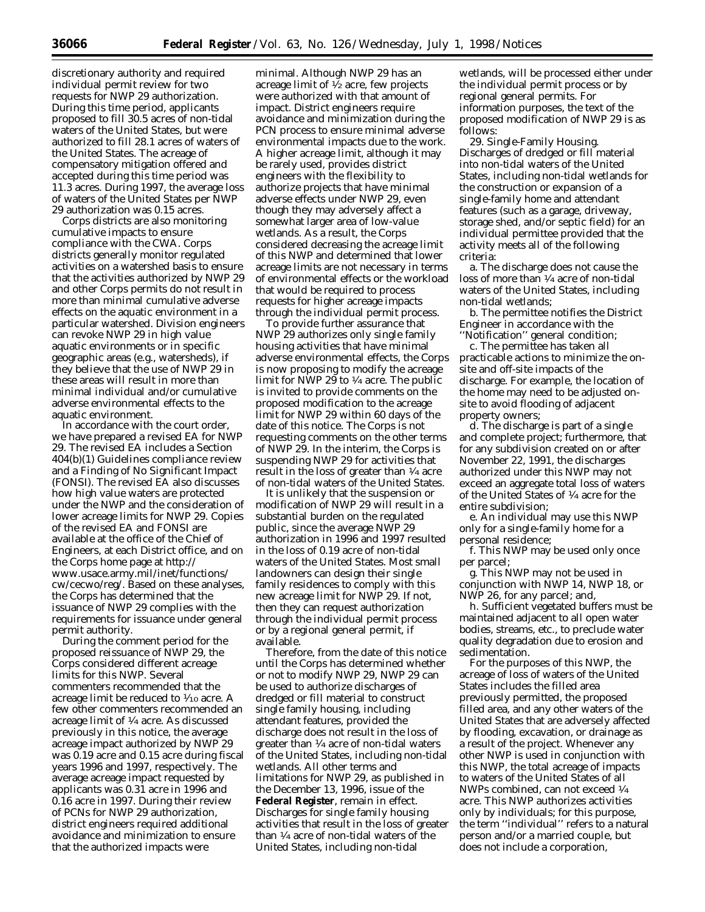discretionary authority and required individual permit review for two requests for NWP 29 authorization. During this time period, applicants proposed to fill 30.5 acres of non-tidal waters of the United States, but were authorized to fill 28.1 acres of waters of the United States. The acreage of compensatory mitigation offered and accepted during this time period was 11.3 acres. During 1997, the average loss of waters of the United States per NWP 29 authorization was 0.15 acres.

Corps districts are also monitoring cumulative impacts to ensure compliance with the CWA. Corps districts generally monitor regulated activities on a watershed basis to ensure that the activities authorized by NWP 29 and other Corps permits do not result in more than minimal cumulative adverse effects on the aquatic environment in a particular watershed. Division engineers can revoke NWP 29 in high value aquatic environments or in specific geographic areas (e.g., watersheds), if they believe that the use of NWP 29 in these areas will result in more than minimal individual and/or cumulative adverse environmental effects to the aquatic environment.

In accordance with the court order, we have prepared a revised EA for NWP 29. The revised EA includes a Section 404(b)(1) Guidelines compliance review and a Finding of No Significant Impact (FONSI). The revised EA also discusses how high value waters are protected under the NWP and the consideration of lower acreage limits for NWP 29. Copies of the revised EA and FONSI are available at the office of the Chief of Engineers, at each District office, and on the Corps home page at http://www.usace.army.mil/inet/functions/cw/cecwo/reg/. Based on these analyses, the Corps has determined that the issuance of NWP 29 complies with the requirements for issuance under general permit authority.

During the comment period for the proposed reissuance of NWP 29, the Corps considered different acreage limits for this NWP. Several commenters recommended that the acreage limit be reduced to 1/10 acre. A few other commenters recommended an acreage limit of 1/4 acre. As discussed previously in this notice, the average acreage impact authorized by NWP 29 was 0.19 acre and 0.15 acre during fiscal years 1996 and 1997, respectively. The average acreage impact requested by applicants was 0.31 acre in 1996 and 0.16 acre in 1997. During their review of PCNs for NWP 29 authorization, district engineers required additional avoidance and minimization to ensure that the authorized impacts were minimal. Although NWP 29 has an acreage limit of 1/2 acre, few projects were authorized with that amount of impact. District engineers require avoidance and minimization during the PCN process to ensure minimal adverse environmental impacts due to the work. A higher acreage limit, although it may be rarely used, provides district engineers with the flexibility to authorize projects that have minimal adverse effects under NWP 29, even though they may adversely affect a somewhat larger area of low-value wetlands. As a result, the Corps considered decreasing the acreage limit of this NWP and determined that lower acreage limits are not necessary in terms of environmental effects or the workload that would be required to process requests for higher acreage impacts through the individual permit process.

To provide further assurance that NWP 29 authorizes only single family housing activities that have minimal adverse environmental effects, the Corps is now proposing to modify the acreage limit for NWP 29 to 1/4 acre. The public is invited to provide comments on the proposed modification to the acreage limit for NWP 29 within 60 days of the date of this notice. The Corps is not requesting comments on the other terms of NWP 29. In the interim, the Corps is suspending NWP 29 for activities that result in the loss of greater than 1/4 acre of non-tidal waters of the United States.

It is unlikely that the suspension or modification of NWP 29 will result in a substantial burden on the regulated public, since the average NWP 29 authorization in 1996 and 1997 resulted in the loss of 0.19 acre of non-tidal waters of the United States. Most small landowners can design their single family residences to comply with this new acreage limit for NWP 29. If not, then they can request authorization through the individual permit process or by a regional general permit, if available.

Therefore, from the date of this notice until the Corps has determined whether or not to modify NWP 29, NWP 29 can be used to authorize discharges of dredged or fill material to construct single family housing, including attendant features, provided the discharge does not result in the loss of greater than 1/4 acre of non-tidal waters of the United States, including non-tidal wetlands. All other terms and limitations for NWP 29, as published in the December 13, 1996, issue of the **Federal Register**, remain in effect. Discharges for single family housing activities that result in the loss of greater than 1/4 acre of non-tidal waters of the United States, including non-tidal wetlands, will be processed either under the individual permit process or by regional general permits. For information purposes, the text of the proposed modification of NWP 29 is as follows:

29. Single-Family Housing. Discharges of dredged or fill material into non-tidal waters of the United States, including non-tidal wetlands for the construction or expansion of a single-family home and attendant features (such as a garage, driveway, storage shed, and/or septic field) for an individual permittee provided that the activity meets all of the following criteria:

a. The discharge does not cause the loss of more than 1/4 acre of non-tidal waters of the United States, including non-tidal wetlands;

b. The permittee notifies the District Engineer in accordance with the "Notification" general condition;

c. The permittee has taken all practicable actions to minimize the on-site and off-site impacts of the discharge. For example, the location of the home may need to be adjusted on-site to avoid flooding of adjacent property owners;

d. The discharge is part of a single and complete project; furthermore, that for any subdivision created on or after November 22, 1991, the discharges authorized under this NWP may not exceed an aggregate total loss of waters of the United States of 1/4 acre for the entire subdivision;

e. An individual may use this NWP only for a single-family home for a personal residence;

f. This NWP may be used only once per parcel;

g. This NWP may not be used in conjunction with NWP 14, NWP 18, or NWP 26, for any parcel; and,

h. Sufficient vegetated buffers must be maintained adjacent to all open water bodies, streams, etc., to preclude water quality degradation due to erosion and sedimentation.

For the purposes of this NWP, the acreage of loss of waters of the United States includes the filled area previously permitted, the proposed filled area, and any other waters of the United States that are adversely affected by flooding, excavation, or drainage as a result of the project. Whenever any other NWP is used in conjunction with this NWP, the total acreage of impacts to waters of the United States of all NWPs combined, can not exceed 1/4 acre. This NWP authorizes activities only by individuals; for this purpose, the term "individual" refers to a natural person and/or a married couple, but does not include a corporation,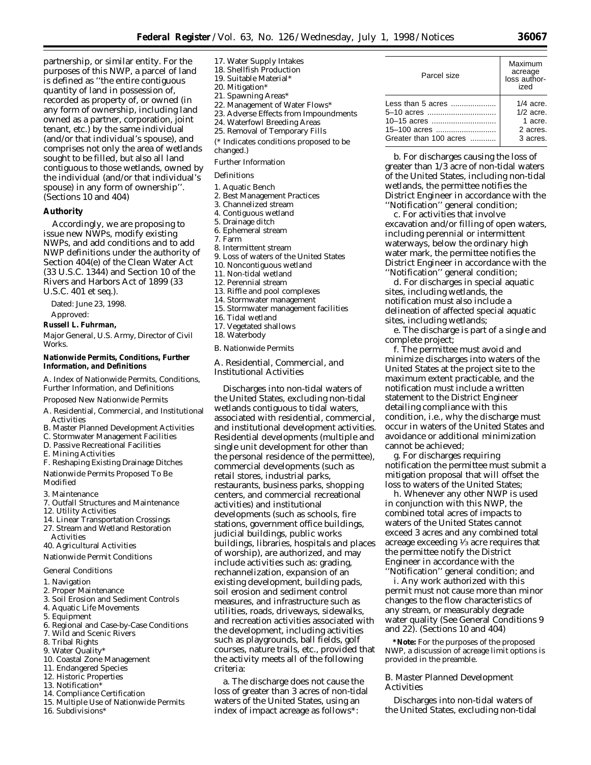partnership, or similar entity. For the purposes of this NWP, a parcel of land is defined as ''the entire contiguous quantity of land in possession of, recorded as property of, or owned (in any form of ownership, including land owned as a partner, corporation, joint tenant, etc.) by the same individual (and/or that individual's spouse), and comprises not only the area of wetlands sought to be filled, but also all land contiguous to those wetlands, owned by the individual (and/or that individual's spouse) in any form of ownership''. (Sections 10 and 404)

**Authority**

Accordingly, we are proposing to issue new NWPs, modify existing NWPs, and add conditions and to add NWP definitions under the authority of Section 404(e) of the Clean Water Act (33 U.S.C. 1344) and Section 10 of the Rivers and Harbors Act of 1899 (33 U.S.C. 401 et seq.).

Dated: June 23, 1998.

Approved:

**Russell L. Fuhrman,**

*Major General, U.S. Army, Director of Civil Works.*

**Nationwide Permits, Conditions, Further Information, and Definitions**

A. Index of Nationwide Permits, Conditions, Further Information, and Definitions

Proposed New Nationwide Permits

A. Residential, Commercial, and Institutional Activities
B. Master Planned Development Activities
C. Stormwater Management Facilities
D. Passive Recreational Facilities
E. Mining Activities
F. Reshaping Existing Drainage Ditches

Nationwide Permits Proposed To Be Modified

3. Maintenance
7. Outfall Structures and Maintenance
12. Utility Activities
14. Linear Transportation Crossings
27. Stream and Wetland Restoration Activities
40. Agricultural Activities

Nationwide Permit Conditions

General Conditions

1. Navigation
2. Proper Maintenance
3. Soil Erosion and Sediment Controls
4. Aquatic Life Movements
5. Equipment
6. Regional and Case-by-Case Conditions
7. Wild and Scenic Rivers
8. Tribal Rights
9. Water Quality*
10. Coastal Zone Management
11. Endangered Species
12. Historic Properties
13. Notification*
14. Compliance Certification
15. Multiple Use of Nationwide Permits
16. Subdivisions*
17. Water Supply Intakes
18. Shellfish Production
19. Suitable Material*
20. Mitigation*
21. Spawning Areas*
22. Management of Water Flows*
23. Adverse Effects from Impoundments
24. Waterfowl Breeding Areas
25. Removal of Temporary Fills

(* Indicates conditions proposed to be changed.)

Further Information

Definitions

1. Aquatic Bench
2. Best Management Practices
3. Channelized stream
4. Contiguous wetland
5. Drainage ditch
6. Ephemeral stream
7. Farm
8. Intermittent stream
9. Loss of waters of the United States
10. Noncontiguous wetland
11. Non-tidal wetland
12. Perennial stream
13. Riffle and pool complexes
14. Stormwater management
15. Stormwater management facilities
16. Tidal wetland
17. Vegetated shallows
18. Waterbody

B. Nationwide Permits

*A. Residential, Commercial, and Institutional Activities*

Discharges into non-tidal waters of the United States, excluding non-tidal wetlands contiguous to tidal waters, associated with residential, commercial, and institutional development activities. Residential developments (multiple and single unit development for other than the personal residence of the permittee), commercial developments (such as retail stores, industrial parks, restaurants, business parks, shopping centers, and commercial recreational activities) and institutional developments (such as schools, fire stations, government office buildings, judicial buildings, public works buildings, libraries, hospitals and places of worship), are authorized, and may include activities such as: grading, rechannelization, expansion of an existing development, building pads, soil erosion and sediment control measures, and infrastructure such as utilities, roads, driveways, sidewalks, and recreation activities associated with the development, including activities such as playgrounds, ball fields, golf courses, nature trails, etc., provided that the activity meets all of the following criteria:

a. The discharge does not cause the loss of greater than 3 acres of non-tidal waters of the United States, using an index of impact acreage as follows*:

| Parcel size | Maximum acreage loss authorized |
|---|---|
| Less than 5 acres | 1/4 acre. |
| 5–10 acres | 1/2 acre. |
| 10–15 acres | 1 acre. |
| 15–100 acres | 2 acres. |
| Greater than 100 acres | 3 acres. |

b. For discharges causing the loss of greater than 1/3 acre of non-tidal waters of the United States, including non-tidal wetlands, the permittee notifies the District Engineer in accordance with the ''Notification'' general condition;

c. For activities that involve excavation and/or filling of open waters, including perennial or intermittent waterways, below the ordinary high water mark, the permittee notifies the District Engineer in accordance with the ''Notification'' general condition;

d. For discharges in special aquatic sites, including wetlands, the notification must also include a delineation of affected special aquatic sites, including wetlands;

e. The discharge is part of a single and complete project;

f. The permittee must avoid and minimize discharges into waters of the United States at the project site to the maximum extent practicable, and the notification must include a written statement to the District Engineer detailing compliance with this condition, i.e., why the discharge must occur in waters of the United States and avoidance or additional minimization cannot be achieved;

g. For discharges requiring notification the permittee must submit a mitigation proposal that will offset the loss to waters of the United States;

h. Whenever any other NWP is used in conjunction with this NWP, the combined total acres of impacts to waters of the United States cannot exceed 3 acres and any combined total acreage exceeding 1/3 acre requires that the permittee notify the District Engineer in accordance with the ''Notification'' general condition; and

i. Any work authorized with this permit must not cause more than minor changes to the flow characteristics of any stream, or measurably degrade water quality (See General Conditions 9 and 22). (Sections 10 and 404)

**\*Note:** For the purposes of the proposed NWP, a discussion of acreage limit options is provided in the preamble.

*B. Master Planned Development Activities*

Discharges into non-tidal waters of the United States, excluding non-tidal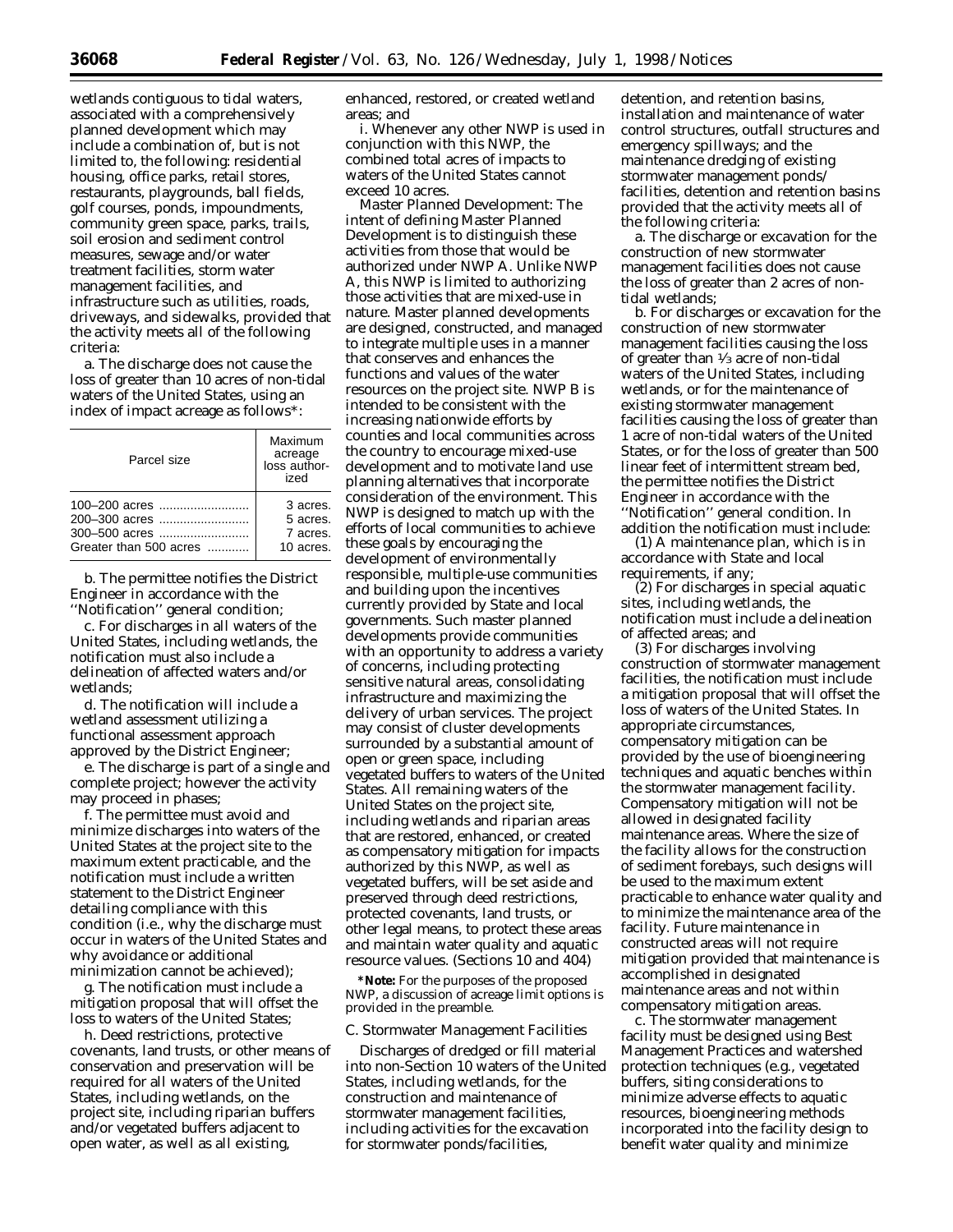wetlands contiguous to tidal waters, associated with a comprehensively planned development which may include a combination of, but is not limited to, the following: residential housing, office parks, retail stores, restaurants, playgrounds, ball fields, golf courses, ponds, impoundments, community green space, parks, trails, soil erosion and sediment control measures, sewage and/or water treatment facilities, storm water management facilities, and infrastructure such as utilities, roads, driveways, and sidewalks, provided that the activity meets all of the following criteria:

a. The discharge does not cause the loss of greater than 10 acres of non-tidal waters of the United States, using an index of impact acreage as follows*:

| Parcel size | Maximum acreage loss authorized |
|---|---|
| 100–200 acres | 3 acres. |
| 200–300 acres | 5 acres. |
| 300–500 acres | 7 acres. |
| Greater than 500 acres | 10 acres. |

b. The permittee notifies the District Engineer in accordance with the ''Notification'' general condition;

c. For discharges in all waters of the United States, including wetlands, the notification must also include a delineation of affected waters and/or wetlands;

d. The notification will include a wetland assessment utilizing a functional assessment approach approved by the District Engineer;

e. The discharge is part of a single and complete project; however the activity may proceed in phases;

f. The permittee must avoid and minimize discharges into waters of the United States at the project site to the maximum extent practicable, and the notification must include a written statement to the District Engineer detailing compliance with this condition (i.e., why the discharge must occur in waters of the United States and why avoidance or additional minimization cannot be achieved);

g. The notification must include a mitigation proposal that will offset the loss to waters of the United States;

h. Deed restrictions, protective covenants, land trusts, or other means of conservation and preservation will be required for all waters of the United States, including wetlands, on the project site, including riparian buffers and/or vegetated buffers adjacent to open water, as well as all existing, enhanced, restored, or created wetland areas; and

i. Whenever any other NWP is used in conjunction with this NWP, the combined total acres of impacts to waters of the United States cannot exceed 10 acres.

Master Planned Development: The intent of defining Master Planned Development is to distinguish these activities from those that would be authorized under NWP A. Unlike NWP A, this NWP is limited to authorizing those activities that are mixed-use in nature. Master planned developments are designed, constructed, and managed to integrate multiple uses in a manner that conserves and enhances the functions and values of the water resources on the project site. NWP B is intended to be consistent with the increasing nationwide efforts by counties and local communities across the country to encourage mixed-use development and to motivate land use planning alternatives that incorporate consideration of the environment. This NWP is designed to match up with the efforts of local communities to achieve these goals by encouraging the development of environmentally responsible, multiple-use communities and building upon the incentives currently provided by State and local governments. Such master planned developments provide communities with an opportunity to address a variety of concerns, including protecting sensitive natural areas, consolidating infrastructure and maximizing the delivery of urban services. The project may consist of cluster developments surrounded by a substantial amount of open or green space, including vegetated buffers to waters of the United States. All remaining waters of the United States on the project site, including wetlands and riparian areas that are restored, enhanced, or created as compensatory mitigation for impacts authorized by this NWP, as well as vegetated buffers, will be set aside and preserved through deed restrictions, protected covenants, land trusts, or other legal means, to protect these areas and maintain water quality and aquatic resource values. (Sections 10 and 404)

**\*Note:** For the purposes of the proposed NWP, a discussion of acreage limit options is provided in the preamble.

C. Stormwater Management Facilities

Discharges of dredged or fill material into non-Section 10 waters of the United States, including wetlands, for the construction and maintenance of stormwater management facilities, including activities for the excavation for stormwater ponds/facilities, detention, and retention basins, installation and maintenance of water control structures, outfall structures and emergency spillways; and the maintenance dredging of existing stormwater management ponds/facilities, detention and retention basins provided that the activity meets all of the following criteria:

a. The discharge or excavation for the construction of new stormwater management facilities does not cause the loss of greater than 2 acres of non-tidal wetlands;

b. For discharges or excavation for the construction of new stormwater management facilities causing the loss of greater than 1/3 acre of non-tidal waters of the United States, including wetlands, or for the maintenance of existing stormwater management facilities causing the loss of greater than 1 acre of non-tidal waters of the United States, or for the loss of greater than 500 linear feet of intermittent stream bed, the permittee notifies the District Engineer in accordance with the ''Notification'' general condition. In addition the notification must include:

(1) A maintenance plan, which is in accordance with State and local requirements, if any;

(2) For discharges in special aquatic sites, including wetlands, the notification must include a delineation of affected areas; and

(3) For discharges involving construction of stormwater management facilities, the notification must include a mitigation proposal that will offset the loss of waters of the United States. In appropriate circumstances, compensatory mitigation can be provided by the use of bioengineering techniques and aquatic benches within the stormwater management facility. Compensatory mitigation will not be allowed in designated facility maintenance areas. Where the size of the facility allows for the construction of sediment forebays, such designs will be used to the maximum extent practicable to enhance water quality and to minimize the maintenance area of the facility. Future maintenance in constructed areas will not require mitigation provided that maintenance is accomplished in designated maintenance areas and not within compensatory mitigation areas.

c. The stormwater management facility must be designed using Best Management Practices and watershed protection techniques (e.g., vegetated buffers, siting considerations to minimize adverse effects to aquatic resources, bioengineering methods incorporated into the facility design to benefit water quality and minimize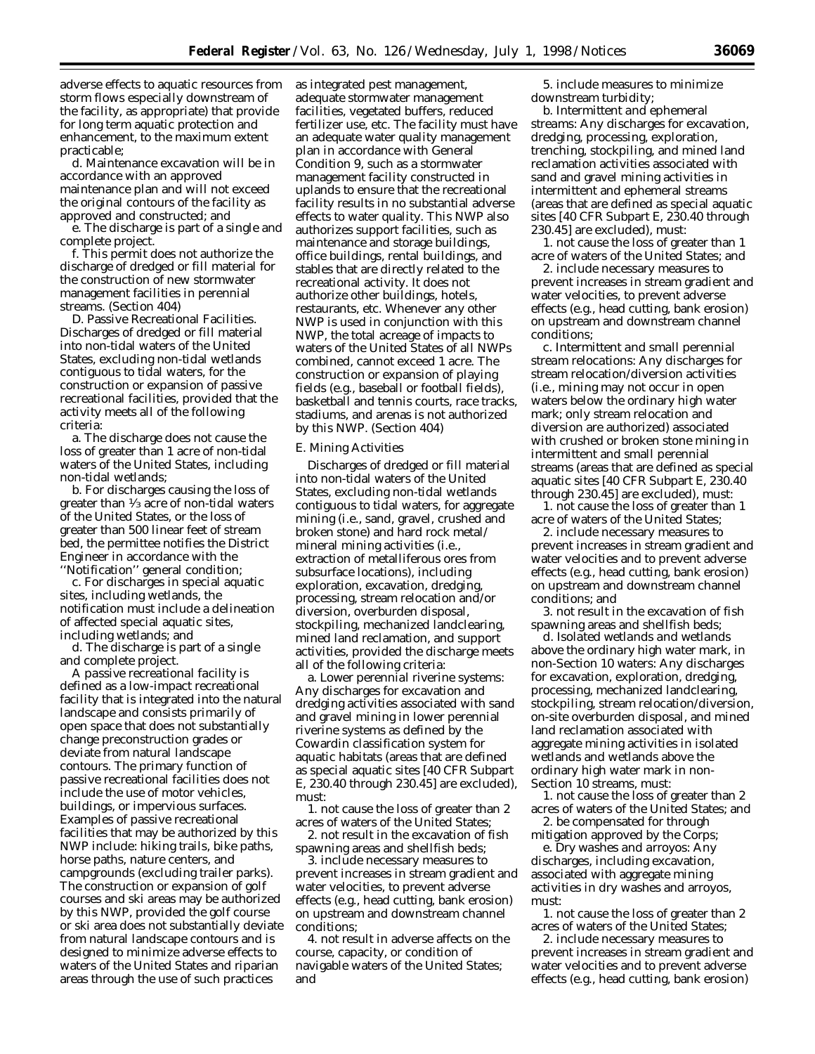adverse effects to aquatic resources from storm flows especially downstream of the facility, as appropriate) that provide for long term aquatic protection and enhancement, to the maximum extent practicable;

d. Maintenance excavation will be in accordance with an approved maintenance plan and will not exceed the original contours of the facility as approved and constructed; and

e. The discharge is part of a single and complete project.

f. This permit does not authorize the discharge of dredged or fill material for the construction of new stormwater management facilities in perennial streams. (Section 404)

D. Passive Recreational Facilities. Discharges of dredged or fill material into non-tidal waters of the United States, excluding non-tidal wetlands contiguous to tidal waters, for the construction or expansion of passive recreational facilities, provided that the activity meets all of the following criteria:

a. The discharge does not cause the loss of greater than 1 acre of non-tidal waters of the United States, including non-tidal wetlands;

b. For discharges causing the loss of greater than 1⁄3 acre of non-tidal waters of the United States, or the loss of greater than 500 linear feet of stream bed, the permittee notifies the District Engineer in accordance with the ''Notification'' general condition;

c. For discharges in special aquatic sites, including wetlands, the notification must include a delineation of affected special aquatic sites, including wetlands; and

d. The discharge is part of a single and complete project.

A passive recreational facility is defined as a low-impact recreational facility that is integrated into the natural landscape and consists primarily of open space that does not substantially change preconstruction grades or deviate from natural landscape contours. The primary function of passive recreational facilities does not include the use of motor vehicles, buildings, or impervious surfaces. Examples of passive recreational facilities that may be authorized by this NWP include: hiking trails, bike paths, horse paths, nature centers, and campgrounds (excluding trailer parks). The construction or expansion of golf courses and ski areas may be authorized by this NWP, provided the golf course or ski area does not substantially deviate from natural landscape contours and is designed to minimize adverse effects to waters of the United States and riparian areas through the use of such practices as integrated pest management, adequate stormwater management facilities, vegetated buffers, reduced fertilizer use, etc. The facility must have an adequate water quality management plan in accordance with General Condition 9, such as a stormwater management facility constructed in uplands to ensure that the recreational facility results in no substantial adverse effects to water quality. This NWP also authorizes support facilities, such as maintenance and storage buildings, office buildings, rental buildings, and stables that are directly related to the recreational activity. It does not authorize other buildings, hotels, restaurants, etc. Whenever any other NWP is used in conjunction with this NWP, the total acreage of impacts to waters of the United States of all NWPs combined, cannot exceed 1 acre. The construction or expansion of playing fields (e.g., baseball or football fields), basketball and tennis courts, race tracks, stadiums, and arenas is not authorized by this NWP. (Section 404)

*E. Mining Activities*

Discharges of dredged or fill material into non-tidal waters of the United States, excluding non-tidal wetlands contiguous to tidal waters, for aggregate mining (i.e., sand, gravel, crushed and broken stone) and hard rock metal/mineral mining activities (i.e., extraction of metalliferous ores from subsurface locations), including exploration, excavation, dredging, processing, stream relocation and/or diversion, overburden disposal, stockpiling, mechanized landclearing, mined land reclamation, and support activities, provided the discharge meets all of the following criteria:

a. Lower perennial riverine systems: Any discharges for excavation and dredging activities associated with sand and gravel mining in lower perennial riverine systems as defined by the Cowardin classification system for aquatic habitats (areas that are defined as special aquatic sites [40 CFR Subpart E, 230.40 through 230.45] are excluded), must:

1. not cause the loss of greater than 2 acres of waters of the United States;

2. not result in the excavation of fish spawning areas and shellfish beds;

3. include necessary measures to prevent increases in stream gradient and water velocities, to prevent adverse effects (e.g., head cutting, bank erosion) on upstream and downstream channel conditions;

4. not result in adverse affects on the course, capacity, or condition of navigable waters of the United States; and

5. include measures to minimize downstream turbidity;

b. Intermittent and ephemeral streams: Any discharges for excavation, dredging, processing, exploration, trenching, stockpiling, and mined land reclamation activities associated with sand and gravel mining activities in intermittent and ephemeral streams (areas that are defined as special aquatic sites [40 CFR Subpart E, 230.40 through 230.45] are excluded), must:

1. not cause the loss of greater than 1 acre of waters of the United States; and

2. include necessary measures to prevent increases in stream gradient and water velocities, to prevent adverse effects (e.g., head cutting, bank erosion) on upstream and downstream channel conditions;

c. Intermittent and small perennial stream relocations: Any discharges for stream relocation/diversion activities (i.e., mining may not occur in open waters below the ordinary high water mark; only stream relocation and diversion are authorized) associated with crushed or broken stone mining in intermittent and small perennial streams (areas that are defined as special aquatic sites [40 CFR Subpart E, 230.40 through 230.45] are excluded), must:

1. not cause the loss of greater than 1 acre of waters of the United States;

2. include necessary measures to prevent increases in stream gradient and water velocities and to prevent adverse effects (e.g., head cutting, bank erosion) on upstream and downstream channel conditions; and

3. not result in the excavation of fish spawning areas and shellfish beds;

d. Isolated wetlands and wetlands above the ordinary high water mark, in non-Section 10 waters: Any discharges for excavation, exploration, dredging, processing, mechanized landclearing, stockpiling, stream relocation/diversion, on-site overburden disposal, and mined land reclamation associated with aggregate mining activities in isolated wetlands and wetlands above the ordinary high water mark in non-Section 10 streams, must:

1. not cause the loss of greater than 2 acres of waters of the United States; and

2. be compensated for through mitigation approved by the Corps;

e. Dry washes and arroyos: Any discharges, including excavation, associated with aggregate mining activities in dry washes and arroyos, must:

1. not cause the loss of greater than 2 acres of waters of the United States;

2. include necessary measures to prevent increases in stream gradient and water velocities and to prevent adverse effects (e.g., head cutting, bank erosion)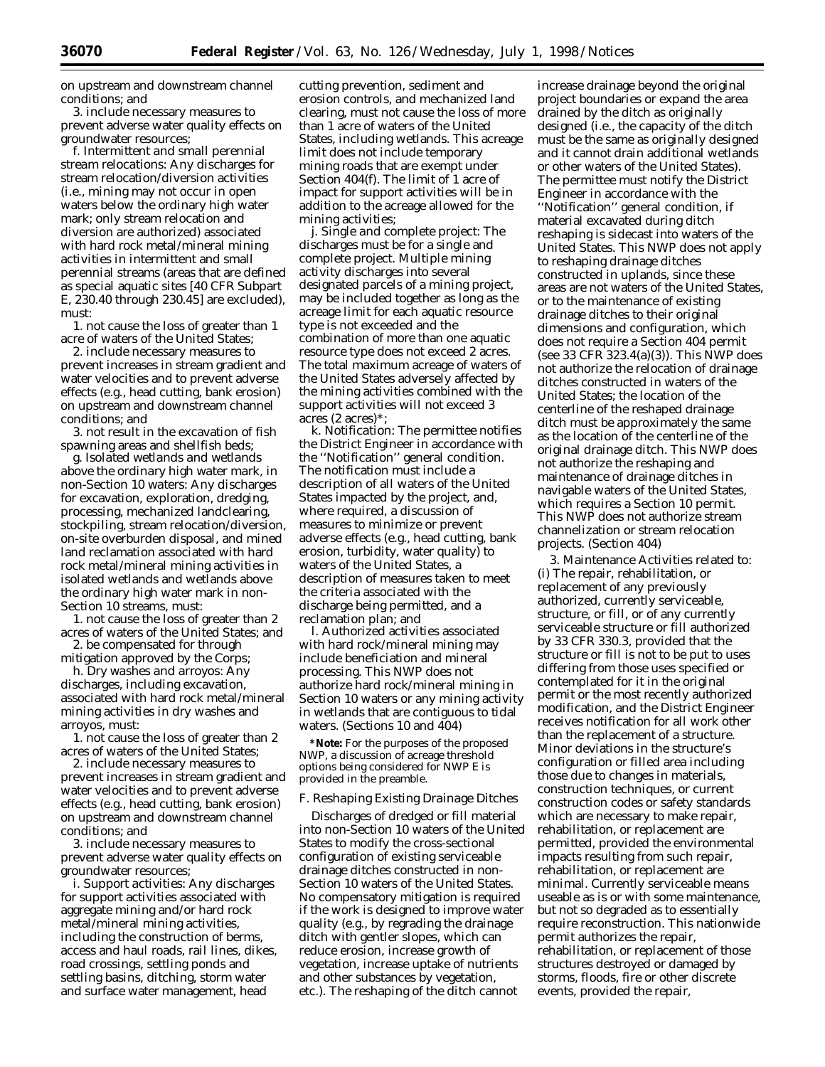on upstream and downstream channel conditions; and

3. include necessary measures to prevent adverse water quality effects on groundwater resources;

f. *Intermittent and small perennial stream relocations:* Any discharges for stream relocation/diversion activities (i.e., mining may not occur in open waters below the ordinary high water mark; only stream relocation and diversion are authorized) associated with hard rock metal/mineral mining activities in intermittent and small perennial streams (areas that are defined as special aquatic sites [40 CFR Subpart E, 230.40 through 230.45] are excluded), must:

1. not cause the loss of greater than 1 acre of waters of the United States;

2. include necessary measures to prevent increases in stream gradient and water velocities and to prevent adverse effects (e.g., head cutting, bank erosion) on upstream and downstream channel conditions; and

3. not result in the excavation of fish spawning areas and shellfish beds;

g. *Isolated wetlands and wetlands above the ordinary high water mark, in non-Section 10 waters:* Any discharges for excavation, exploration, dredging, processing, mechanized landclearing, stockpiling, stream relocation/diversion, on-site overburden disposal, and mined land reclamation associated with hard rock metal/mineral mining activities in isolated wetlands and wetlands above the ordinary high water mark in non-Section 10 streams, must:

1. not cause the loss of greater than 2 acres of waters of the United States; and

2. be compensated for through mitigation approved by the Corps;

h. *Dry washes and arroyos:* Any discharges, including excavation, associated with hard rock metal/mineral mining activities in dry washes and arroyos, must:

1. not cause the loss of greater than 2 acres of waters of the United States;

2. include necessary measures to prevent increases in stream gradient and water velocities and to prevent adverse effects (e.g., head cutting, bank erosion) on upstream and downstream channel conditions; and

3. include necessary measures to prevent adverse water quality effects on groundwater resources;

i. *Support activities:* Any discharges for support activities associated with aggregate mining and/or hard rock metal/mineral mining activities, including the construction of berms, access and haul roads, rail lines, dikes, road crossings, settling ponds and settling basins, ditching, storm water and surface water management, head cutting prevention, sediment and erosion controls, and mechanized land clearing, must not cause the loss of more than 1 acre of waters of the United States, including wetlands. This acreage limit does not include temporary mining roads that are exempt under Section 404(f). The limit of 1 acre of impact for support activities will be in addition to the acreage allowed for the mining activities;

j. *Single and complete project:* The discharges must be for a single and complete project. Multiple mining activity discharges into several designated parcels of a mining project, may be included together as long as the acreage limit for each aquatic resource type is not exceeded and the combination of more than one aquatic resource type does not exceed 2 acres. The total maximum acreage of waters of the United States adversely affected by the mining activities combined with the support activities will not exceed 3 acres (2 acres)*;

k. *Notification:* The permittee notifies the District Engineer in accordance with the ''Notification'' general condition. The notification must include a description of all waters of the United States impacted by the project, and, where required, a discussion of measures to minimize or prevent adverse effects (e.g., head cutting, bank erosion, turbidity, water quality) to waters of the United States, a description of measures taken to meet the criteria associated with the discharge being permitted, and a reclamation plan; and

l. Authorized activities associated with hard rock/mineral mining may include beneficiation and mineral processing. This NWP does not authorize hard rock/mineral mining in Section 10 waters or any mining activity in wetlands that are contiguous to tidal waters. (Sections 10 and 404)

**\*Note:** For the purposes of the proposed NWP, a discussion of acreage threshold options being considered for NWP E is provided in the preamble.

*F. Reshaping Existing Drainage Ditches*

Discharges of dredged or fill material into non-Section 10 waters of the United States to modify the cross-sectional configuration of existing serviceable drainage ditches constructed in non-Section 10 waters of the United States. No compensatory mitigation is required if the work is designed to improve water quality (e.g., by regrading the drainage ditch with gentler slopes, which can reduce erosion, increase growth of vegetation, increase uptake of nutrients and other substances by vegetation, etc.). The reshaping of the ditch cannot increase drainage beyond the original project boundaries or expand the area drained by the ditch as originally designed (i.e., the capacity of the ditch must be the same as originally designed and it cannot drain additional wetlands or other waters of the United States). The permittee must notify the District Engineer in accordance with the ''Notification'' general condition, if material excavated during ditch reshaping is sidecast into waters of the United States. This NWP does not apply to reshaping drainage ditches constructed in uplands, since these areas are not waters of the United States, or to the maintenance of existing drainage ditches to their original dimensions and configuration, which does not require a Section 404 permit (see 33 CFR 323.4(a)(3)). This NWP does not authorize the relocation of drainage ditches constructed in waters of the United States; the location of the centerline of the reshaped drainage ditch must be approximately the same as the location of the centerline of the original drainage ditch. This NWP does not authorize the reshaping and maintenance of drainage ditches in navigable waters of the United States, which requires a Section 10 permit. This NWP does not authorize stream channelization or stream relocation projects. (Section 404)

3. *Maintenance Activities* related to: (i) The repair, rehabilitation, or replacement of any previously authorized, currently serviceable, structure, or fill, or of any currently serviceable structure or fill authorized by 33 CFR 330.3, provided that the structure or fill is not to be put to uses differing from those uses specified or contemplated for it in the original permit or the most recently authorized modification, and the District Engineer receives notification for all work other than the replacement of a structure. Minor deviations in the structure's configuration or filled area including those due to changes in materials, construction techniques, or current construction codes or safety standards which are necessary to make repair, rehabilitation, or replacement are permitted, provided the environmental impacts resulting from such repair, rehabilitation, or replacement are minimal. Currently serviceable means useable as is or with some maintenance, but not so degraded as to essentially require reconstruction. This nationwide permit authorizes the repair, rehabilitation, or replacement of those structures destroyed or damaged by storms, floods, fire or other discrete events, provided the repair,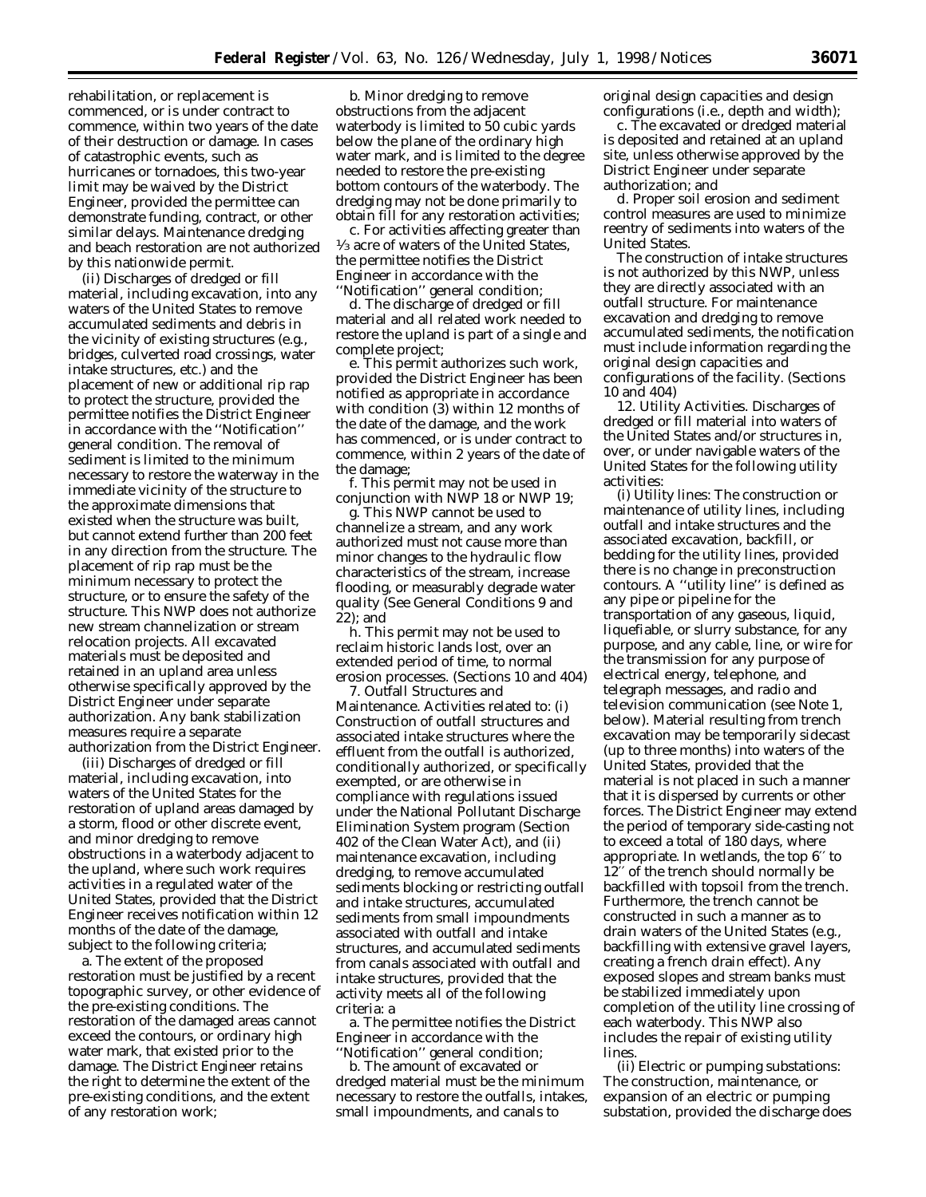rehabilitation, or replacement is commenced, or is under contract to commence, within two years of the date of their destruction or damage. In cases of catastrophic events, such as hurricanes or tornadoes, this two-year limit may be waived by the District Engineer, provided the permittee can demonstrate funding, contract, or other similar delays. Maintenance dredging and beach restoration are not authorized by this nationwide permit.

(ii) Discharges of dredged or fill material, including excavation, into any waters of the United States to remove accumulated sediments and debris in the vicinity of existing structures (e.g., bridges, culverted road crossings, water intake structures, etc.) and the placement of new or additional rip rap to protect the structure, provided the permittee notifies the District Engineer in accordance with the ''Notification'' general condition. The removal of sediment is limited to the minimum necessary to restore the waterway in the immediate vicinity of the structure to the approximate dimensions that existed when the structure was built, but cannot extend further than 200 feet in any direction from the structure. The placement of rip rap must be the minimum necessary to protect the structure, or to ensure the safety of the structure. This NWP does not authorize new stream channelization or stream relocation projects. All excavated materials must be deposited and retained in an upland area unless otherwise specifically approved by the District Engineer under separate authorization. Any bank stabilization measures require a separate authorization from the District Engineer.

(iii) Discharges of dredged or fill material, including excavation, into waters of the United States for the restoration of upland areas damaged by a storm, flood or other discrete event, and minor dredging to remove obstructions in a waterbody adjacent to the upland, where such work requires activities in a regulated water of the United States, provided that the District Engineer receives notification within 12 months of the date of the damage, subject to the following criteria;

a. The extent of the proposed restoration must be justified by a recent topographic survey, or other evidence of the pre-existing conditions. The restoration of the damaged areas cannot exceed the contours, or ordinary high water mark, that existed prior to the damage. The District Engineer retains the right to determine the extent of the pre-existing conditions, and the extent of any restoration work;

b. Minor dredging to remove obstructions from the adjacent waterbody is limited to 50 cubic yards below the plane of the ordinary high water mark, and is limited to the degree needed to restore the pre-existing bottom contours of the waterbody. The dredging may not be done primarily to obtain fill for any restoration activities;

c. For activities affecting greater than ⅓ acre of waters of the United States, the permittee notifies the District Engineer in accordance with the ''Notification'' general condition;

d. The discharge of dredged or fill material and all related work needed to restore the upland is part of a single and complete project;

e. This permit authorizes such work, provided the District Engineer has been notified as appropriate in accordance with condition (3) within 12 months of the date of the damage, and the work has commenced, or is under contract to commence, within 2 years of the date of the damage;

f. This permit may not be used in conjunction with NWP 18 or NWP 19;

g. This NWP cannot be used to channelize a stream, and any work authorized must not cause more than minor changes to the hydraulic flow characteristics of the stream, increase flooding, or measurably degrade water quality (See General Conditions 9 and 22); and

h. This permit may not be used to reclaim historic lands lost, over an extended period of time, to normal erosion processes. (Sections 10 and 404)

7. Outfall Structures and Maintenance. Activities related to: (i) Construction of outfall structures and associated intake structures where the effluent from the outfall is authorized, conditionally authorized, or specifically exempted, or are otherwise in compliance with regulations issued under the National Pollutant Discharge Elimination System program (Section 402 of the Clean Water Act), and (ii) maintenance excavation, including dredging, to remove accumulated sediments blocking or restricting outfall and intake structures, accumulated sediments from small impoundments associated with outfall and intake structures, and accumulated sediments from canals associated with outfall and intake structures, provided that the activity meets all of the following criteria: a

a. The permittee notifies the District Engineer in accordance with the ''Notification'' general condition;

b. The amount of excavated or dredged material must be the minimum necessary to restore the outfalls, intakes, small impoundments, and canals to original design capacities and design configurations (i.e., depth and width);

c. The excavated or dredged material is deposited and retained at an upland site, unless otherwise approved by the District Engineer under separate authorization; and

d. Proper soil erosion and sediment control measures are used to minimize reentry of sediments into waters of the United States.

The construction of intake structures is not authorized by this NWP, unless they are directly associated with an outfall structure. For maintenance excavation and dredging to remove accumulated sediments, the notification must include information regarding the original design capacities and configurations of the facility. (Sections 10 and 404)

12. Utility Activities. Discharges of dredged or fill material into waters of the United States and/or structures in, over, or under navigable waters of the United States for the following utility activities:

(i) Utility lines: The construction or maintenance of utility lines, including outfall and intake structures and the associated excavation, backfill, or bedding for the utility lines, provided there is no change in preconstruction contours. A ''utility line'' is defined as any pipe or pipeline for the transportation of any gaseous, liquid, liquefiable, or slurry substance, for any purpose, and any cable, line, or wire for the transmission for any purpose of electrical energy, telephone, and telegraph messages, and radio and television communication (see Note 1, below). Material resulting from trench excavation may be temporarily sidecast (up to three months) into waters of the United States, provided that the material is not placed in such a manner that it is dispersed by currents or other forces. The District Engineer may extend the period of temporary side-casting not to exceed a total of 180 days, where appropriate. In wetlands, the top 6″ to 12″ of the trench should normally be backfilled with topsoil from the trench. Furthermore, the trench cannot be constructed in such a manner as to drain waters of the United States (e.g., backfilling with extensive gravel layers, creating a french drain effect). Any exposed slopes and stream banks must be stabilized immediately upon completion of the utility line crossing of each waterbody. This NWP also includes the repair of existing utility lines.

(ii) Electric or pumping substations: The construction, maintenance, or expansion of an electric or pumping substation, provided the discharge does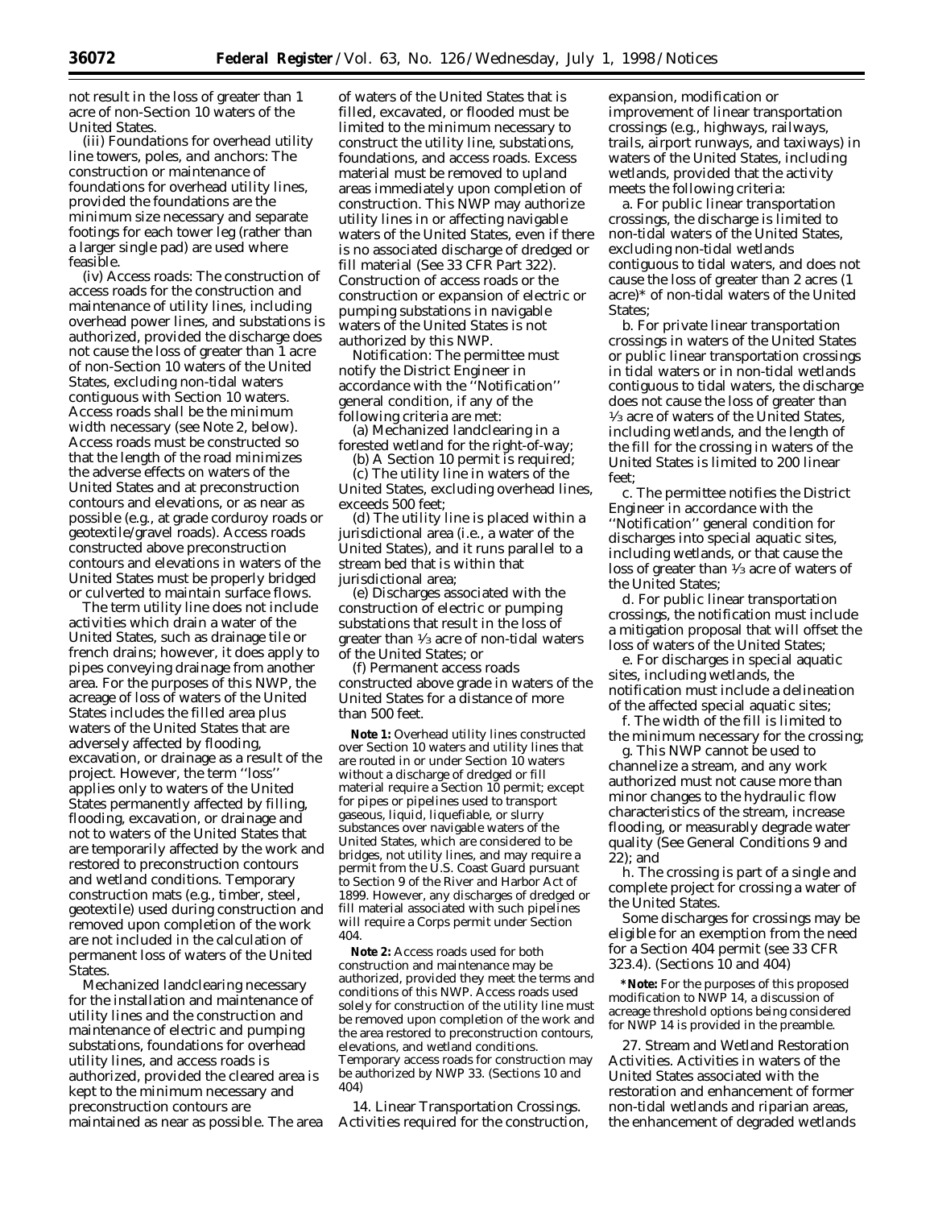not result in the loss of greater than 1 acre of non-Section 10 waters of the United States.

(iii) Foundations for overhead utility line towers, poles, and anchors: The construction or maintenance of foundations for overhead utility lines, provided the foundations are the minimum size necessary and separate footings for each tower leg (rather than a larger single pad) are used where feasible.

(iv) Access roads: The construction of access roads for the construction and maintenance of utility lines, including overhead power lines, and substations is authorized, provided the discharge does not cause the loss of greater than 1 acre of non-Section 10 waters of the United States, excluding non-tidal waters contiguous with Section 10 waters. Access roads shall be the minimum width necessary (see Note 2, below). Access roads must be constructed so that the length of the road minimizes the adverse effects on waters of the United States and at preconstruction contours and elevations, or as near as possible (e.g., at grade corduroy roads or geotextile/gravel roads). Access roads constructed above preconstruction contours and elevations in waters of the United States must be properly bridged or culverted to maintain surface flows.

The term utility line does not include activities which drain a water of the United States, such as drainage tile or french drains; however, it does apply to pipes conveying drainage from another area. For the purposes of this NWP, the acreage of loss of waters of the United States includes the filled area plus waters of the United States that are adversely affected by flooding, excavation, or drainage as a result of the project. However, the term ''loss'' applies only to waters of the United States permanently affected by filling, flooding, excavation, or drainage and not to waters of the United States that are temporarily affected by the work and restored to preconstruction contours and wetland conditions. Temporary construction mats (e.g., timber, steel, geotextile) used during construction and removed upon completion of the work are not included in the calculation of permanent loss of waters of the United States.

Mechanized landclearing necessary for the installation and maintenance of utility lines and the construction and maintenance of electric and pumping substations, foundations for overhead utility lines, and access roads is authorized, provided the cleared area is kept to the minimum necessary and preconstruction contours are maintained as near as possible. The area of waters of the United States that is filled, excavated, or flooded must be limited to the minimum necessary to construct the utility line, substations, foundations, and access roads. Excess material must be removed to upland areas immediately upon completion of construction. This NWP may authorize utility lines in or affecting navigable waters of the United States, even if there is no associated discharge of dredged or fill material (See 33 CFR Part 322). Construction of access roads or the construction or expansion of electric or pumping substations in navigable waters of the United States is not authorized by this NWP.

*Notification:* The permittee must notify the District Engineer in accordance with the ''Notification'' general condition, if any of the following criteria are met:

(a) Mechanized landclearing in a forested wetland for the right-of-way;

(b) A Section 10 permit is required;

(c) The utility line in waters of the United States, excluding overhead lines, exceeds 500 feet;

(d) The utility line is placed within a jurisdictional area (i.e., a water of the United States), and it runs parallel to a stream bed that is within that jurisdictional area;

(e) Discharges associated with the construction of electric or pumping substations that result in the loss of greater than ⅓ acre of non-tidal waters of the United States; or

(f) Permanent access roads constructed above grade in waters of the United States for a distance of more than 500 feet.

**Note 1:** Overhead utility lines constructed over Section 10 waters and utility lines that are routed in or under Section 10 waters without a discharge of dredged or fill material require a Section 10 permit; except for pipes or pipelines used to transport gaseous, liquid, liquefiable, or slurry substances over navigable waters of the United States, which are considered to be bridges, not utility lines, and may require a permit from the U.S. Coast Guard pursuant to Section 9 of the River and Harbor Act of 1899. However, any discharges of dredged or fill material associated with such pipelines will require a Corps permit under Section 404.

**Note 2:** Access roads used for both construction and maintenance may be authorized, provided they meet the terms and conditions of this NWP. Access roads used solely for construction of the utility line must be removed upon completion of the work and the area restored to preconstruction contours, elevations, and wetland conditions. Temporary access roads for construction may be authorized by NWP 33. (Sections 10 and 404)

14. Linear Transportation Crossings. Activities required for the construction, expansion, modification or improvement of linear transportation crossings (e.g., highways, railways, trails, airport runways, and taxiways) in waters of the United States, including wetlands, provided that the activity meets the following criteria:

a. For public linear transportation crossings, the discharge is limited to non-tidal waters of the United States, excluding non-tidal wetlands contiguous to tidal waters, and does not cause the loss of greater than 2 acres (1 acre)* of non-tidal waters of the United States;

b. For private linear transportation crossings in waters of the United States or public linear transportation crossings in tidal waters or in non-tidal wetlands contiguous to tidal waters, the discharge does not cause the loss of greater than ⅓ acre of waters of the United States, including wetlands, and the length of the fill for the crossing in waters of the United States is limited to 200 linear feet;

c. The permittee notifies the District Engineer in accordance with the ''Notification'' general condition for discharges into special aquatic sites, including wetlands, or that cause the loss of greater than ⅓ acre of waters of the United States;

d. For public linear transportation crossings, the notification must include a mitigation proposal that will offset the loss of waters of the United States;

e. For discharges in special aquatic sites, including wetlands, the notification must include a delineation of the affected special aquatic sites;

f. The width of the fill is limited to the minimum necessary for the crossing;

g. This NWP cannot be used to channelize a stream, and any work authorized must not cause more than minor changes to the hydraulic flow characteristics of the stream, increase flooding, or measurably degrade water quality (See General Conditions 9 and 22); and

h. The crossing is part of a single and complete project for crossing a water of the United States.

Some discharges for crossings may be eligible for an exemption from the need for a Section 404 permit (see 33 CFR 323.4). (Sections 10 and 404)

***Note:** For the purposes of this proposed modification to NWP 14, a discussion of acreage threshold options being considered for NWP 14 is provided in the preamble.

27. Stream and Wetland Restoration Activities. Activities in waters of the United States associated with the restoration and enhancement of former non-tidal wetlands and riparian areas, the enhancement of degraded wetlands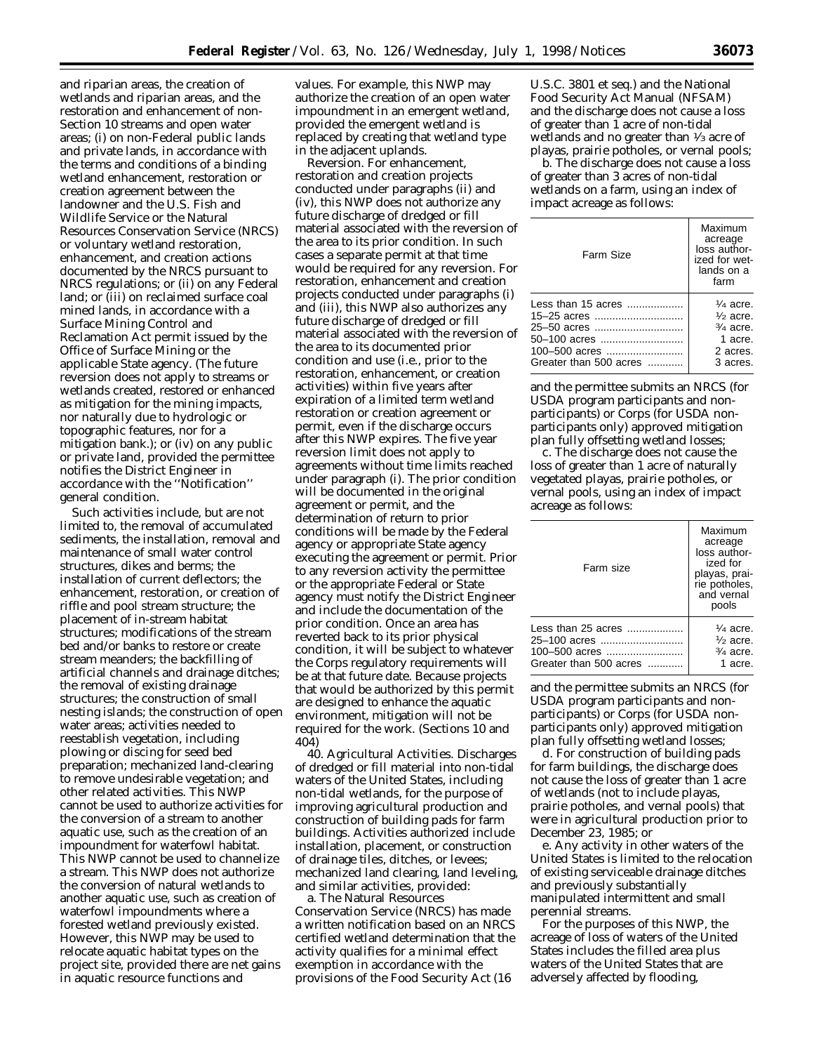and riparian areas, the creation of wetlands and riparian areas, and the restoration and enhancement of non-Section 10 streams and open water areas; (i) on non-Federal public lands and private lands, in accordance with the terms and conditions of a binding wetland enhancement, restoration or creation agreement between the landowner and the U.S. Fish and Wildlife Service or the Natural Resources Conservation Service (NRCS) or voluntary wetland restoration, enhancement, and creation actions documented by the NRCS pursuant to NRCS regulations; or (ii) on any Federal land; or (iii) on reclaimed surface coal mined lands, in accordance with a Surface Mining Control and Reclamation Act permit issued by the Office of Surface Mining or the applicable State agency. (The future reversion does not apply to streams or wetlands created, restored or enhanced as mitigation for the mining impacts, nor naturally due to hydrologic or topographic features, nor for a mitigation bank.); or (iv) on any public or private land, provided the permittee notifies the District Engineer in accordance with the ''Notification'' general condition.

Such activities include, but are not limited to, the removal of accumulated sediments, the installation, removal and maintenance of small water control structures, dikes and berms; the installation of current deflectors; the enhancement, restoration, or creation of riffle and pool stream structure; the placement of in-stream habitat structures; modifications of the stream bed and/or banks to restore or create stream meanders; the backfilling of artificial channels and drainage ditches; the removal of existing drainage structures; the construction of small nesting islands; the construction of open water areas; activities needed to reestablish vegetation, including plowing or discing for seed bed preparation; mechanized land-clearing to remove undesirable vegetation; and other related activities. This NWP cannot be used to authorize activities for the conversion of a stream to another aquatic use, such as the creation of an impoundment for waterfowl habitat. This NWP cannot be used to channelize a stream. This NWP does not authorize the conversion of natural wetlands to another aquatic use, such as creation of waterfowl impoundments where a forested wetland previously existed. However, this NWP may be used to relocate aquatic habitat types on the project site, provided there are net gains in aquatic resource functions and values. For example, this NWP may authorize the creation of an open water impoundment in an emergent wetland, provided the emergent wetland is replaced by creating that wetland type in the adjacent uplands.

*Reversion.* For enhancement, restoration and creation projects conducted under paragraphs (ii) and (iv), this NWP does not authorize any future discharge of dredged or fill material associated with the reversion of the area to its prior condition. In such cases a separate permit at that time would be required for any reversion. For restoration, enhancement and creation projects conducted under paragraphs (i) and (iii), this NWP also authorizes any future discharge of dredged or fill material associated with the reversion of the area to its documented prior condition and use (i.e., prior to the restoration, enhancement, or creation activities) within five years after expiration of a limited term wetland restoration or creation agreement or permit, even if the discharge occurs after this NWP expires. The five year reversion limit does not apply to agreements without time limits reached under paragraph (i). The prior condition will be documented in the original agreement or permit, and the determination of return to prior conditions will be made by the Federal agency or appropriate State agency executing the agreement or permit. Prior to any reversion activity the permittee or the appropriate Federal or State agency must notify the District Engineer and include the documentation of the prior condition. Once an area has reverted back to its prior physical condition, it will be subject to whatever the Corps regulatory requirements will be at that future date. Because projects that would be authorized by this permit are designed to enhance the aquatic environment, mitigation will not be required for the work. (Sections 10 and 404)

40. *Agricultural Activities.* Discharges of dredged or fill material into non-tidal waters of the United States, including non-tidal wetlands, for the purpose of improving agricultural production and construction of building pads for farm buildings. Activities authorized include installation, placement, or construction of drainage tiles, ditches, or levees; mechanized land clearing, land leveling, and similar activities, provided:

a. The Natural Resources Conservation Service (NRCS) has made a written notification based on an NRCS certified wetland determination that the activity qualifies for a minimal effect exemption in accordance with the provisions of the Food Security Act (16 U.S.C. 3801 et seq.) and the National Food Security Act Manual (NFSAM) and the discharge does not cause a loss of greater than 1 acre of non-tidal wetlands and no greater than 1/3 acre of playas, prairie potholes, or vernal pools;

b. The discharge does not cause a loss of greater than 3 acres of non-tidal wetlands on a farm, using an index of impact acreage as follows:

| Farm Size | Maximum acreage loss authorized for wetlands on a farm |
|---|---|
| Less than 15 acres | 1/4 acre. |
| 15–25 acres | 1/2 acre. |
| 25–50 acres | 3/4 acre. |
| 50–100 acres | 1 acre. |
| 100–500 acres | 2 acres. |
| Greater than 500 acres | 3 acres. |

and the permittee submits an NRCS (for USDA program participants and non-participants) or Corps (for USDA non-participants only) approved mitigation plan fully offsetting wetland losses;

c. The discharge does not cause the loss of greater than 1 acre of naturally vegetated playas, prairie potholes, or vernal pools, using an index of impact acreage as follows:

| Farm size | Maximum acreage loss authorized for playas, prairie potholes, and vernal pools |
|---|---|
| Less than 25 acres | 1/4 acre. |
| 25–100 acres | 1/2 acre. |
| 100–500 acres | 3/4 acre. |
| Greater than 500 acres | 1 acre. |

and the permittee submits an NRCS (for USDA program participants and non-participants) or Corps (for USDA non-participants only) approved mitigation plan fully offsetting wetland losses;

d. For construction of building pads for farm buildings, the discharge does not cause the loss of greater than 1 acre of wetlands (not to include playas, prairie potholes, and vernal pools) that were in agricultural production prior to December 23, 1985; or

e. Any activity in other waters of the United States is limited to the relocation of existing serviceable drainage ditches and previously substantially manipulated intermittent and small perennial streams.

For the purposes of this NWP, the acreage of loss of waters of the United States includes the filled area plus waters of the United States that are adversely affected by flooding,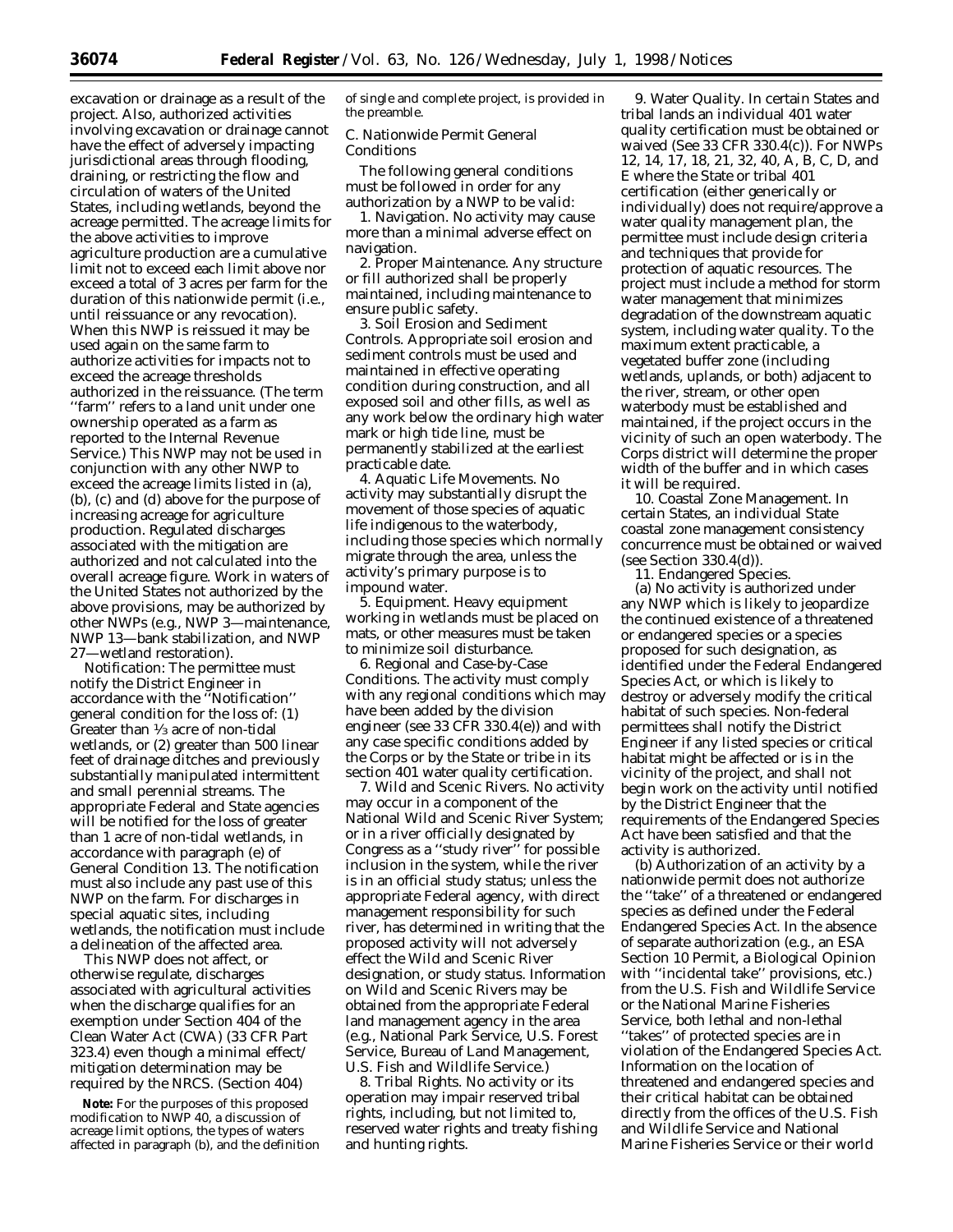excavation or drainage as a result of the project. Also, authorized activities involving excavation or drainage cannot have the effect of adversely impacting jurisdictional areas through flooding, draining, or restricting the flow and circulation of waters of the United States, including wetlands, beyond the acreage permitted. The acreage limits for the above activities to improve agriculture production are a cumulative limit not to exceed each limit above nor exceed a total of 3 acres per farm for the duration of this nationwide permit (i.e., until reissuance or any revocation). When this NWP is reissued it may be used again on the same farm to authorize activities for impacts not to exceed the acreage thresholds authorized in the reissuance. (The term ''farm'' refers to a land unit under one ownership operated as a farm as reported to the Internal Revenue Service.) This NWP may not be used in conjunction with any other NWP to exceed the acreage limits listed in (a), (b), (c) and (d) above for the purpose of increasing acreage for agriculture production. Regulated discharges associated with the mitigation are authorized and not calculated into the overall acreage figure. Work in waters of the United States not authorized by the above provisions, may be authorized by other NWPs (e.g., NWP 3—maintenance, NWP 13—bank stabilization, and NWP 27—wetland restoration).

*Notification:* The permittee must notify the District Engineer in accordance with the ''Notification'' general condition for the loss of: (1) Greater than 1/3 acre of non-tidal wetlands, or (2) greater than 500 linear feet of drainage ditches and previously substantially manipulated intermittent and small perennial streams. The appropriate Federal and State agencies will be notified for the loss of greater than 1 acre of non-tidal wetlands, in accordance with paragraph (e) of General Condition 13. The notification must also include any past use of this NWP on the farm. For discharges in special aquatic sites, including wetlands, the notification must include a delineation of the affected area.

This NWP does not affect, or otherwise regulate, discharges associated with agricultural activities when the discharge qualifies for an exemption under Section 404 of the Clean Water Act (CWA) (33 CFR Part 323.4) even though a minimal effect/ mitigation determination may be required by the NRCS. (Section 404)

**Note:** For the purposes of this proposed modification to NWP 40, a discussion of acreage limit options, the types of waters affected in paragraph (b), and the definition of single and complete project, is provided in the preamble.

C. Nationwide Permit General Conditions

The following general conditions must be followed in order for any authorization by a NWP to be valid:

1. *Navigation.* No activity may cause more than a minimal adverse effect on navigation.

2. *Proper Maintenance.* Any structure or fill authorized shall be properly maintained, including maintenance to ensure public safety.

3. *Soil Erosion and Sediment Controls.* Appropriate soil erosion and sediment controls must be used and maintained in effective operating condition during construction, and all exposed soil and other fills, as well as any work below the ordinary high water mark or high tide line, must be permanently stabilized at the earliest practicable date.

4. *Aquatic Life Movements.* No activity may substantially disrupt the movement of those species of aquatic life indigenous to the waterbody, including those species which normally migrate through the area, unless the activity's primary purpose is to impound water.

5. *Equipment.* Heavy equipment working in wetlands must be placed on mats, or other measures must be taken to minimize soil disturbance.

6. *Regional and Case-by-Case Conditions.* The activity must comply with any regional conditions which may have been added by the division engineer (see 33 CFR 330.4(e)) and with any case specific conditions added by the Corps or by the State or tribe in its section 401 water quality certification.

7. *Wild and Scenic Rivers.* No activity may occur in a component of the National Wild and Scenic River System; or in a river officially designated by Congress as a ''study river'' for possible inclusion in the system, while the river is in an official study status; unless the appropriate Federal agency, with direct management responsibility for such river, has determined in writing that the proposed activity will not adversely effect the Wild and Scenic River designation, or study status. Information on Wild and Scenic Rivers may be obtained from the appropriate Federal land management agency in the area (e.g., National Park Service, U.S. Forest Service, Bureau of Land Management, U.S. Fish and Wildlife Service.)

8. *Tribal Rights.* No activity or its operation may impair reserved tribal rights, including, but not limited to, reserved water rights and treaty fishing and hunting rights.

9. *Water Quality.* In certain States and tribal lands an individual 401 water quality certification must be obtained or waived (See 33 CFR 330.4(c)). For NWPs 12, 14, 17, 18, 21, 32, 40, A, B, C, D, and E where the State or tribal 401 certification (either generically or individually) does not require/approve a water quality management plan, the permittee must include design criteria and techniques that provide for protection of aquatic resources. The project must include a method for storm water management that minimizes degradation of the downstream aquatic system, including water quality. To the maximum extent practicable, a vegetated buffer zone (including wetlands, uplands, or both) adjacent to the river, stream, or other open waterbody must be established and maintained, if the project occurs in the vicinity of such an open waterbody. The Corps district will determine the proper width of the buffer and in which cases it will be required.

10. *Coastal Zone Management.* In certain States, an individual State coastal zone management consistency concurrence must be obtained or waived (see Section 330.4(d)).

11. *Endangered Species.*

(a) No activity is authorized under any NWP which is likely to jeopardize the continued existence of a threatened or endangered species or a species proposed for such designation, as identified under the Federal Endangered Species Act, or which is likely to destroy or adversely modify the critical habitat of such species. Non-federal permittees shall notify the District Engineer if any listed species or critical habitat might be affected or is in the vicinity of the project, and shall not begin work on the activity until notified by the District Engineer that the requirements of the Endangered Species Act have been satisfied and that the activity is authorized.

(b) Authorization of an activity by a nationwide permit does not authorize the ''take'' of a threatened or endangered species as defined under the Federal Endangered Species Act. In the absence of separate authorization (e.g., an ESA Section 10 Permit, a Biological Opinion with ''incidental take'' provisions, etc.) from the U.S. Fish and Wildlife Service or the National Marine Fisheries Service, both lethal and non-lethal ''takes'' of protected species are in violation of the Endangered Species Act. Information on the location of threatened and endangered species and their critical habitat can be obtained directly from the offices of the U.S. Fish and Wildlife Service and National Marine Fisheries Service or their world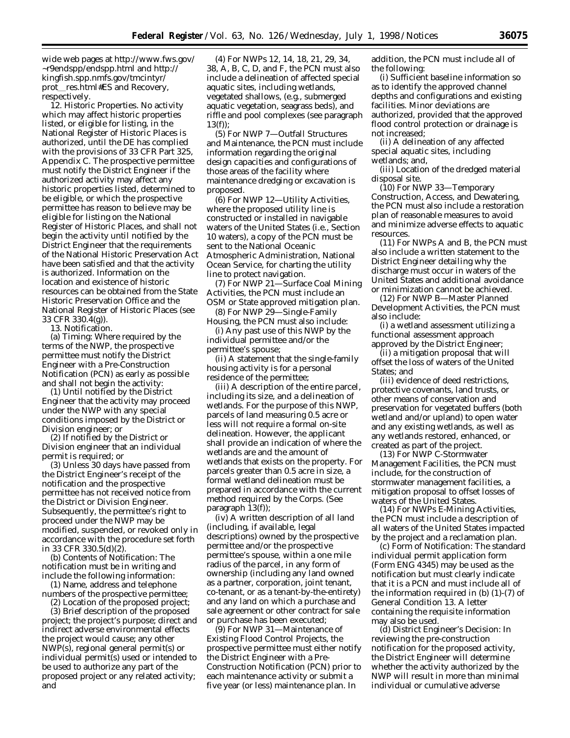wide web pages at http://www.fws.gov/~r9endspp/endspp.html and http://kingfish.spp.nmfs.gov/tmcintyr/prot_res.html#ES and Recovery, respectively.

12. Historic Properties. No activity which may affect historic properties listed, or eligible for listing, in the National Register of Historic Places is authorized, until the DE has complied with the provisions of 33 CFR Part 325, Appendix C. The prospective permittee must notify the District Engineer if the authorized activity may affect any historic properties listed, determined to be eligible, or which the prospective permittee has reason to believe may be eligible for listing on the National Register of Historic Places, and shall not begin the activity until notified by the District Engineer that the requirements of the National Historic Preservation Act have been satisfied and that the activity is authorized. Information on the location and existence of historic resources can be obtained from the State Historic Preservation Office and the National Register of Historic Places (see 33 CFR 330.4(g)).

13. Notification.

(a) *Timing:* Where required by the terms of the NWP, the prospective permittee must notify the District Engineer with a Pre-Construction Notification (PCN) as early as possible and shall not begin the activity:

(1) Until notified by the District Engineer that the activity may proceed under the NWP with any special conditions imposed by the District or Division engineer; or

(2) If notified by the District or Division engineer that an individual permit is required; or

(3) Unless 30 days have passed from the District Engineer's receipt of the notification and the prospective permittee has not received notice from the District or Division Engineer. Subsequently, the permittee's right to proceed under the NWP may be modified, suspended, or revoked only in accordance with the procedure set forth in 33 CFR 330.5(d)(2).

(b) *Contents of Notification:* The notification must be in writing and include the following information:

(1) Name, address and telephone numbers of the prospective permittee;

(2) Location of the proposed project;

(3) Brief description of the proposed project; the project's purpose; direct and indirect adverse environmental effects the project would cause; any other NWP(s), regional general permit(s) or individual permit(s) used or intended to be used to authorize any part of the proposed project or any related activity; and

(4) For NWPs 12, 14, 18, 21, 29, 34, 38, A, B, C, D, and F, the PCN must also include a delineation of affected special aquatic sites, including wetlands, vegetated shallows, (e.g., submerged aquatic vegetation, seagrass beds), and riffle and pool complexes (see paragraph 13(f));

(5) For NWP 7—Outfall Structures and Maintenance, the PCN must include information regarding the original design capacities and configurations of those areas of the facility where maintenance dredging or excavation is proposed.

(6) For NWP 12—Utility Activities, where the proposed utility line is constructed or installed in navigable waters of the United States (i.e., Section 10 waters), a copy of the PCN must be sent to the National Oceanic Atmospheric Administration, National Ocean Service, for charting the utility line to protect navigation.

(7) For NWP 21—Surface Coal Mining Activities, the PCN must include an OSM or State approved mitigation plan.

(8) For NWP 29—Single-Family Housing, the PCN must also include:

(i) Any past use of this NWP by the individual permittee and/or the permittee's spouse;

(ii) A statement that the single-family housing activity is for a personal residence of the permittee;

(iii) A description of the entire parcel, including its size, and a delineation of wetlands. For the purpose of this NWP, parcels of land measuring 0.5 acre or less will not require a formal on-site delineation. However, the applicant shall provide an indication of where the wetlands are and the amount of wetlands that exists on the property. For parcels greater than 0.5 acre in size, a formal wetland delineation must be prepared in accordance with the current method required by the Corps. (See paragraph 13(f));

(iv) A written description of all land (including, if available, legal descriptions) owned by the prospective permittee and/or the prospective permittee's spouse, within a one mile radius of the parcel, in any form of ownership (including any land owned as a partner, corporation, joint tenant, co-tenant, or as a tenant-by-the-entirety) and any land on which a purchase and sale agreement or other contract for sale or purchase has been executed;

(9) For NWP 31—Maintenance of Existing Flood Control Projects, the prospective permittee must either notify the District Engineer with a Pre-Construction Notification (PCN) prior to each maintenance activity or submit a five year (or less) maintenance plan. In addition, the PCN must include all of the following:

(i) Sufficient baseline information so as to identify the approved channel depths and configurations and existing facilities. Minor deviations are authorized, provided that the approved flood control protection or drainage is not increased;

(ii) A delineation of any affected special aquatic sites, including wetlands; and,

(iii) Location of the dredged material disposal site.

(10) For NWP 33—Temporary Construction, Access, and Dewatering, the PCN must also include a restoration plan of reasonable measures to avoid and minimize adverse effects to aquatic resources.

(11) For NWPs A and B, the PCN must also include a written statement to the District Engineer detailing why the discharge must occur in waters of the United States and additional avoidance or minimization cannot be achieved.

(12) For NWP B—Master Planned Development Activities, the PCN must also include:

(i) a wetland assessment utilizing a functional assessment approach approved by the District Engineer;

(ii) a mitigation proposal that will offset the loss of waters of the United States; and

(iii) evidence of deed restrictions, protective covenants, land trusts, or other means of conservation and preservation for vegetated buffers (both wetland and/or upland) to open water and any existing wetlands, as well as any wetlands restored, enhanced, or created as part of the project.

(13) For NWP C-Stormwater Management Facilities, the PCN must include, for the construction of stormwater management facilities, a mitigation proposal to offset losses of waters of the United States.

(14) For NWPs E-Mining Activities, the PCN must include a description of all waters of the United States impacted by the project and a reclamation plan.

(c) *Form of Notification:* The standard individual permit application form (Form ENG 4345) may be used as the notification but must clearly indicate that it is a PCN and must include all of the information required in (b) (1)-(7) of General Condition 13. A letter containing the requisite information may also be used.

(d) *District Engineer's Decision:* In reviewing the pre-construction notification for the proposed activity, the District Engineer will determine whether the activity authorized by the NWP will result in more than minimal individual or cumulative adverse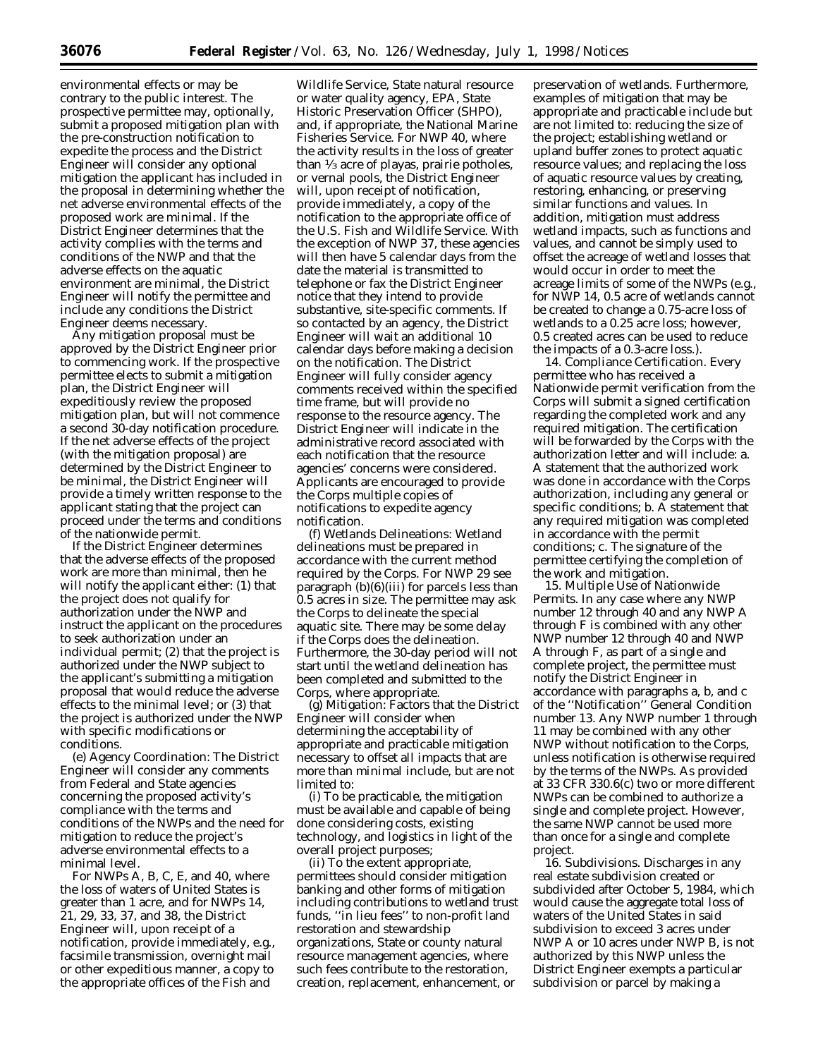environmental effects or may be contrary to the public interest. The prospective permittee may, optionally, submit a proposed mitigation plan with the pre-construction notification to expedite the process and the District Engineer will consider any optional mitigation the applicant has included in the proposal in determining whether the net adverse environmental effects of the proposed work are minimal. If the District Engineer determines that the activity complies with the terms and conditions of the NWP and that the adverse effects on the aquatic environment are minimal, the District Engineer will notify the permittee and include any conditions the District Engineer deems necessary.

Any mitigation proposal must be approved by the District Engineer prior to commencing work. If the prospective permittee elects to submit a mitigation plan, the District Engineer will expeditiously review the proposed mitigation plan, but will not commence a second 30-day notification procedure. If the net adverse effects of the project (with the mitigation proposal) are determined by the District Engineer to be minimal, the District Engineer will provide a timely written response to the applicant stating that the project can proceed under the terms and conditions of the nationwide permit.

If the District Engineer determines that the adverse effects of the proposed work are more than minimal, then he will notify the applicant either: (1) that the project does not qualify for authorization under the NWP and instruct the applicant on the procedures to seek authorization under an individual permit; (2) that the project is authorized under the NWP subject to the applicant's submitting a mitigation proposal that would reduce the adverse effects to the minimal level; or (3) that the project is authorized under the NWP with specific modifications or conditions.

(e) *Agency Coordination:* The District Engineer will consider any comments from Federal and State agencies concerning the proposed activity's compliance with the terms and conditions of the NWPs and the need for mitigation to reduce the project's adverse environmental effects to a minimal level.

For NWPs A, B, C, E, and 40, where the loss of waters of United States is greater than 1 acre, and for NWPs 14, 21, 29, 33, 37, and 38, the District Engineer will, upon receipt of a notification, provide immediately, e.g., facsimile transmission, overnight mail or other expeditious manner, a copy to the appropriate offices of the Fish and Wildlife Service, State natural resource or water quality agency, EPA, State Historic Preservation Officer (SHPO), and, if appropriate, the National Marine Fisheries Service. For NWP 40, where the activity results in the loss of greater than 1/3 acre of playas, prairie potholes, or vernal pools, the District Engineer will, upon receipt of notification, provide immediately, a copy of the notification to the appropriate office of the U.S. Fish and Wildlife Service. With the exception of NWP 37, these agencies will then have 5 calendar days from the date the material is transmitted to telephone or fax the District Engineer notice that they intend to provide substantive, site-specific comments. If so contacted by an agency, the District Engineer will wait an additional 10 calendar days before making a decision on the notification. The District Engineer will fully consider agency comments received within the specified time frame, but will provide no response to the resource agency. The District Engineer will indicate in the administrative record associated with each notification that the resource agencies' concerns were considered. Applicants are encouraged to provide the Corps multiple copies of notifications to expedite agency notification.

(f) *Wetlands Delineations:* Wetland delineations must be prepared in accordance with the current method required by the Corps. For NWP 29 see paragraph (b)(6)(iii) for parcels less than 0.5 acres in size. The permittee may ask the Corps to delineate the special aquatic site. There may be some delay if the Corps does the delineation. Furthermore, the 30-day period will not start until the wetland delineation has been completed and submitted to the Corps, where appropriate.

(g) *Mitigation:* Factors that the District Engineer will consider when determining the acceptability of appropriate and practicable mitigation necessary to offset all impacts that are more than minimal include, but are not limited to:

(i) To be practicable, the mitigation must be available and capable of being done considering costs, existing technology, and logistics in light of the overall project purposes;

(ii) To the extent appropriate, permittees should consider mitigation banking and other forms of mitigation including contributions to wetland trust funds, "in lieu fees" to non-profit land restoration and stewardship organizations, State or county natural resource management agencies, where such fees contribute to the restoration, creation, replacement, enhancement, or preservation of wetlands. Furthermore, examples of mitigation that may be appropriate and practicable include but are not limited to: reducing the size of the project; establishing wetland or upland buffer zones to protect aquatic resource values; and replacing the loss of aquatic resource values by creating, restoring, enhancing, or preserving similar functions and values. In addition, mitigation must address wetland impacts, such as functions and values, and cannot be simply used to offset the acreage of wetland losses that would occur in order to meet the acreage limits of some of the NWPs (e.g., for NWP 14, 0.5 acre of wetlands cannot be created to change a 0.75-acre loss of wetlands to a 0.25 acre loss; however, 0.5 created acres can be used to reduce the impacts of a 0.3-acre loss.).

14. *Compliance Certification.* Every permittee who has received a Nationwide permit verification from the Corps will submit a signed certification regarding the completed work and any required mitigation. The certification will be forwarded by the Corps with the authorization letter and will include: a. A statement that the authorized work was done in accordance with the Corps authorization, including any general or specific conditions; b. A statement that any required mitigation was completed in accordance with the permit conditions; c. The signature of the permittee certifying the completion of the work and mitigation.

15. *Multiple Use of Nationwide Permits.* In any case where any NWP number 12 through 40 and any NWP A through F is combined with any other NWP number 12 through 40 and NWP A through F, as part of a single and complete project, the permittee must notify the District Engineer in accordance with paragraphs a, b, and c of the "Notification" General Condition number 13. Any NWP number 1 through 11 may be combined with any other NWP without notification to the Corps, unless notification is otherwise required by the terms of the NWPs. As provided at 33 CFR 330.6(c) two or more different NWPs can be combined to authorize a single and complete project. However, the same NWP cannot be used more than once for a single and complete project.

16. *Subdivisions.* Discharges in any real estate subdivision created or subdivided after October 5, 1984, which would cause the aggregate total loss of waters of the United States in said subdivision to exceed 3 acres under NWP A or 10 acres under NWP B, is not authorized by this NWP unless the District Engineer exempts a particular subdivision or parcel by making a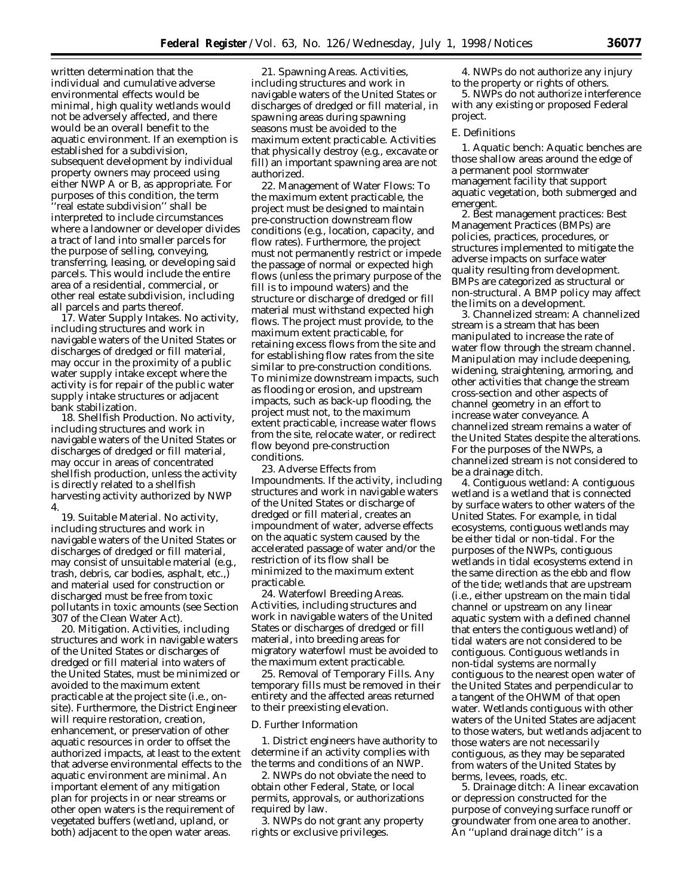written determination that the individual and cumulative adverse environmental effects would be minimal, high quality wetlands would not be adversely affected, and there would be an overall benefit to the aquatic environment. If an exemption is established for a subdivision, subsequent development by individual property owners may proceed using either NWP A or B, as appropriate. For purposes of this condition, the term ''real estate subdivision'' shall be interpreted to include circumstances where a landowner or developer divides a tract of land into smaller parcels for the purpose of selling, conveying, transferring, leasing, or developing said parcels. This would include the entire area of a residential, commercial, or other real estate subdivision, including all parcels and parts thereof.

17. Water Supply Intakes. No activity, including structures and work in navigable waters of the United States or discharges of dredged or fill material, may occur in the proximity of a public water supply intake except where the activity is for repair of the public water supply intake structures or adjacent bank stabilization.

18. Shellfish Production. No activity, including structures and work in navigable waters of the United States or discharges of dredged or fill material, may occur in areas of concentrated shellfish production, unless the activity is directly related to a shellfish harvesting activity authorized by NWP 4.

19. Suitable Material. No activity, including structures and work in navigable waters of the United States or discharges of dredged or fill material, may consist of unsuitable material (e.g., trash, debris, car bodies, asphalt, etc.,) and material used for construction or discharged must be free from toxic pollutants in toxic amounts (see Section 307 of the Clean Water Act).

20. Mitigation. Activities, including structures and work in navigable waters of the United States or discharges of dredged or fill material into waters of the United States, must be minimized or avoided to the maximum extent practicable at the project site (i.e., on-site). Furthermore, the District Engineer will require restoration, creation, enhancement, or preservation of other aquatic resources in order to offset the authorized impacts, at least to the extent that adverse environmental effects to the aquatic environment are minimal. An important element of any mitigation plan for projects in or near streams or other open waters is the requirement of vegetated buffers (wetland, upland, or both) adjacent to the open water areas.

21. Spawning Areas. Activities, including structures and work in navigable waters of the United States or discharges of dredged or fill material, in spawning areas during spawning seasons must be avoided to the maximum extent practicable. Activities that physically destroy (e.g., excavate or fill) an important spawning area are not authorized.

22. Management of Water Flows: To the maximum extent practicable, the project must be designed to maintain pre-construction downstream flow conditions (e.g., location, capacity, and flow rates). Furthermore, the project must not permanently restrict or impede the passage of normal or expected high flows (unless the primary purpose of the fill is to impound waters) and the structure or discharge of dredged or fill material must withstand expected high flows. The project must provide, to the maximum extent practicable, for retaining excess flows from the site and for establishing flow rates from the site similar to pre-construction conditions. To minimize downstream impacts, such as flooding or erosion, and upstream impacts, such as back-up flooding, the project must not, to the maximum extent practicable, increase water flows from the site, relocate water, or redirect flow beyond pre-construction conditions.

23. Adverse Effects from Impoundments. If the activity, including structures and work in navigable waters of the United States or discharge of dredged or fill material, creates an impoundment of water, adverse effects on the aquatic system caused by the accelerated passage of water and/or the restriction of its flow shall be minimized to the maximum extent practicable.

24. Waterfowl Breeding Areas. Activities, including structures and work in navigable waters of the United States or discharges of dredged or fill material, into breeding areas for migratory waterfowl must be avoided to the maximum extent practicable.

25. Removal of Temporary Fills. Any temporary fills must be removed in their entirety and the affected areas returned to their preexisting elevation.

## D. Further Information

1. District engineers have authority to determine if an activity complies with the terms and conditions of an NWP.

2. NWPs do not obviate the need to obtain other Federal, State, or local permits, approvals, or authorizations required by law.

3. NWPs do not grant any property rights or exclusive privileges.

4. NWPs do not authorize any injury to the property or rights of others.

5. NWPs do not authorize interference with any existing or proposed Federal project.

## E. Definitions

1. *Aquatic bench:* Aquatic benches are those shallow areas around the edge of a permanent pool stormwater management facility that support aquatic vegetation, both submerged and emergent.

2. *Best management practices:* Best Management Practices (BMPs) are policies, practices, procedures, or structures implemented to mitigate the adverse impacts on surface water quality resulting from development. BMPs are categorized as structural or non-structural. A BMP policy may affect the limits on a development.

3. *Channelized stream:* A channelized stream is a stream that has been manipulated to increase the rate of water flow through the stream channel. Manipulation may include deepening, widening, straightening, armoring, and other activities that change the stream cross-section and other aspects of channel geometry in an effort to increase water conveyance. A channelized stream remains a water of the United States despite the alterations. For the purposes of the NWPs, a channelized stream is not considered to be a drainage ditch.

4. *Contiguous wetland:* A contiguous wetland is a wetland that is connected by surface waters to other waters of the United States. For example, in tidal ecosystems, contiguous wetlands may be either tidal or non-tidal. For the purposes of the NWPs, contiguous wetlands in tidal ecosystems extend in the same direction as the ebb and flow of the tide; wetlands that are upstream (i.e., either upstream on the main tidal channel or upstream on any linear aquatic system with a defined channel that enters the contiguous wetland) of tidal waters are not considered to be contiguous. Contiguous wetlands in non-tidal systems are normally contiguous to the nearest open water of the United States and perpendicular to a tangent of the OHWM of that open water. Wetlands contiguous with other waters of the United States are adjacent to those waters, but wetlands adjacent to those waters are not necessarily contiguous, as they may be separated from waters of the United States by berms, levees, roads, etc.

5. *Drainage ditch:* A linear excavation or depression constructed for the purpose of conveying surface runoff or groundwater from one area to another. An ''upland drainage ditch'' is a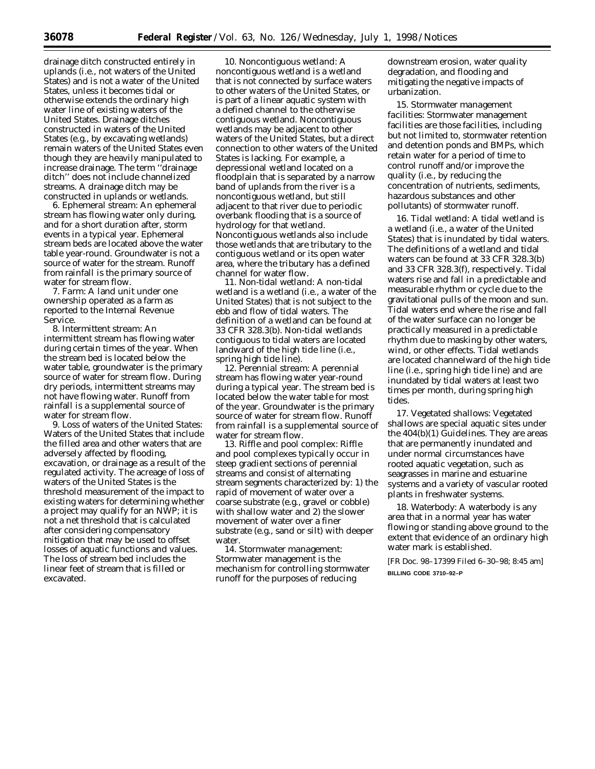drainage ditch constructed entirely in uplands (i.e., not waters of the United States) and is not a water of the United States, unless it becomes tidal or otherwise extends the ordinary high water line of existing waters of the United States. Drainage ditches constructed in waters of the United States (e.g., by excavating wetlands) remain waters of the United States even though they are heavily manipulated to increase drainage. The term ''drainage ditch'' does not include channelized streams. A drainage ditch may be constructed in uplands or wetlands.

6. *Ephemeral stream:* An ephemeral stream has flowing water only during, and for a short duration after, storm events in a typical year. Ephemeral stream beds are located above the water table year-round. Groundwater is not a source of water for the stream. Runoff from rainfall is the primary source of water for stream flow.

7. *Farm:* A land unit under one ownership operated as a farm as reported to the Internal Revenue Service.

8. *Intermittent stream:* An intermittent stream has flowing water during certain times of the year. When the stream bed is located below the water table, groundwater is the primary source of water for stream flow. During dry periods, intermittent streams may not have flowing water. Runoff from rainfall is a supplemental source of water for stream flow.

9. *Loss of waters of the United States:* Waters of the United States that include the filled area and other waters that are adversely affected by flooding, excavation, or drainage as a result of the regulated activity. The acreage of loss of waters of the United States is the threshold measurement of the impact to existing waters for determining whether a project may qualify for an NWP; it is not a net threshold that is calculated after considering compensatory mitigation that may be used to offset losses of aquatic functions and values. The loss of stream bed includes the linear feet of stream that is filled or excavated.

10. *Noncontiguous wetland:* A noncontiguous wetland is a wetland that is not connected by surface waters to other waters of the United States, or is part of a linear aquatic system with a defined channel to the otherwise contiguous wetland. Noncontiguous wetlands may be adjacent to other waters of the United States, but a direct connection to other waters of the United States is lacking. For example, a depressional wetland located on a floodplain that is separated by a narrow band of uplands from the river is a noncontiguous wetland, but still adjacent to that river due to periodic overbank flooding that is a source of hydrology for that wetland. Noncontiguous wetlands also include those wetlands that are tributary to the contiguous wetland or its open water area, where the tributary has a defined channel for water flow.

11. *Non-tidal wetland:* A non-tidal wetland is a wetland (i.e., a water of the United States) that is not subject to the ebb and flow of tidal waters. The definition of a wetland can be found at 33 CFR 328.3(b). Non-tidal wetlands contiguous to tidal waters are located landward of the high tide line (i.e., spring high tide line).

12. *Perennial stream:* A perennial stream has flowing water year-round during a typical year. The stream bed is located below the water table for most of the year. Groundwater is the primary source of water for stream flow. Runoff from rainfall is a supplemental source of water for stream flow.

13. *Riffle and pool complex:* Riffle and pool complexes typically occur in steep gradient sections of perennial streams and consist of alternating stream segments characterized by: 1) the rapid of movement of water over a coarse substrate (e.g., gravel or cobble) with shallow water and 2) the slower movement of water over a finer substrate (e.g., sand or silt) with deeper water.

14. *Stormwater management:* Stormwater management is the mechanism for controlling stormwater runoff for the purposes of reducing downstream erosion, water quality degradation, and flooding and mitigating the negative impacts of urbanization.

15. *Stormwater management facilities:* Stormwater management facilities are those facilities, including but not limited to, stormwater retention and detention ponds and BMPs, which retain water for a period of time to control runoff and/or improve the quality (i.e., by reducing the concentration of nutrients, sediments, hazardous substances and other pollutants) of stormwater runoff.

16. *Tidal wetland:* A tidal wetland is a wetland (i.e., a water of the United States) that is inundated by tidal waters. The definitions of a wetland and tidal waters can be found at 33 CFR 328.3(b) and 33 CFR 328.3(f), respectively. Tidal waters rise and fall in a predictable and measurable rhythm or cycle due to the gravitational pulls of the moon and sun. Tidal waters end where the rise and fall of the water surface can no longer be practically measured in a predictable rhythm due to masking by other waters, wind, or other effects. Tidal wetlands are located channelward of the high tide line (i.e., spring high tide line) and are inundated by tidal waters at least two times per month, during spring high tides.

17. *Vegetated shallows:* Vegetated shallows are special aquatic sites under the 404(b)(1) Guidelines. They are areas that are permanently inundated and under normal circumstances have rooted aquatic vegetation, such as seagrasses in marine and estuarine systems and a variety of vascular rooted plants in freshwater systems.

18. *Waterbody:* A waterbody is any area that in a normal year has water flowing or standing above ground to the extent that evidence of an ordinary high water mark is established.

[FR Doc. 98–17399 Filed 6–30–98; 8:45 am]

**BILLING CODE 3710–92–P**